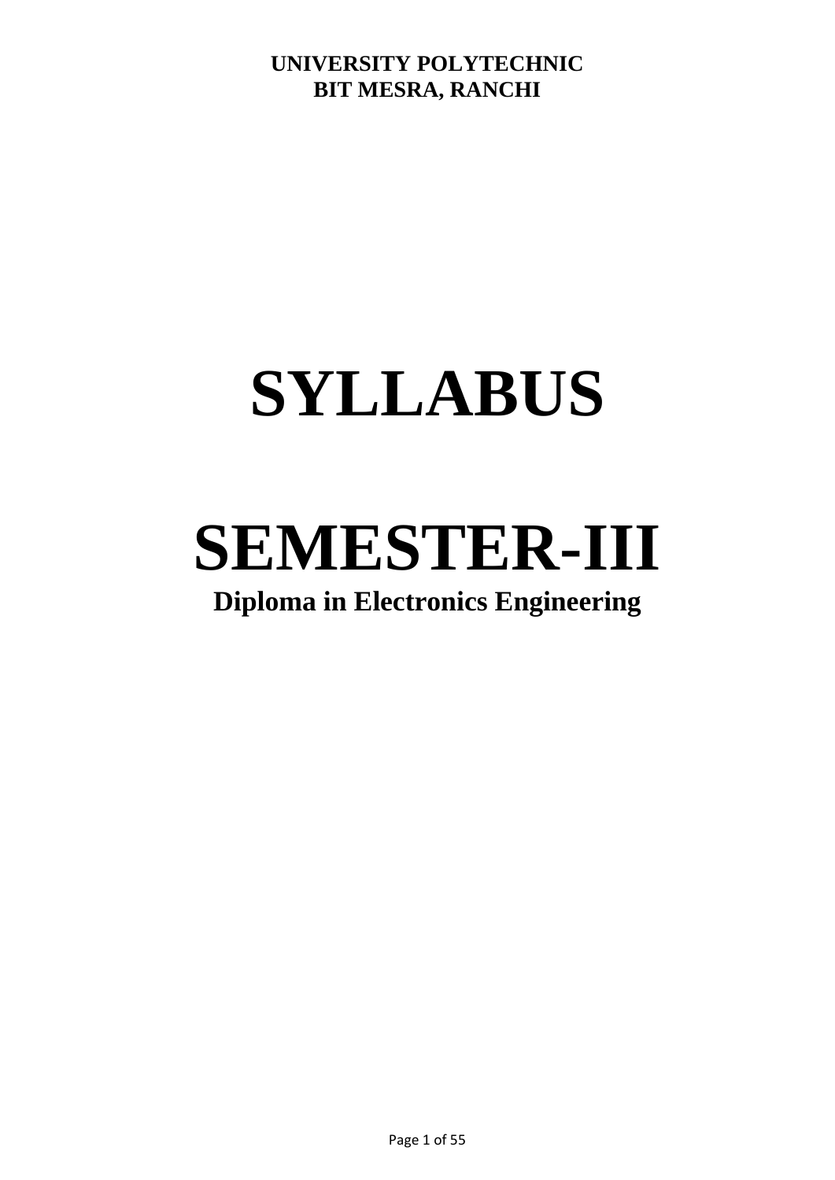**UNIVERSITY POLYTECHNIC**
**BIT MESRA, RANCHI**

# SYLLABUS

# SEMESTER-III

## Diploma in Electronics Engineering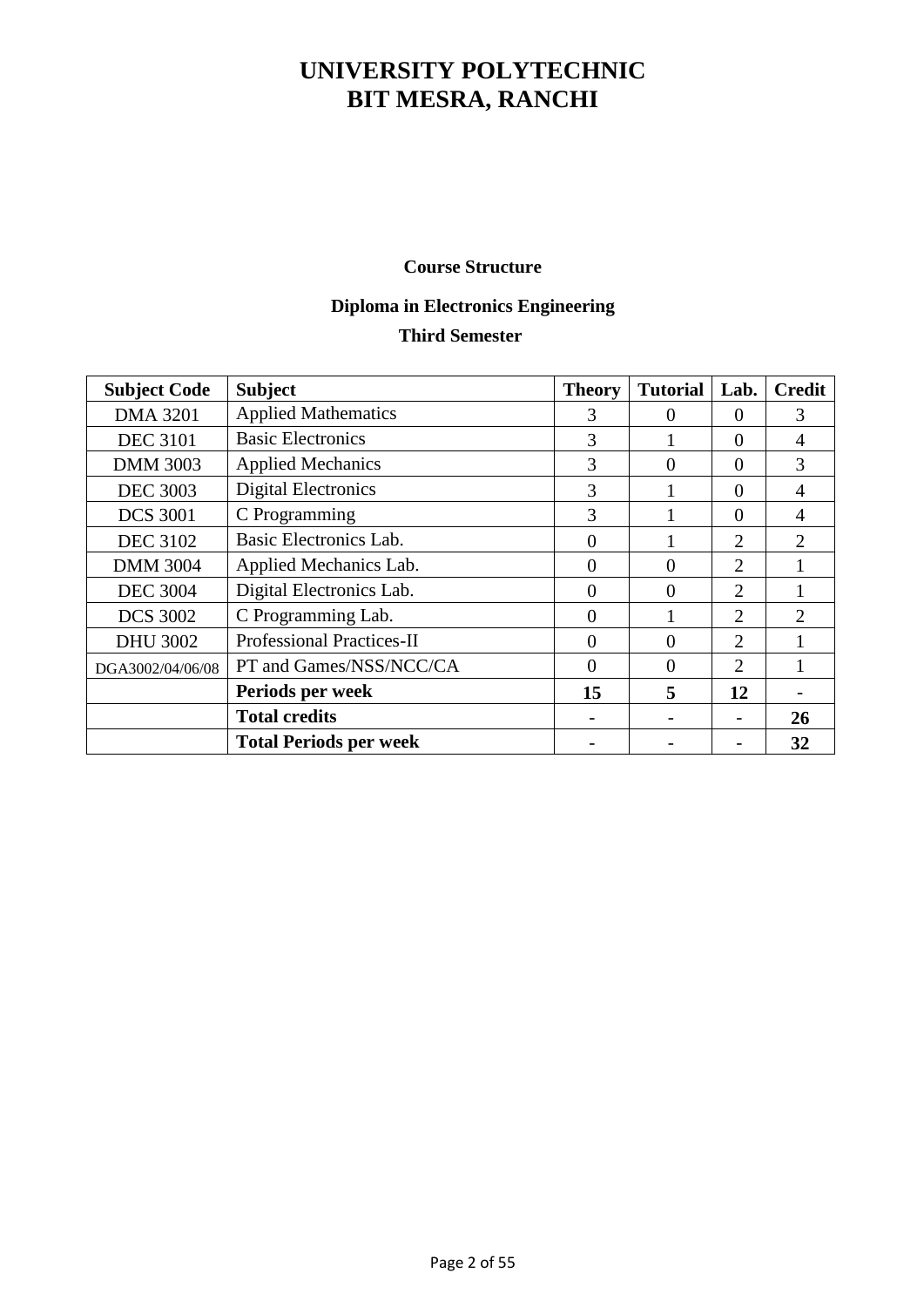# UNIVERSITY POLYTECHNIC
# BIT MESRA, RANCHI

### Course Structure

### Diploma in Electronics Engineering
### Third Semester

| Subject Code | Subject | Theory | Tutorial | Lab. | Credit |
|---|---|---|---|---|---|
| DMA 3201 | Applied Mathematics | 3 | 0 | 0 | 3 |
| DEC 3101 | Basic Electronics | 3 | 1 | 0 | 4 |
| DMM 3003 | Applied Mechanics | 3 | 0 | 0 | 3 |
| DEC 3003 | Digital Electronics | 3 | 1 | 0 | 4 |
| DCS 3001 | C Programming | 3 | 1 | 0 | 4 |
| DEC 3102 | Basic Electronics Lab. | 0 | 1 | 2 | 2 |
| DMM 3004 | Applied Mechanics Lab. | 0 | 0 | 2 | 1 |
| DEC 3004 | Digital Electronics Lab. | 0 | 0 | 2 | 1 |
| DCS 3002 | C Programming Lab. | 0 | 1 | 2 | 2 |
| DHU 3002 | Professional Practices-II | 0 | 0 | 2 | 1 |
| DGA3002/04/06/08 | PT and Games/NSS/NCC/CA | 0 | 0 | 2 | 1 |
| | **Periods per week** | **15** | **5** | **12** | **-** |
| | **Total credits** | **-** | **-** | **-** | **26** |
| | **Total Periods per week** | **-** | **-** | **-** | **32** |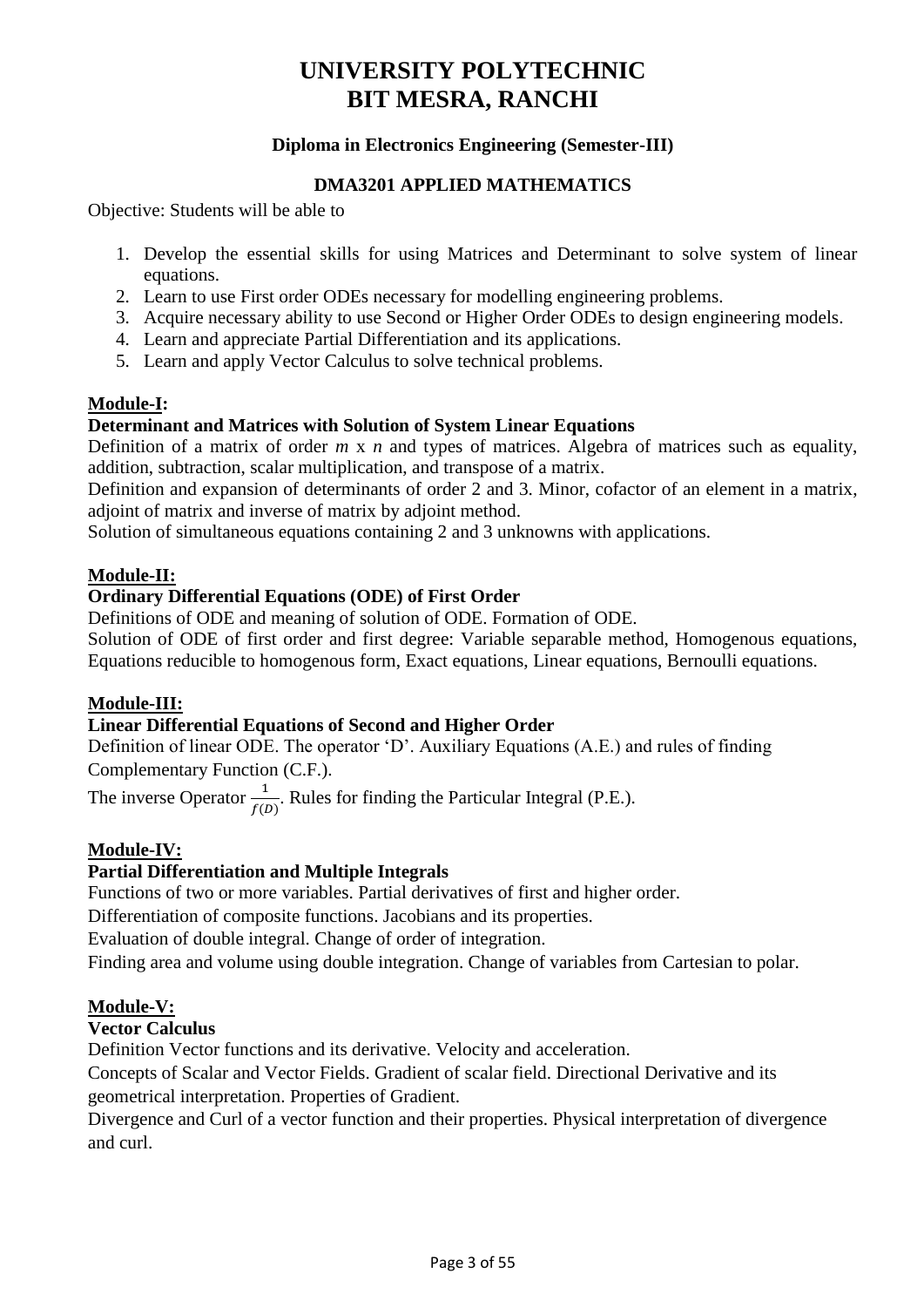# UNIVERSITY POLYTECHNIC
# BIT MESRA, RANCHI

### Diploma in Electronics Engineering (Semester-III)

### DMA3201 APPLIED MATHEMATICS

Objective: Students will be able to

1. Develop the essential skills for using Matrices and Determinant to solve system of linear equations.
2. Learn to use First order ODEs necessary for modelling engineering problems.
3. Acquire necessary ability to use Second or Higher Order ODEs to design engineering models.
4. Learn and appreciate Partial Differentiation and its applications.
5. Learn and apply Vector Calculus to solve technical problems.

**Module-I:**

**Determinant and Matrices with Solution of System Linear Equations**

Definition of a matrix of order $m$ x $n$ and types of matrices. Algebra of matrices such as equality, addition, subtraction, scalar multiplication, and transpose of a matrix.

Definition and expansion of determinants of order 2 and 3. Minor, cofactor of an element in a matrix, adjoint of matrix and inverse of matrix by adjoint method.

Solution of simultaneous equations containing 2 and 3 unknowns with applications.

**Module-II:**

**Ordinary Differential Equations (ODE) of First Order**

Definitions of ODE and meaning of solution of ODE. Formation of ODE.

Solution of ODE of first order and first degree: Variable separable method, Homogenous equations, Equations reducible to homogenous form, Exact equations, Linear equations, Bernoulli equations.

**Module-III:**

**Linear Differential Equations of Second and Higher Order**

Definition of linear ODE. The operator 'D'. Auxiliary Equations (A.E.) and rules of finding Complementary Function (C.F.).

The inverse Operator $\frac{1}{f(D)}$. Rules for finding the Particular Integral (P.E.).

**Module-IV:**

**Partial Differentiation and Multiple Integrals**

Functions of two or more variables. Partial derivatives of first and higher order.

Differentiation of composite functions. Jacobians and its properties.

Evaluation of double integral. Change of order of integration.

Finding area and volume using double integration. Change of variables from Cartesian to polar.

**Module-V:**

**Vector Calculus**

Definition Vector functions and its derivative. Velocity and acceleration.

Concepts of Scalar and Vector Fields. Gradient of scalar field. Directional Derivative and its geometrical interpretation. Properties of Gradient.

Divergence and Curl of a vector function and their properties. Physical interpretation of divergence and curl.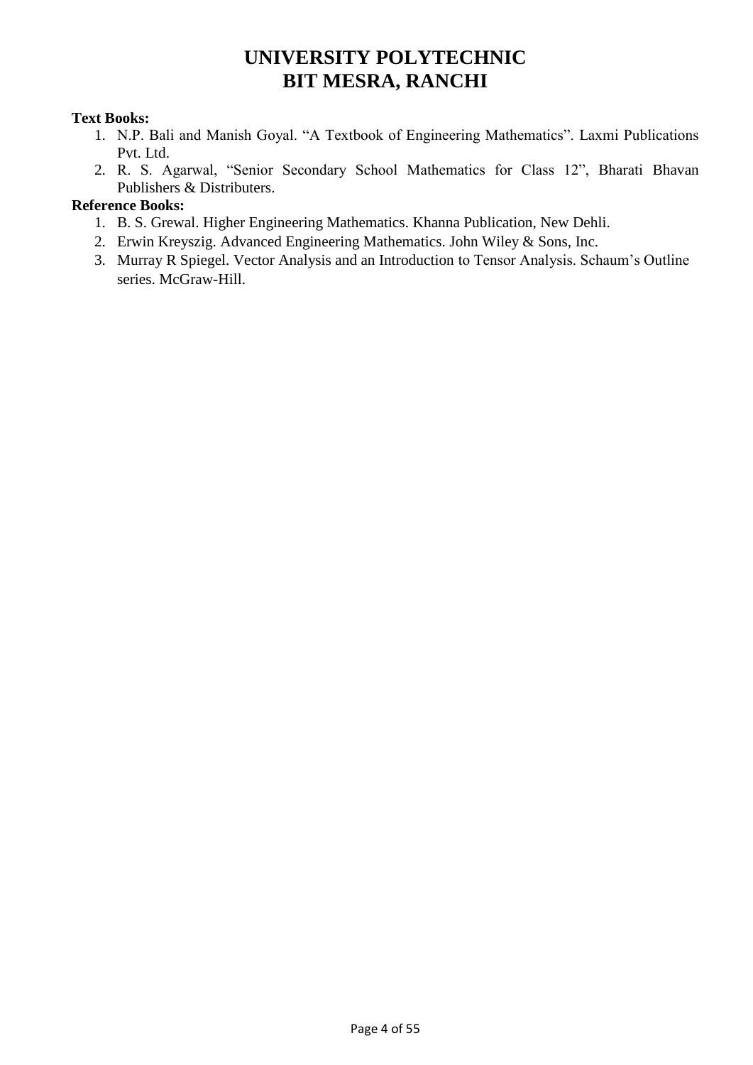# UNIVERSITY POLYTECHNIC
# BIT MESRA, RANCHI

**Text Books:**

1. N.P. Bali and Manish Goyal. "A Textbook of Engineering Mathematics". Laxmi Publications Pvt. Ltd.
2. R. S. Agarwal, "Senior Secondary School Mathematics for Class 12", Bharati Bhavan Publishers & Distributers.

**Reference Books:**

1. B. S. Grewal. Higher Engineering Mathematics. Khanna Publication, New Dehli.
2. Erwin Kreyszig. Advanced Engineering Mathematics. John Wiley & Sons, Inc.
3. Murray R Spiegel. Vector Analysis and an Introduction to Tensor Analysis. Schaum's Outline series. McGraw-Hill.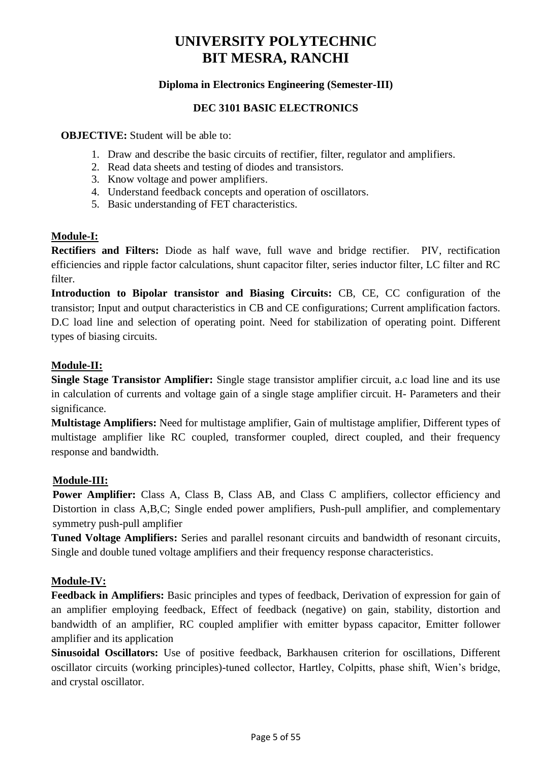# UNIVERSITY POLYTECHNIC
# BIT MESRA, RANCHI

### Diploma in Electronics Engineering (Semester-III)

### DEC 3101 BASIC ELECTRONICS

**OBJECTIVE:** Student will be able to:

1. Draw and describe the basic circuits of rectifier, filter, regulator and amplifiers.
2. Read data sheets and testing of diodes and transistors.
3. Know voltage and power amplifiers.
4. Understand feedback concepts and operation of oscillators.
5. Basic understanding of FET characteristics.

**Module-I:**

**Rectifiers and Filters:** Diode as half wave, full wave and bridge rectifier. PIV, rectification efficiencies and ripple factor calculations, shunt capacitor filter, series inductor filter, LC filter and RC filter.

**Introduction to Bipolar transistor and Biasing Circuits:** CB, CE, CC configuration of the transistor; Input and output characteristics in CB and CE configurations; Current amplification factors. D.C load line and selection of operating point. Need for stabilization of operating point. Different types of biasing circuits.

**Module-II:**

**Single Stage Transistor Amplifier:** Single stage transistor amplifier circuit, a.c load line and its use in calculation of currents and voltage gain of a single stage amplifier circuit. H- Parameters and their significance.

**Multistage Amplifiers:** Need for multistage amplifier, Gain of multistage amplifier, Different types of multistage amplifier like RC coupled, transformer coupled, direct coupled, and their frequency response and bandwidth.

**Module-III:**

**Power Amplifier:** Class A, Class B, Class AB, and Class C amplifiers, collector efficiency and Distortion in class A,B,C; Single ended power amplifiers, Push-pull amplifier, and complementary symmetry push-pull amplifier

**Tuned Voltage Amplifiers:** Series and parallel resonant circuits and bandwidth of resonant circuits, Single and double tuned voltage amplifiers and their frequency response characteristics.

**Module-IV:**

**Feedback in Amplifiers:** Basic principles and types of feedback, Derivation of expression for gain of an amplifier employing feedback, Effect of feedback (negative) on gain, stability, distortion and bandwidth of an amplifier, RC coupled amplifier with emitter bypass capacitor, Emitter follower amplifier and its application

**Sinusoidal Oscillators:** Use of positive feedback, Barkhausen criterion for oscillations, Different oscillator circuits (working principles)-tuned collector, Hartley, Colpitts, phase shift, Wien's bridge, and crystal oscillator.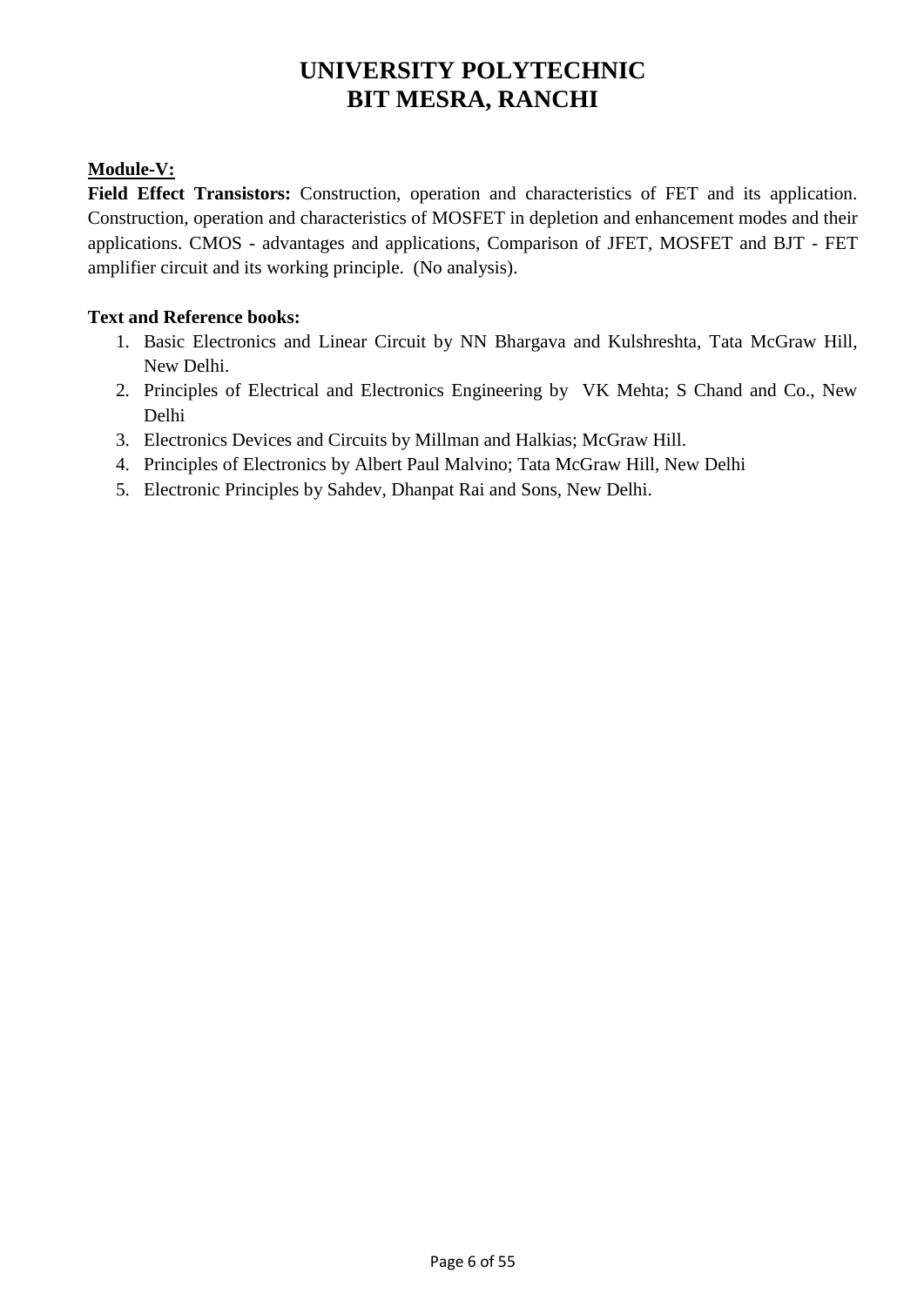# UNIVERSITY POLYTECHNIC
# BIT MESRA, RANCHI

**Module-V:**

**Field Effect Transistors:** Construction, operation and characteristics of FET and its application. Construction, operation and characteristics of MOSFET in depletion and enhancement modes and their applications. CMOS - advantages and applications, Comparison of JFET, MOSFET and BJT - FET amplifier circuit and its working principle. (No analysis).

**Text and Reference books:**

1. Basic Electronics and Linear Circuit by NN Bhargava and Kulshreshta, Tata McGraw Hill, New Delhi.
2. Principles of Electrical and Electronics Engineering by VK Mehta; S Chand and Co., New Delhi
3. Electronics Devices and Circuits by Millman and Halkias; McGraw Hill.
4. Principles of Electronics by Albert Paul Malvino; Tata McGraw Hill, New Delhi
5. Electronic Principles by Sahdev, Dhanpat Rai and Sons, New Delhi.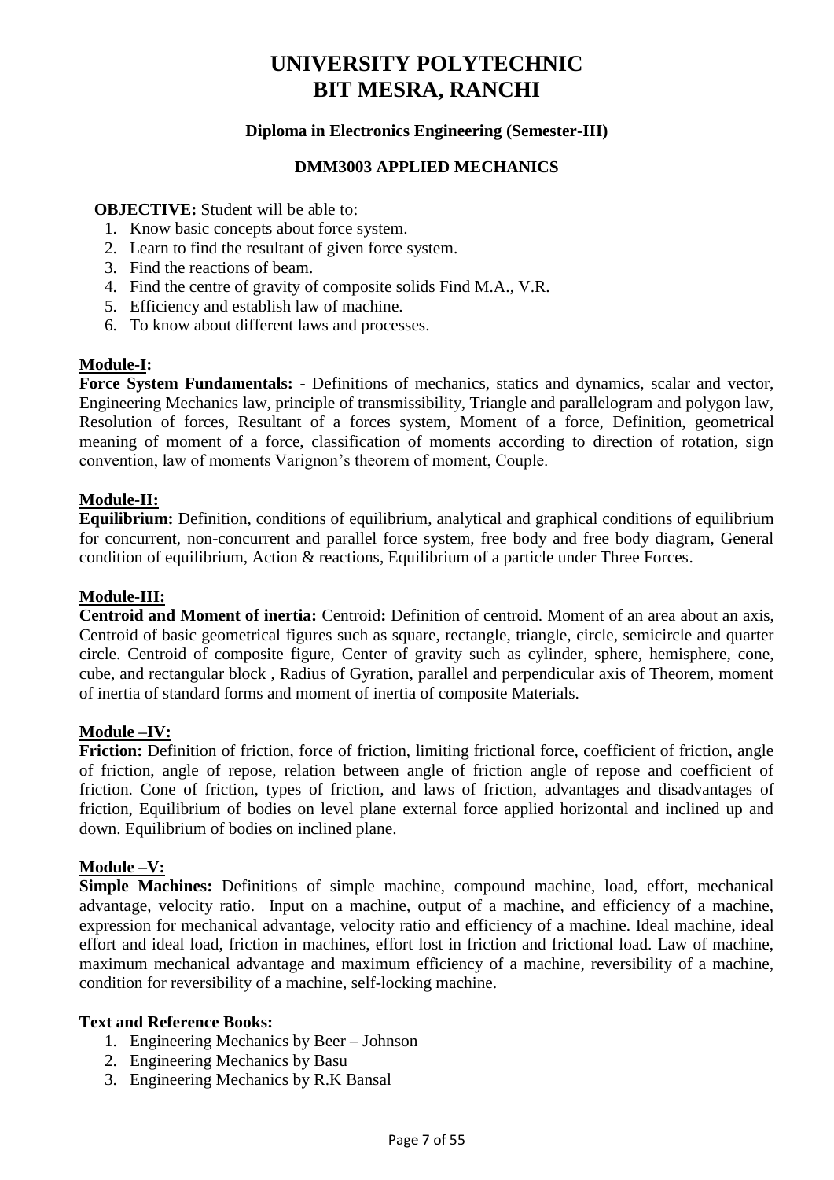# UNIVERSITY POLYTECHNIC
# BIT MESRA, RANCHI

**Diploma in Electronics Engineering (Semester-III)**

**DMM3003 APPLIED MECHANICS**

**OBJECTIVE:** Student will be able to:

1. Know basic concepts about force system.
2. Learn to find the resultant of given force system.
3. Find the reactions of beam.
4. Find the centre of gravity of composite solids Find M.A., V.R.
5. Efficiency and establish law of machine.
6. To know about different laws and processes.

**Module-I:**

**Force System Fundamentals: -** Definitions of mechanics, statics and dynamics, scalar and vector, Engineering Mechanics law, principle of transmissibility, Triangle and parallelogram and polygon law, Resolution of forces, Resultant of a forces system, Moment of a force, Definition, geometrical meaning of moment of a force, classification of moments according to direction of rotation, sign convention, law of moments Varignon's theorem of moment, Couple.

**Module-II:**

**Equilibrium:** Definition, conditions of equilibrium, analytical and graphical conditions of equilibrium for concurrent, non-concurrent and parallel force system, free body and free body diagram, General condition of equilibrium, Action & reactions, Equilibrium of a particle under Three Forces.

**Module-III:**

**Centroid and Moment of inertia:** Centroid**:** Definition of centroid. Moment of an area about an axis, Centroid of basic geometrical figures such as square, rectangle, triangle, circle, semicircle and quarter circle. Centroid of composite figure, Center of gravity such as cylinder, sphere, hemisphere, cone, cube, and rectangular block , Radius of Gyration, parallel and perpendicular axis of Theorem, moment of inertia of standard forms and moment of inertia of composite Materials.

**Module –IV:**

**Friction:** Definition of friction, force of friction, limiting frictional force, coefficient of friction, angle of friction, angle of repose, relation between angle of friction angle of repose and coefficient of friction. Cone of friction, types of friction, and laws of friction, advantages and disadvantages of friction, Equilibrium of bodies on level plane external force applied horizontal and inclined up and down. Equilibrium of bodies on inclined plane.

**Module –V:**

**Simple Machines:** Definitions of simple machine, compound machine, load, effort, mechanical advantage, velocity ratio. Input on a machine, output of a machine, and efficiency of a machine, expression for mechanical advantage, velocity ratio and efficiency of a machine. Ideal machine, ideal effort and ideal load, friction in machines, effort lost in friction and frictional load. Law of machine, maximum mechanical advantage and maximum efficiency of a machine, reversibility of a machine, condition for reversibility of a machine, self-locking machine.

**Text and Reference Books:**

1. Engineering Mechanics by Beer – Johnson
2. Engineering Mechanics by Basu
3. Engineering Mechanics by R.K Bansal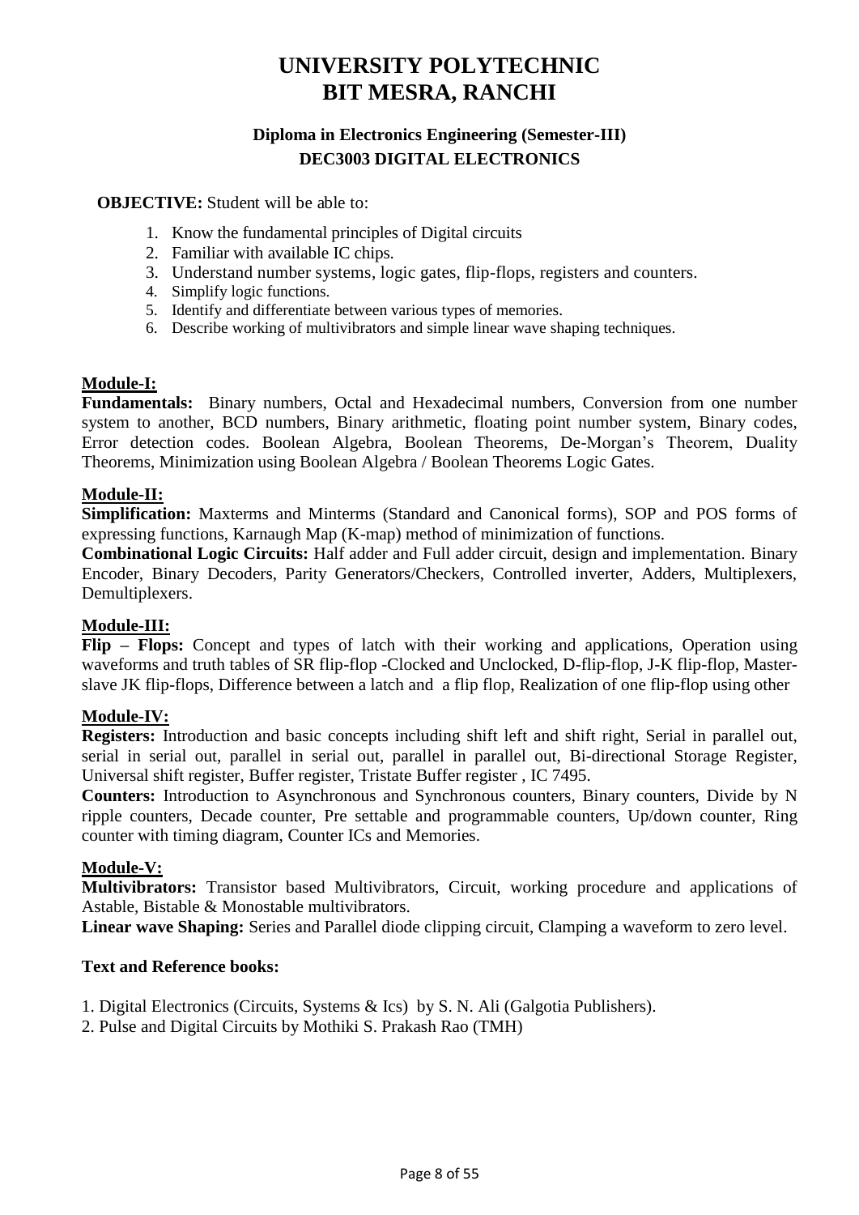# UNIVERSITY POLYTECHNIC
# BIT MESRA, RANCHI

### Diploma in Electronics Engineering (Semester-III)
### DEC3003 DIGITAL ELECTRONICS

**OBJECTIVE:** Student will be able to:

1. Know the fundamental principles of Digital circuits
2. Familiar with available IC chips.
3. Understand number systems, logic gates, flip-flops, registers and counters.
4. Simplify logic functions.
5. Identify and differentiate between various types of memories.
6. Describe working of multivibrators and simple linear wave shaping techniques.

**Module-I:**

**Fundamentals:** Binary numbers, Octal and Hexadecimal numbers, Conversion from one number system to another, BCD numbers, Binary arithmetic, floating point number system, Binary codes, Error detection codes. Boolean Algebra, Boolean Theorems, De-Morgan's Theorem, Duality Theorems, Minimization using Boolean Algebra / Boolean Theorems Logic Gates.

**Module-II:**

**Simplification:** Maxterms and Minterms (Standard and Canonical forms), SOP and POS forms of expressing functions, Karnaugh Map (K-map) method of minimization of functions.

**Combinational Logic Circuits:** Half adder and Full adder circuit, design and implementation. Binary Encoder, Binary Decoders, Parity Generators/Checkers, Controlled inverter, Adders, Multiplexers, Demultiplexers.

**Module-III:**

**Flip – Flops:** Concept and types of latch with their working and applications, Operation using waveforms and truth tables of SR flip-flop -Clocked and Unclocked, D-flip-flop, J-K flip-flop, Master-slave JK flip-flops, Difference between a latch and a flip flop, Realization of one flip-flop using other

**Module-IV:**

**Registers:** Introduction and basic concepts including shift left and shift right, Serial in parallel out, serial in serial out, parallel in serial out, parallel in parallel out, Bi-directional Storage Register, Universal shift register, Buffer register, Tristate Buffer register , IC 7495.

**Counters:** Introduction to Asynchronous and Synchronous counters, Binary counters, Divide by N ripple counters, Decade counter, Pre settable and programmable counters, Up/down counter, Ring counter with timing diagram, Counter ICs and Memories.

**Module-V:**

**Multivibrators:** Transistor based Multivibrators, Circuit, working procedure and applications of Astable, Bistable & Monostable multivibrators.

**Linear wave Shaping:** Series and Parallel diode clipping circuit, Clamping a waveform to zero level.

**Text and Reference books:**

1. Digital Electronics (Circuits, Systems & Ics) by S. N. Ali (Galgotia Publishers).
2. Pulse and Digital Circuits by Mothiki S. Prakash Rao (TMH)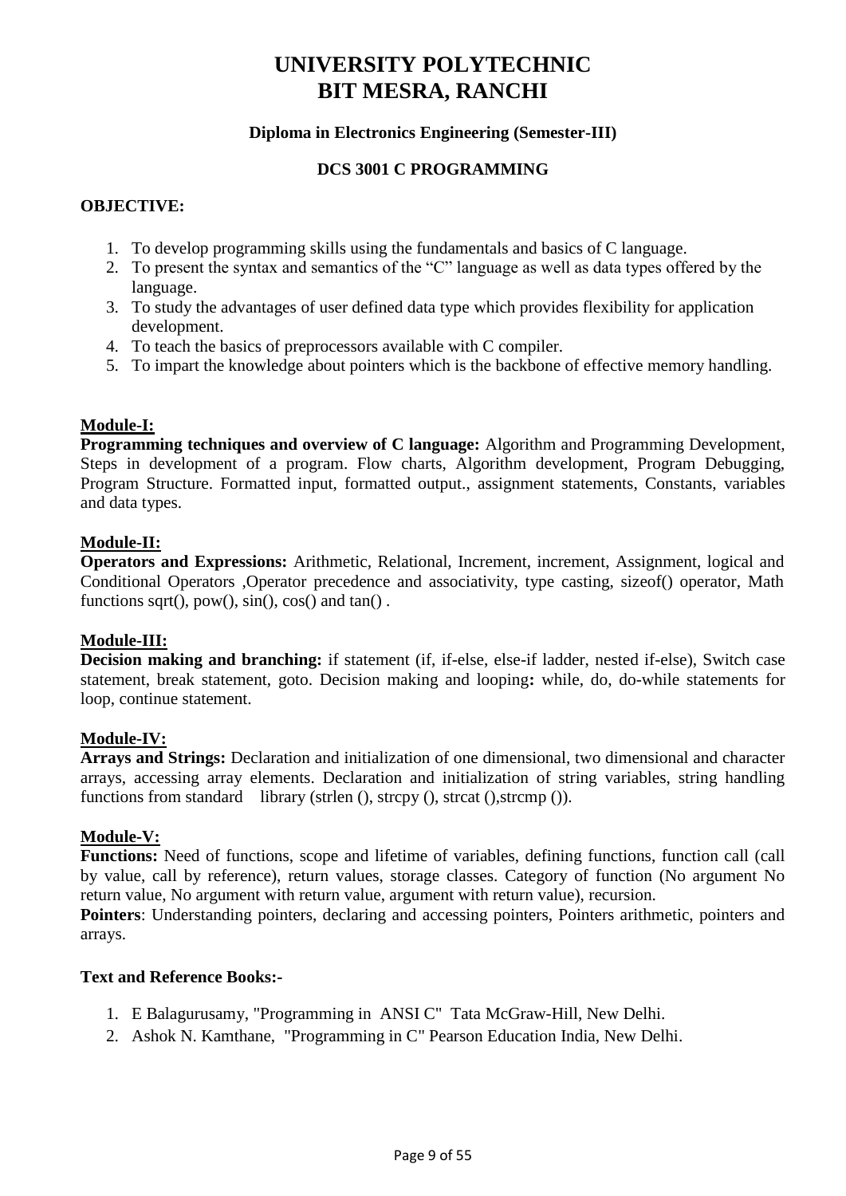# UNIVERSITY POLYTECHNIC
# BIT MESRA, RANCHI

### Diploma in Electronics Engineering (Semester-III)

### DCS 3001 C PROGRAMMING

**OBJECTIVE:**

1. To develop programming skills using the fundamentals and basics of C language.
2. To present the syntax and semantics of the "C" language as well as data types offered by the language.
3. To study the advantages of user defined data type which provides flexibility for application development.
4. To teach the basics of preprocessors available with C compiler.
5. To impart the knowledge about pointers which is the backbone of effective memory handling.

**Module-I:**

**Programming techniques and overview of C language:** Algorithm and Programming Development, Steps in development of a program. Flow charts, Algorithm development, Program Debugging, Program Structure. Formatted input, formatted output., assignment statements, Constants, variables and data types.

**Module-II:**

**Operators and Expressions:** Arithmetic, Relational, Increment, increment, Assignment, logical and Conditional Operators ,Operator precedence and associativity, type casting, sizeof() operator, Math functions sqrt(), pow(), sin(), cos() and tan() .

**Module-III:**

**Decision making and branching:** if statement (if, if-else, else-if ladder, nested if-else), Switch case statement, break statement, goto. Decision making and looping**:** while, do, do-while statements for loop, continue statement.

**Module-IV:**

**Arrays and Strings:** Declaration and initialization of one dimensional, two dimensional and character arrays, accessing array elements. Declaration and initialization of string variables, string handling functions from standard library (strlen (), strcpy (), strcat (),strcmp ()).

**Module-V:**

**Functions:** Need of functions, scope and lifetime of variables, defining functions, function call (call by value, call by reference), return values, storage classes. Category of function (No argument No return value, No argument with return value, argument with return value), recursion.

**Pointers**: Understanding pointers, declaring and accessing pointers, Pointers arithmetic, pointers and arrays.

**Text and Reference Books:-**

1. E Balagurusamy, "Programming in ANSI C" Tata McGraw-Hill, New Delhi.
2. Ashok N. Kamthane, "Programming in C" Pearson Education India, New Delhi.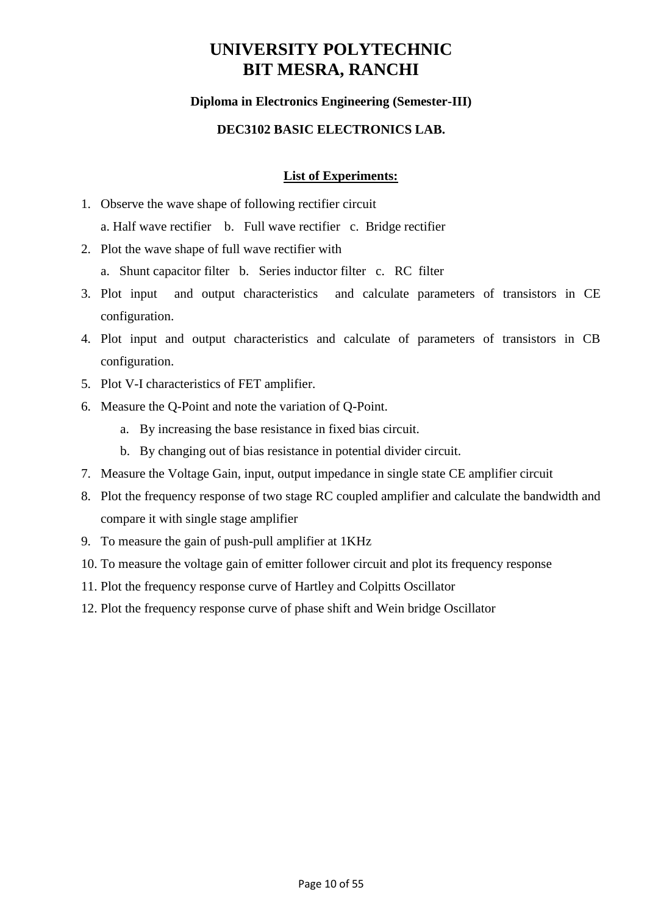# UNIVERSITY POLYTECHNIC
# BIT MESRA, RANCHI

**Diploma in Electronics Engineering (Semester-III)**

**DEC3102 BASIC ELECTRONICS LAB.**

**List of Experiments:**

1. Observe the wave shape of following rectifier circuit
   a. Half wave rectifier b. Full wave rectifier c. Bridge rectifier
2. Plot the wave shape of full wave rectifier with
   a. Shunt capacitor filter b. Series inductor filter c. RC filter
3. Plot input and output characteristics and calculate parameters of transistors in CE configuration.
4. Plot input and output characteristics and calculate of parameters of transistors in CB configuration.
5. Plot V-I characteristics of FET amplifier.
6. Measure the Q-Point and note the variation of Q-Point.
   a. By increasing the base resistance in fixed bias circuit.
   b. By changing out of bias resistance in potential divider circuit.
7. Measure the Voltage Gain, input, output impedance in single state CE amplifier circuit
8. Plot the frequency response of two stage RC coupled amplifier and calculate the bandwidth and compare it with single stage amplifier
9. To measure the gain of push-pull amplifier at 1KHz
10. To measure the voltage gain of emitter follower circuit and plot its frequency response
11. Plot the frequency response curve of Hartley and Colpitts Oscillator
12. Plot the frequency response curve of phase shift and Wein bridge Oscillator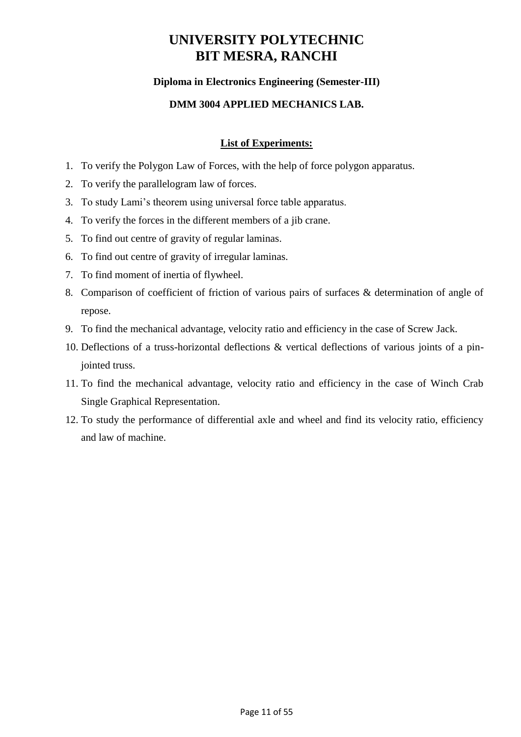# UNIVERSITY POLYTECHNIC
# BIT MESRA, RANCHI

### Diploma in Electronics Engineering (Semester-III)

### DMM 3004 APPLIED MECHANICS LAB.

**List of Experiments:**

1. To verify the Polygon Law of Forces, with the help of force polygon apparatus.
2. To verify the parallelogram law of forces.
3. To study Lami's theorem using universal force table apparatus.
4. To verify the forces in the different members of a jib crane.
5. To find out centre of gravity of regular laminas.
6. To find out centre of gravity of irregular laminas.
7. To find moment of inertia of flywheel.
8. Comparison of coefficient of friction of various pairs of surfaces & determination of angle of repose.
9. To find the mechanical advantage, velocity ratio and efficiency in the case of Screw Jack.
10. Deflections of a truss-horizontal deflections & vertical deflections of various joints of a pin-jointed truss.
11. To find the mechanical advantage, velocity ratio and efficiency in the case of Winch Crab Single Graphical Representation.
12. To study the performance of differential axle and wheel and find its velocity ratio, efficiency and law of machine.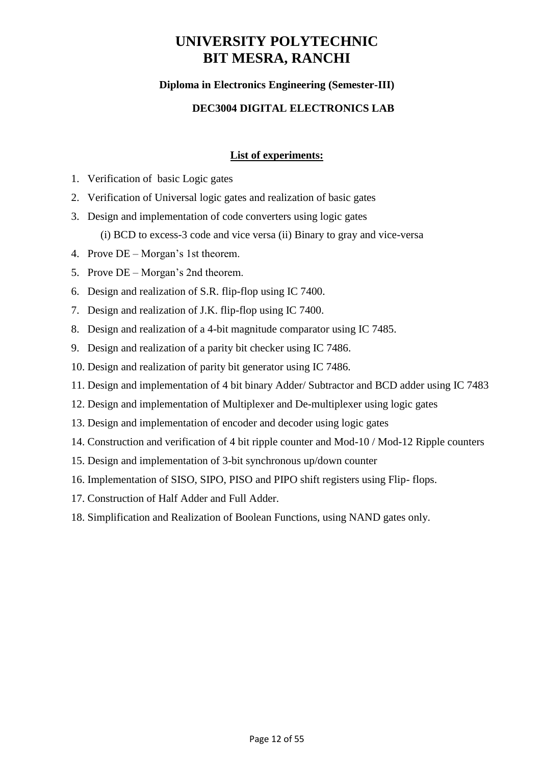# UNIVERSITY POLYTECHNIC
# BIT MESRA, RANCHI

### Diploma in Electronics Engineering (Semester-III)

### DEC3004 DIGITAL ELECTRONICS LAB

**List of experiments:**

1. Verification of basic Logic gates
2. Verification of Universal logic gates and realization of basic gates
3. Design and implementation of code converters using logic gates

   (i) BCD to excess-3 code and vice versa (ii) Binary to gray and vice-versa
4. Prove DE – Morgan's 1st theorem.
5. Prove DE – Morgan's 2nd theorem.
6. Design and realization of S.R. flip-flop using IC 7400.
7. Design and realization of J.K. flip-flop using IC 7400.
8. Design and realization of a 4-bit magnitude comparator using IC 7485.
9. Design and realization of a parity bit checker using IC 7486.
10. Design and realization of parity bit generator using IC 7486.
11. Design and implementation of 4 bit binary Adder/ Subtractor and BCD adder using IC 7483
12. Design and implementation of Multiplexer and De-multiplexer using logic gates
13. Design and implementation of encoder and decoder using logic gates
14. Construction and verification of 4 bit ripple counter and Mod-10 / Mod-12 Ripple counters
15. Design and implementation of 3-bit synchronous up/down counter
16. Implementation of SISO, SIPO, PISO and PIPO shift registers using Flip- flops.
17. Construction of Half Adder and Full Adder.
18. Simplification and Realization of Boolean Functions, using NAND gates only.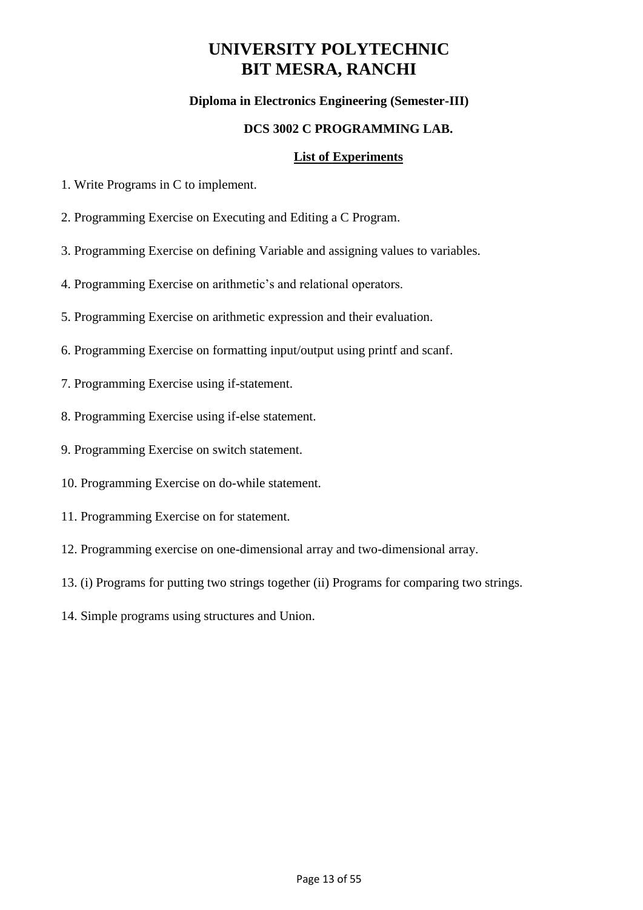# UNIVERSITY POLYTECHNIC
# BIT MESRA, RANCHI

**Diploma in Electronics Engineering (Semester-III)**

**DCS 3002 C PROGRAMMING LAB.**

**List of Experiments**

1. Write Programs in C to implement.

2. Programming Exercise on Executing and Editing a C Program.

3. Programming Exercise on defining Variable and assigning values to variables.

4. Programming Exercise on arithmetic's and relational operators.

5. Programming Exercise on arithmetic expression and their evaluation.

6. Programming Exercise on formatting input/output using printf and scanf.

7. Programming Exercise using if-statement.

8. Programming Exercise using if-else statement.

9. Programming Exercise on switch statement.

10. Programming Exercise on do-while statement.

11. Programming Exercise on for statement.

12. Programming exercise on one-dimensional array and two-dimensional array.

13. (i) Programs for putting two strings together (ii) Programs for comparing two strings.

14. Simple programs using structures and Union.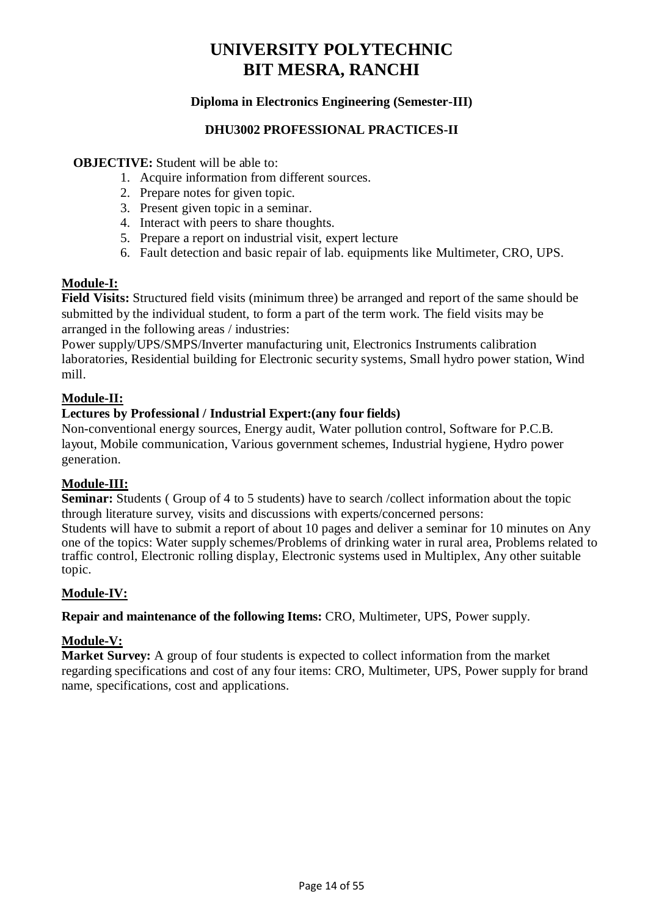# UNIVERSITY POLYTECHNIC
# BIT MESRA, RANCHI

### Diploma in Electronics Engineering (Semester-III)

### DHU3002 PROFESSIONAL PRACTICES-II

**OBJECTIVE:** Student will be able to:

1. Acquire information from different sources.
2. Prepare notes for given topic.
3. Present given topic in a seminar.
4. Interact with peers to share thoughts.
5. Prepare a report on industrial visit, expert lecture
6. Fault detection and basic repair of lab. equipments like Multimeter, CRO, UPS.

**Module-I:**

**Field Visits:** Structured field visits (minimum three) be arranged and report of the same should be submitted by the individual student, to form a part of the term work. The field visits may be arranged in the following areas / industries:

Power supply/UPS/SMPS/Inverter manufacturing unit, Electronics Instruments calibration laboratories, Residential building for Electronic security systems, Small hydro power station, Wind mill.

**Module-II:**

**Lectures by Professional / Industrial Expert:(any four fields)**

Non-conventional energy sources, Energy audit, Water pollution control, Software for P.C.B. layout, Mobile communication, Various government schemes, Industrial hygiene, Hydro power generation.

**Module-III:**

**Seminar:** Students ( Group of 4 to 5 students) have to search /collect information about the topic through literature survey, visits and discussions with experts/concerned persons:

Students will have to submit a report of about 10 pages and deliver a seminar for 10 minutes on Any one of the topics: Water supply schemes/Problems of drinking water in rural area, Problems related to traffic control, Electronic rolling display, Electronic systems used in Multiplex, Any other suitable topic.

**Module-IV:**

**Repair and maintenance of the following Items:** CRO, Multimeter, UPS, Power supply.

**Module-V:**

**Market Survey:** A group of four students is expected to collect information from the market regarding specifications and cost of any four items: CRO, Multimeter, UPS, Power supply for brand name, specifications, cost and applications.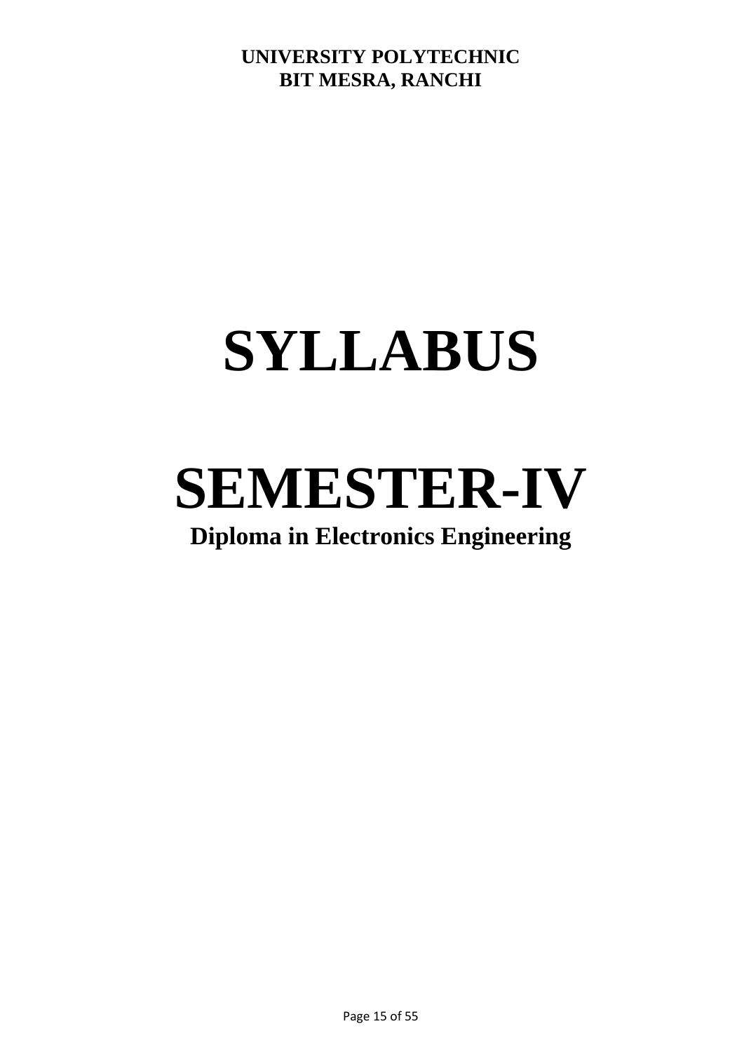**UNIVERSITY POLYTECHNIC**
**BIT MESRA, RANCHI**

# SYLLABUS

# SEMESTER-IV

## Diploma in Electronics Engineering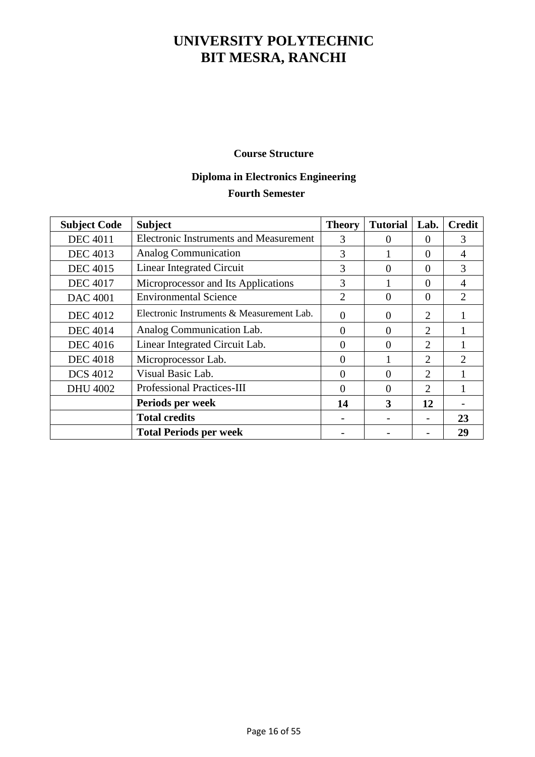# UNIVERSITY POLYTECHNIC
# BIT MESRA, RANCHI

### Course Structure

### Diploma in Electronics Engineering

### Fourth Semester

| Subject Code | Subject | Theory | Tutorial | Lab. | Credit |
|---|---|---|---|---|---|
| DEC 4011 | Electronic Instruments and Measurement | 3 | 0 | 0 | 3 |
| DEC 4013 | Analog Communication | 3 | 1 | 0 | 4 |
| DEC 4015 | Linear Integrated Circuit | 3 | 0 | 0 | 3 |
| DEC 4017 | Microprocessor and Its Applications | 3 | 1 | 0 | 4 |
| DAC 4001 | Environmental Science | 2 | 0 | 0 | 2 |
| DEC 4012 | Electronic Instruments & Measurement Lab. | 0 | 0 | 2 | 1 |
| DEC 4014 | Analog Communication Lab. | 0 | 0 | 2 | 1 |
| DEC 4016 | Linear Integrated Circuit Lab. | 0 | 0 | 2 | 1 |
| DEC 4018 | Microprocessor Lab. | 0 | 1 | 2 | 2 |
| DCS 4012 | Visual Basic Lab. | 0 | 0 | 2 | 1 |
| DHU 4002 | Professional Practices-III | 0 | 0 | 2 | 1 |
| | **Periods per week** | **14** | **3** | **12** | **-** |
| | **Total credits** | **-** | **-** | **-** | **23** |
| | **Total Periods per week** | **-** | **-** | **-** | **29** |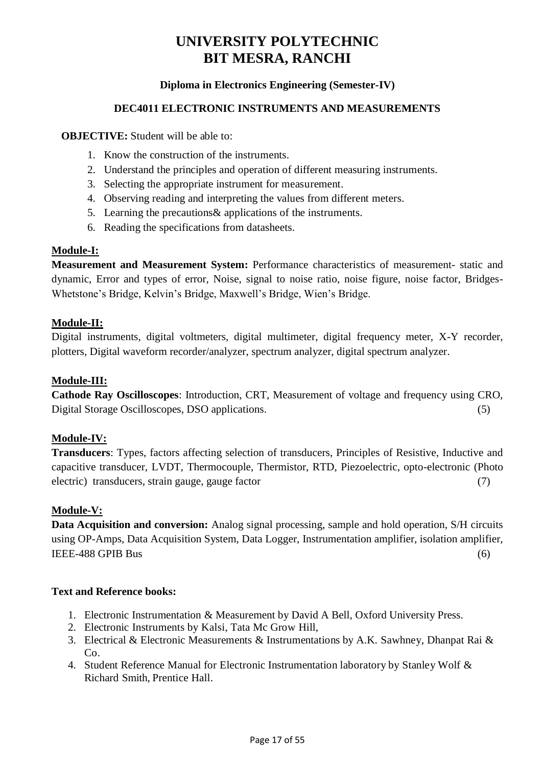# UNIVERSITY POLYTECHNIC
# BIT MESRA, RANCHI

**Diploma in Electronics Engineering (Semester-IV)**

**DEC4011 ELECTRONIC INSTRUMENTS AND MEASUREMENTS**

**OBJECTIVE:** Student will be able to:

1. Know the construction of the instruments.
2. Understand the principles and operation of different measuring instruments.
3. Selecting the appropriate instrument for measurement.
4. Observing reading and interpreting the values from different meters.
5. Learning the precautions& applications of the instruments.
6. Reading the specifications from datasheets.

**Module-I:**

**Measurement and Measurement System:** Performance characteristics of measurement- static and dynamic, Error and types of error, Noise, signal to noise ratio, noise figure, noise factor, Bridges-Whetstone's Bridge, Kelvin's Bridge, Maxwell's Bridge, Wien's Bridge.

**Module-II:**

Digital instruments, digital voltmeters, digital multimeter, digital frequency meter, X-Y recorder, plotters, Digital waveform recorder/analyzer, spectrum analyzer, digital spectrum analyzer.

**Module-III:**

**Cathode Ray Oscilloscopes**: Introduction, CRT, Measurement of voltage and frequency using CRO, Digital Storage Oscilloscopes, DSO applications. (5)

**Module-IV:**

**Transducers**: Types, factors affecting selection of transducers, Principles of Resistive, Inductive and capacitive transducer, LVDT, Thermocouple, Thermistor, RTD, Piezoelectric, opto-electronic (Photo electric) transducers, strain gauge, gauge factor (7)

**Module-V:**

**Data Acquisition and conversion:** Analog signal processing, sample and hold operation, S/H circuits using OP-Amps, Data Acquisition System, Data Logger, Instrumentation amplifier, isolation amplifier, IEEE-488 GPIB Bus (6)

**Text and Reference books:**

1. Electronic Instrumentation & Measurement by David A Bell, Oxford University Press.
2. Electronic Instruments by Kalsi, Tata Mc Grow Hill,
3. Electrical & Electronic Measurements & Instrumentations by A.K. Sawhney, Dhanpat Rai & Co.
4. Student Reference Manual for Electronic Instrumentation laboratory by Stanley Wolf & Richard Smith, Prentice Hall.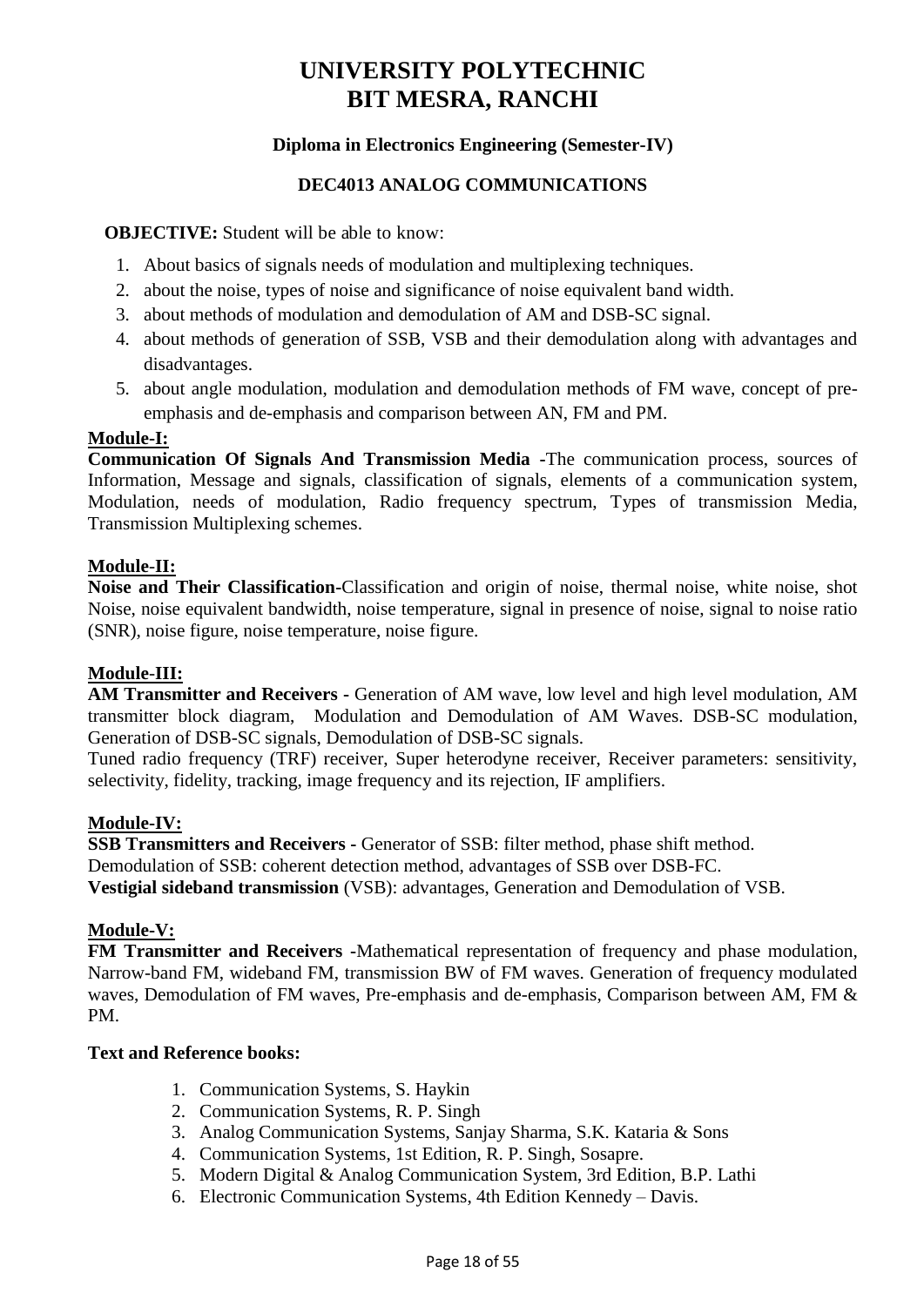# UNIVERSITY POLYTECHNIC
# BIT MESRA, RANCHI

### Diploma in Electronics Engineering (Semester-IV)

### DEC4013 ANALOG COMMUNICATIONS

**OBJECTIVE:** Student will be able to know:

1. About basics of signals needs of modulation and multiplexing techniques.
2. about the noise, types of noise and significance of noise equivalent band width.
3. about methods of modulation and demodulation of AM and DSB-SC signal.
4. about methods of generation of SSB, VSB and their demodulation along with advantages and disadvantages.
5. about angle modulation, modulation and demodulation methods of FM wave, concept of pre-emphasis and de-emphasis and comparison between AN, FM and PM.

**Module-I:**

**Communication Of Signals And Transmission Media** -The communication process, sources of Information, Message and signals, classification of signals, elements of a communication system, Modulation, needs of modulation, Radio frequency spectrum, Types of transmission Media, Transmission Multiplexing schemes.

**Module-II:**

**Noise and Their Classification**-Classification and origin of noise, thermal noise, white noise, shot Noise, noise equivalent bandwidth, noise temperature, signal in presence of noise, signal to noise ratio (SNR), noise figure, noise temperature, noise figure.

**Module-III:**

**AM Transmitter and Receivers -** Generation of AM wave, low level and high level modulation, AM transmitter block diagram, Modulation and Demodulation of AM Waves. DSB-SC modulation, Generation of DSB-SC signals, Demodulation of DSB-SC signals.

Tuned radio frequency (TRF) receiver, Super heterodyne receiver, Receiver parameters: sensitivity, selectivity, fidelity, tracking, image frequency and its rejection, IF amplifiers.

**Module-IV:**

**SSB Transmitters and Receivers -** Generator of SSB: filter method, phase shift method.
Demodulation of SSB: coherent detection method, advantages of SSB over DSB-FC.
**Vestigial sideband transmission** (VSB): advantages, Generation and Demodulation of VSB.

**Module-V:**

**FM Transmitter and Receivers** -Mathematical representation of frequency and phase modulation, Narrow-band FM, wideband FM, transmission BW of FM waves. Generation of frequency modulated waves, Demodulation of FM waves, Pre-emphasis and de-emphasis, Comparison between AM, FM & PM.

**Text and Reference books:**

1. Communication Systems, S. Haykin
2. Communication Systems, R. P. Singh
3. Analog Communication Systems, Sanjay Sharma, S.K. Kataria & Sons
4. Communication Systems, 1st Edition, R. P. Singh, Sosapre.
5. Modern Digital & Analog Communication System, 3rd Edition, B.P. Lathi
6. Electronic Communication Systems, 4th Edition Kennedy – Davis.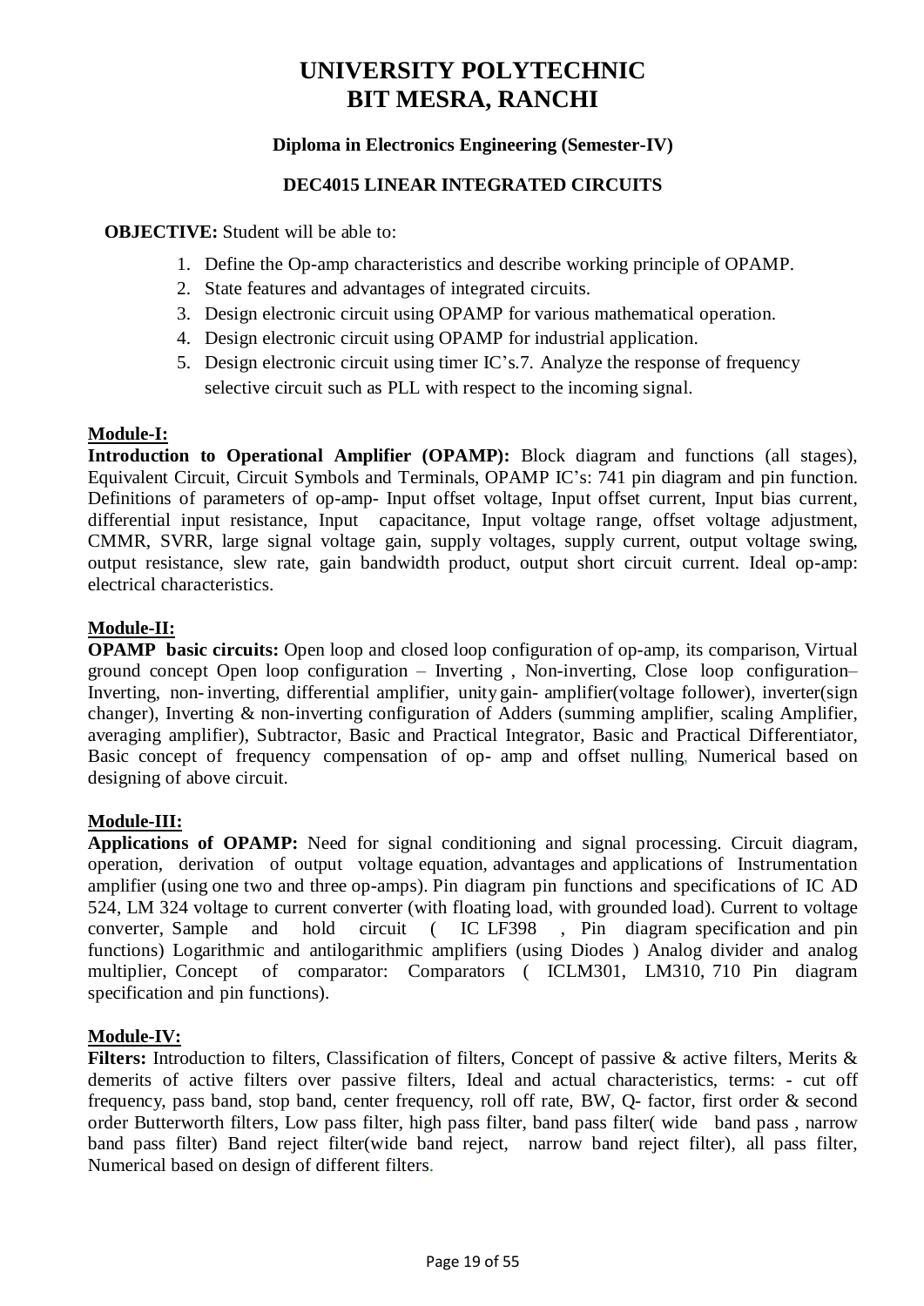# UNIVERSITY POLYTECHNIC
# BIT MESRA, RANCHI

**Diploma in Electronics Engineering (Semester-IV)**

**DEC4015 LINEAR INTEGRATED CIRCUITS**

**OBJECTIVE:** Student will be able to:

1. Define the Op-amp characteristics and describe working principle of OPAMP.
2. State features and advantages of integrated circuits.
3. Design electronic circuit using OPAMP for various mathematical operation.
4. Design electronic circuit using OPAMP for industrial application.
5. Design electronic circuit using timer IC's.7. Analyze the response of frequency selective circuit such as PLL with respect to the incoming signal.

**Module-I:**

**Introduction to Operational Amplifier (OPAMP):** Block diagram and functions (all stages), Equivalent Circuit, Circuit Symbols and Terminals, OPAMP IC's: 741 pin diagram and pin function. Definitions of parameters of op-amp- Input offset voltage, Input offset current, Input bias current, differential input resistance, Input capacitance, Input voltage range, offset voltage adjustment, CMMR, SVRR, large signal voltage gain, supply voltages, supply current, output voltage swing, output resistance, slew rate, gain bandwidth product, output short circuit current. Ideal op-amp: electrical characteristics.

**Module-II:**

**OPAMP basic circuits:** Open loop and closed loop configuration of op-amp, its comparison, Virtual ground concept Open loop configuration – Inverting , Non-inverting, Close loop configuration– Inverting, non-inverting, differential amplifier, unity gain- amplifier(voltage follower), inverter(sign changer), Inverting & non-inverting configuration of Adders (summing amplifier, scaling Amplifier, averaging amplifier), Subtractor, Basic and Practical Integrator, Basic and Practical Differentiator, Basic concept of frequency compensation of op- amp and offset nulling, Numerical based on designing of above circuit.

**Module-III:**

**Applications of OPAMP:** Need for signal conditioning and signal processing. Circuit diagram, operation, derivation of output voltage equation, advantages and applications of Instrumentation amplifier (using one two and three op-amps). Pin diagram pin functions and specifications of IC AD 524, LM 324 voltage to current converter (with floating load, with grounded load). Current to voltage converter, Sample and hold circuit ( IC LF398 , Pin diagram specification and pin functions) Logarithmic and antilogarithmic amplifiers (using Diodes ) Analog divider and analog multiplier, Concept of comparator: Comparators ( ICLM301, LM310, 710 Pin diagram specification and pin functions).

**Module-IV:**

**Filters:** Introduction to filters, Classification of filters, Concept of passive & active filters, Merits & demerits of active filters over passive filters, Ideal and actual characteristics, terms: - cut off frequency, pass band, stop band, center frequency, roll off rate, BW, Q- factor, first order & second order Butterworth filters, Low pass filter, high pass filter, band pass filter( wide band pass , narrow band pass filter) Band reject filter(wide band reject, narrow band reject filter), all pass filter, Numerical based on design of different filters.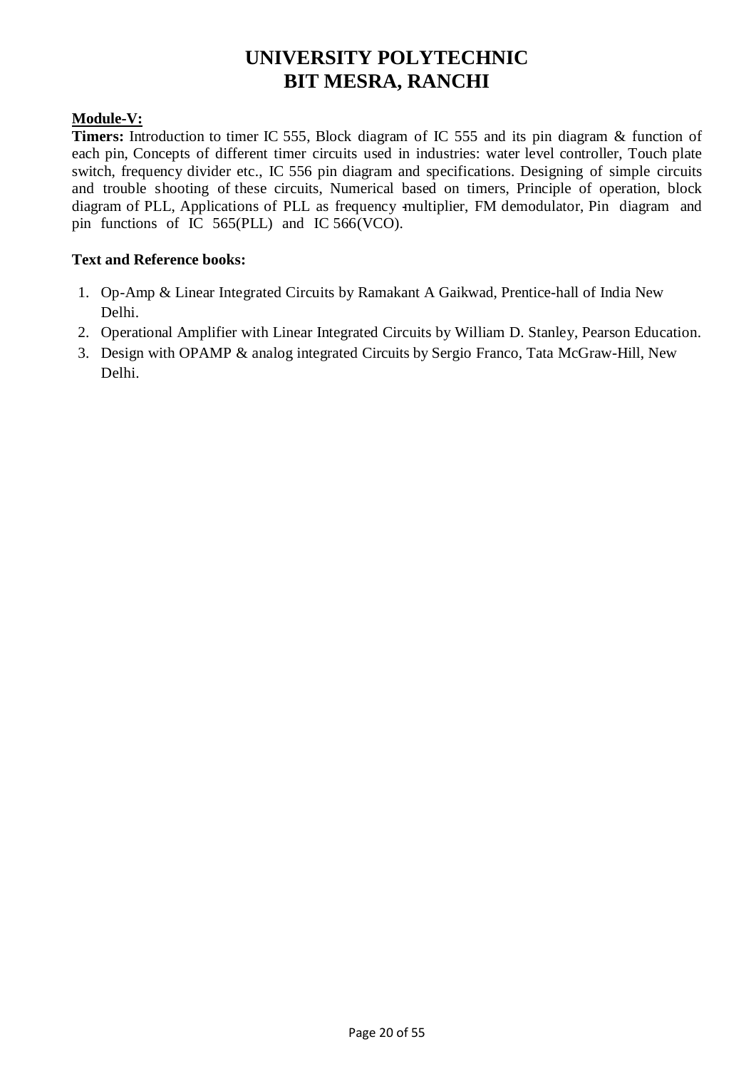# UNIVERSITY POLYTECHNIC
# BIT MESRA, RANCHI

**Module-V:**

**Timers:** Introduction to timer IC 555, Block diagram of IC 555 and its pin diagram & function of each pin, Concepts of different timer circuits used in industries: water level controller, Touch plate switch, frequency divider etc., IC 556 pin diagram and specifications. Designing of simple circuits and trouble shooting of these circuits, Numerical based on timers, Principle of operation, block diagram of PLL, Applications of PLL as frequency multiplier, FM demodulator, Pin diagram and pin functions of IC 565(PLL) and IC 566(VCO).

**Text and Reference books:**

1. Op-Amp & Linear Integrated Circuits by Ramakant A Gaikwad, Prentice-hall of India New Delhi.
2. Operational Amplifier with Linear Integrated Circuits by William D. Stanley, Pearson Education.
3. Design with OPAMP & analog integrated Circuits by Sergio Franco, Tata McGraw-Hill, New Delhi.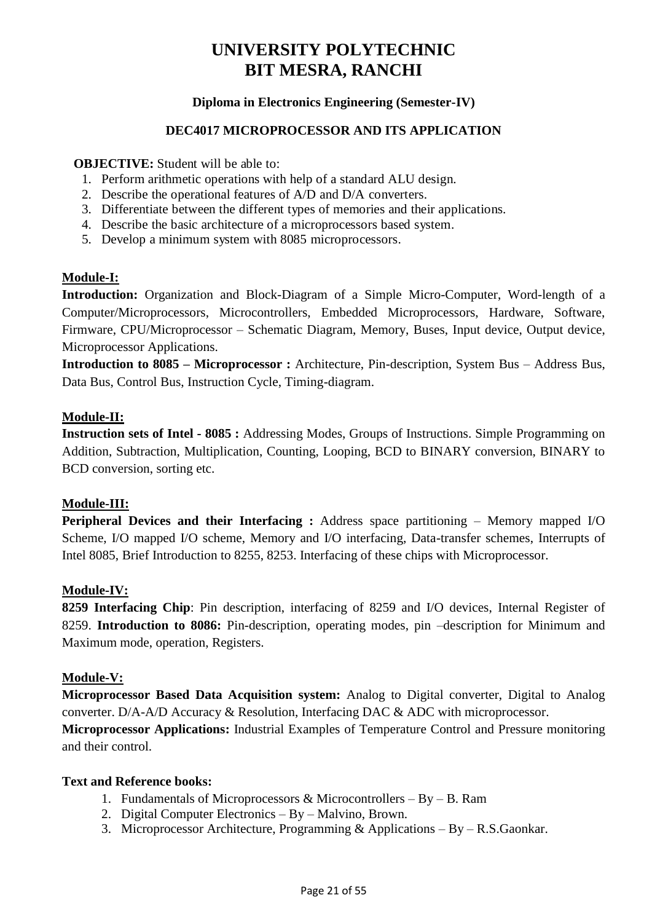# UNIVERSITY POLYTECHNIC
# BIT MESRA, RANCHI

### Diploma in Electronics Engineering (Semester-IV)

### DEC4017 MICROPROCESSOR AND ITS APPLICATION

**OBJECTIVE:** Student will be able to:

1. Perform arithmetic operations with help of a standard ALU design.
2. Describe the operational features of A/D and D/A converters.
3. Differentiate between the different types of memories and their applications.
4. Describe the basic architecture of a microprocessors based system.
5. Develop a minimum system with 8085 microprocessors.

**Module-I:**

**Introduction:** Organization and Block-Diagram of a Simple Micro-Computer, Word-length of a Computer/Microprocessors, Microcontrollers, Embedded Microprocessors, Hardware, Software, Firmware, CPU/Microprocessor – Schematic Diagram, Memory, Buses, Input device, Output device, Microprocessor Applications.

**Introduction to 8085 – Microprocessor :** Architecture, Pin-description, System Bus – Address Bus, Data Bus, Control Bus, Instruction Cycle, Timing-diagram.

**Module-II:**

**Instruction sets of Intel - 8085 :** Addressing Modes, Groups of Instructions. Simple Programming on Addition, Subtraction, Multiplication, Counting, Looping, BCD to BINARY conversion, BINARY to BCD conversion, sorting etc.

**Module-III:**

**Peripheral Devices and their Interfacing :** Address space partitioning – Memory mapped I/O Scheme, I/O mapped I/O scheme, Memory and I/O interfacing, Data-transfer schemes, Interrupts of Intel 8085, Brief Introduction to 8255, 8253. Interfacing of these chips with Microprocessor.

**Module-IV:**

**8259 Interfacing Chip**: Pin description, interfacing of 8259 and I/O devices, Internal Register of 8259. **Introduction to 8086:** Pin-description, operating modes, pin –description for Minimum and Maximum mode, operation, Registers.

**Module-V:**

**Microprocessor Based Data Acquisition system:** Analog to Digital converter, Digital to Analog converter. D/A-A/D Accuracy & Resolution, Interfacing DAC & ADC with microprocessor.

**Microprocessor Applications:** Industrial Examples of Temperature Control and Pressure monitoring and their control.

**Text and Reference books:**

1. Fundamentals of Microprocessors & Microcontrollers – By – B. Ram
2. Digital Computer Electronics – By – Malvino, Brown.
3. Microprocessor Architecture, Programming & Applications – By – R.S.Gaonkar.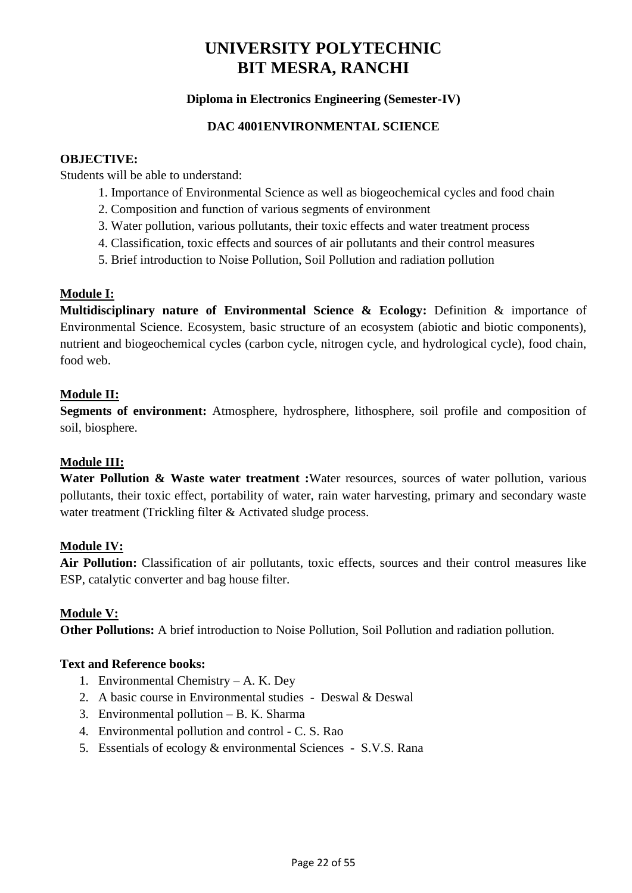# UNIVERSITY POLYTECHNIC
# BIT MESRA, RANCHI

**Diploma in Electronics Engineering (Semester-IV)**

**DAC 4001ENVIRONMENTAL SCIENCE**

**OBJECTIVE:**

Students will be able to understand:

1. Importance of Environmental Science as well as biogeochemical cycles and food chain
2. Composition and function of various segments of environment
3. Water pollution, various pollutants, their toxic effects and water treatment process
4. Classification, toxic effects and sources of air pollutants and their control measures
5. Brief introduction to Noise Pollution, Soil Pollution and radiation pollution

**Module I:**

**Multidisciplinary nature of Environmental Science & Ecology:** Definition & importance of Environmental Science. Ecosystem, basic structure of an ecosystem (abiotic and biotic components), nutrient and biogeochemical cycles (carbon cycle, nitrogen cycle, and hydrological cycle), food chain, food web.

**Module II:**

**Segments of environment:** Atmosphere, hydrosphere, lithosphere, soil profile and composition of soil, biosphere.

**Module III:**

**Water Pollution & Waste water treatment :**Water resources, sources of water pollution, various pollutants, their toxic effect, portability of water, rain water harvesting, primary and secondary waste water treatment (Trickling filter & Activated sludge process.

**Module IV:**

**Air Pollution:** Classification of air pollutants, toxic effects, sources and their control measures like ESP, catalytic converter and bag house filter.

**Module V:**

**Other Pollutions:** A brief introduction to Noise Pollution, Soil Pollution and radiation pollution.

**Text and Reference books:**

1. Environmental Chemistry – A. K. Dey
2. A basic course in Environmental studies - Deswal & Deswal
3. Environmental pollution – B. K. Sharma
4. Environmental pollution and control - C. S. Rao
5. Essentials of ecology & environmental Sciences - S.V.S. Rana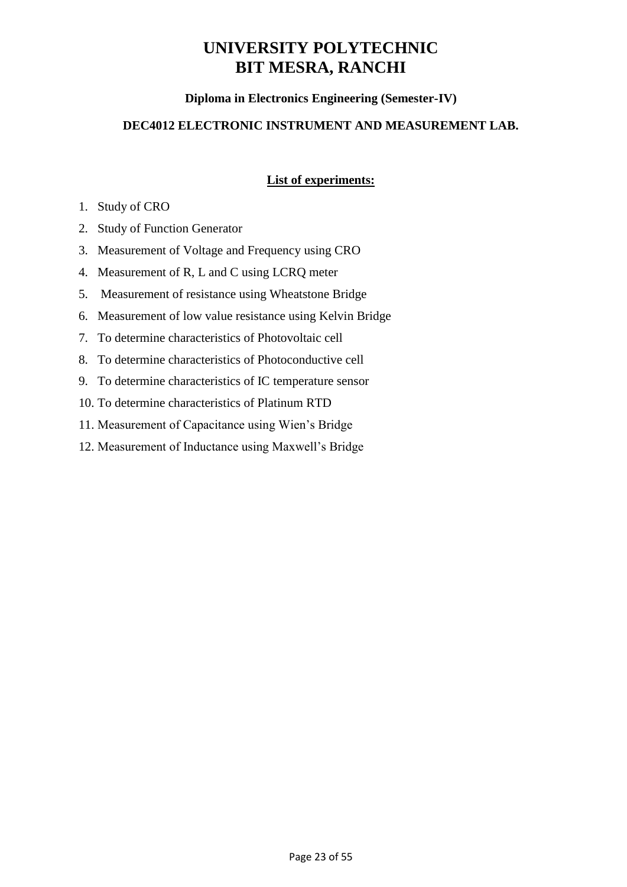# UNIVERSITY POLYTECHNIC
# BIT MESRA, RANCHI

### Diploma in Electronics Engineering (Semester-IV)

### DEC4012 ELECTRONIC INSTRUMENT AND MEASUREMENT LAB.

**List of experiments:**

1. Study of CRO
2. Study of Function Generator
3. Measurement of Voltage and Frequency using CRO
4. Measurement of R, L and C using LCRQ meter
5. Measurement of resistance using Wheatstone Bridge
6. Measurement of low value resistance using Kelvin Bridge
7. To determine characteristics of Photovoltaic cell
8. To determine characteristics of Photoconductive cell
9. To determine characteristics of IC temperature sensor
10. To determine characteristics of Platinum RTD
11. Measurement of Capacitance using Wien's Bridge
12. Measurement of Inductance using Maxwell's Bridge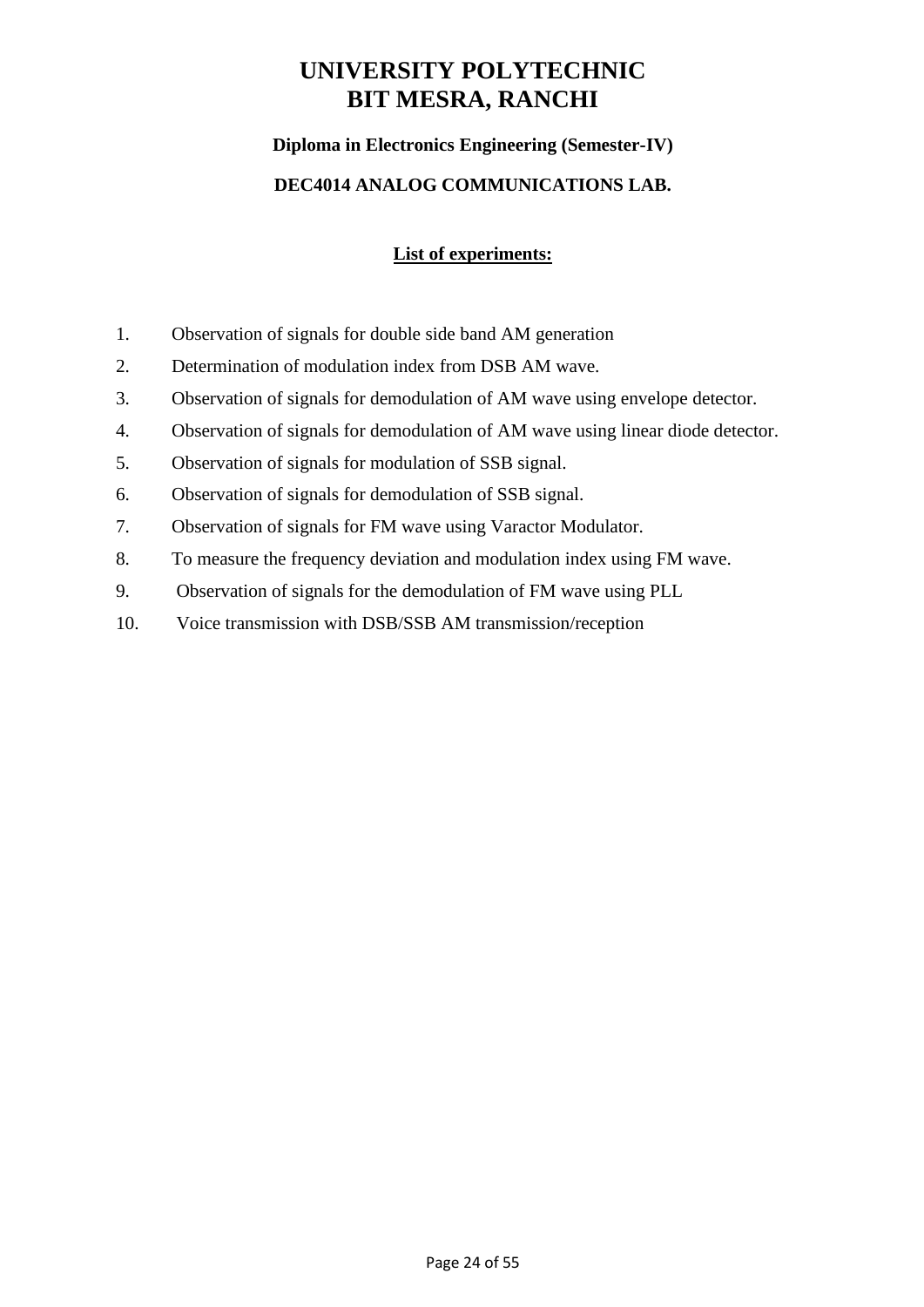# UNIVERSITY POLYTECHNIC
# BIT MESRA, RANCHI

**Diploma in Electronics Engineering (Semester-IV)**

**DEC4014 ANALOG COMMUNICATIONS LAB.**

**List of experiments:**

1. Observation of signals for double side band AM generation
2. Determination of modulation index from DSB AM wave.
3. Observation of signals for demodulation of AM wave using envelope detector.
4. Observation of signals for demodulation of AM wave using linear diode detector.
5. Observation of signals for modulation of SSB signal.
6. Observation of signals for demodulation of SSB signal.
7. Observation of signals for FM wave using Varactor Modulator.
8. To measure the frequency deviation and modulation index using FM wave.
9. Observation of signals for the demodulation of FM wave using PLL
10. Voice transmission with DSB/SSB AM transmission/reception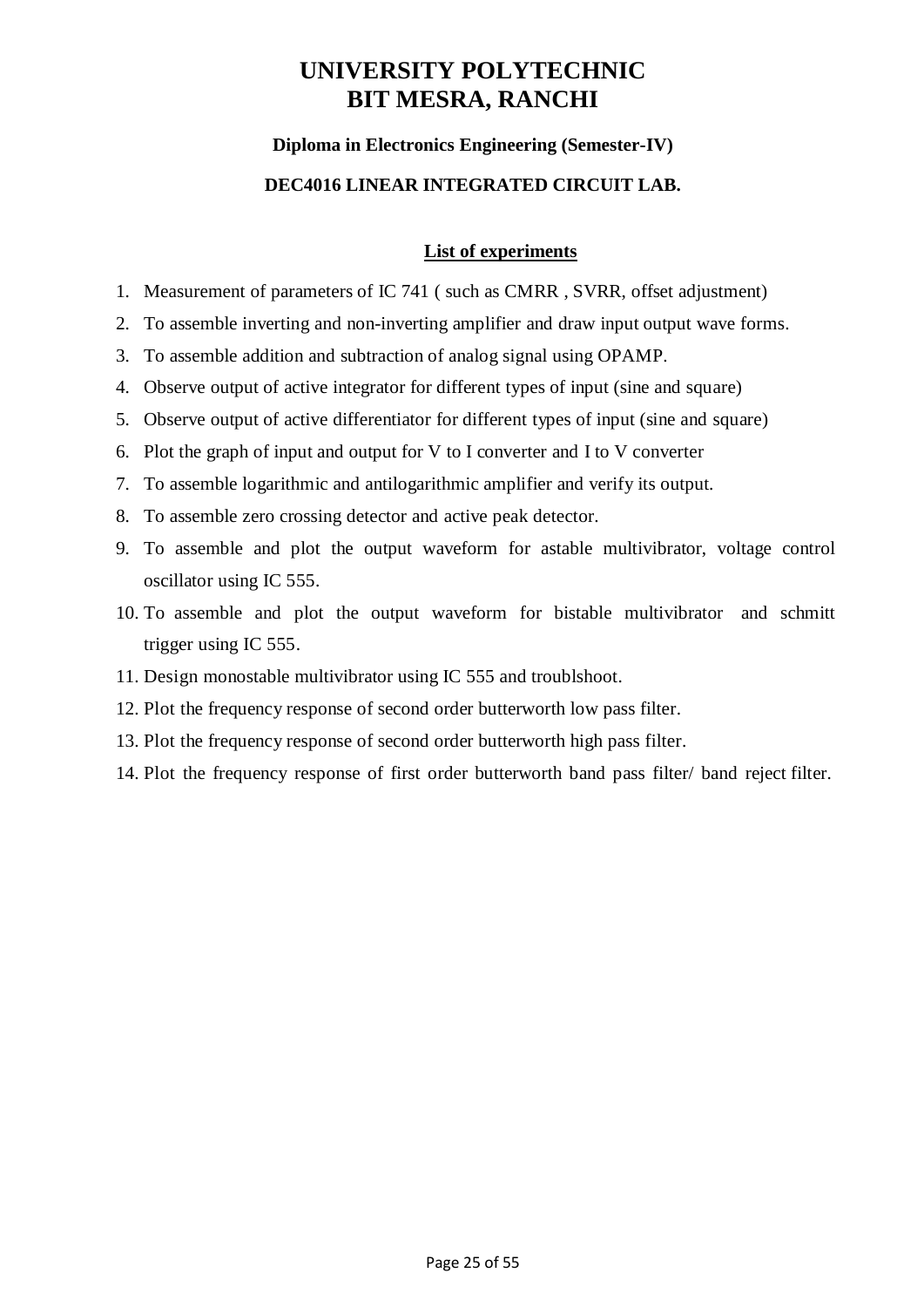# UNIVERSITY POLYTECHNIC
# BIT MESRA, RANCHI

### Diploma in Electronics Engineering (Semester-IV)

### DEC4016 LINEAR INTEGRATED CIRCUIT LAB.

**List of experiments**

1. Measurement of parameters of IC 741 ( such as CMRR , SVRR, offset adjustment)
2. To assemble inverting and non-inverting amplifier and draw input output wave forms.
3. To assemble addition and subtraction of analog signal using OPAMP.
4. Observe output of active integrator for different types of input (sine and square)
5. Observe output of active differentiator for different types of input (sine and square)
6. Plot the graph of input and output for V to I converter and I to V converter
7. To assemble logarithmic and antilogarithmic amplifier and verify its output.
8. To assemble zero crossing detector and active peak detector.
9. To assemble and plot the output waveform for astable multivibrator, voltage control oscillator using IC 555.
10. To assemble and plot the output waveform for bistable multivibrator and schmitt trigger using IC 555.
11. Design monostable multivibrator using IC 555 and troublshoot.
12. Plot the frequency response of second order butterworth low pass filter.
13. Plot the frequency response of second order butterworth high pass filter.
14. Plot the frequency response of first order butterworth band pass filter/ band reject filter.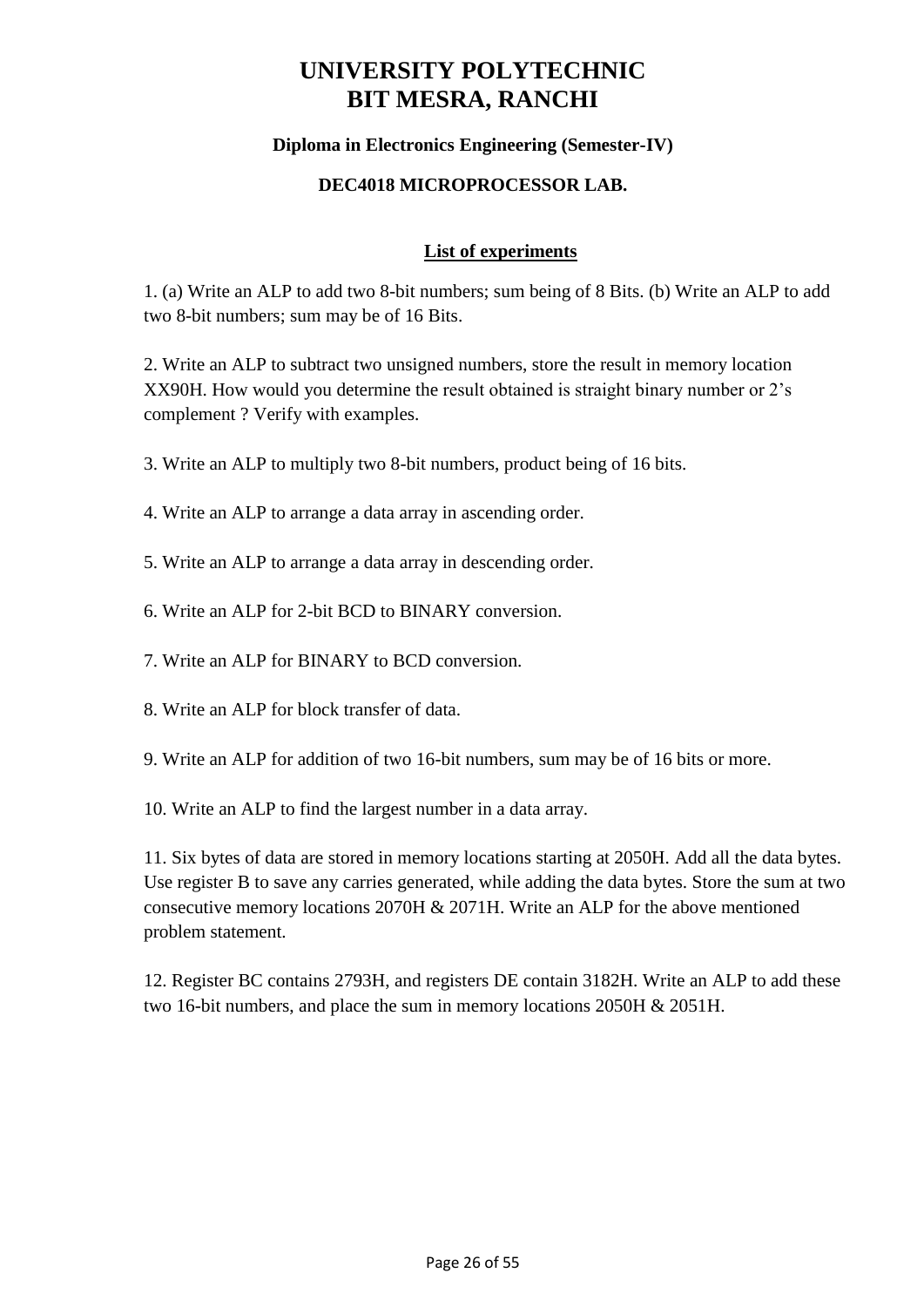# UNIVERSITY POLYTECHNIC
# BIT MESRA, RANCHI

**Diploma in Electronics Engineering (Semester-IV)**

**DEC4018 MICROPROCESSOR LAB.**

## List of experiments

1. (a) Write an ALP to add two 8-bit numbers; sum being of 8 Bits. (b) Write an ALP to add two 8-bit numbers; sum may be of 16 Bits.

2. Write an ALP to subtract two unsigned numbers, store the result in memory location XX90H. How would you determine the result obtained is straight binary number or 2's complement ? Verify with examples.

3. Write an ALP to multiply two 8-bit numbers, product being of 16 bits.

4. Write an ALP to arrange a data array in ascending order.

5. Write an ALP to arrange a data array in descending order.

6. Write an ALP for 2-bit BCD to BINARY conversion.

7. Write an ALP for BINARY to BCD conversion.

8. Write an ALP for block transfer of data.

9. Write an ALP for addition of two 16-bit numbers, sum may be of 16 bits or more.

10. Write an ALP to find the largest number in a data array.

11. Six bytes of data are stored in memory locations starting at 2050H. Add all the data bytes. Use register B to save any carries generated, while adding the data bytes. Store the sum at two consecutive memory locations 2070H & 2071H. Write an ALP for the above mentioned problem statement.

12. Register BC contains 2793H, and registers DE contain 3182H. Write an ALP to add these two 16-bit numbers, and place the sum in memory locations 2050H & 2051H.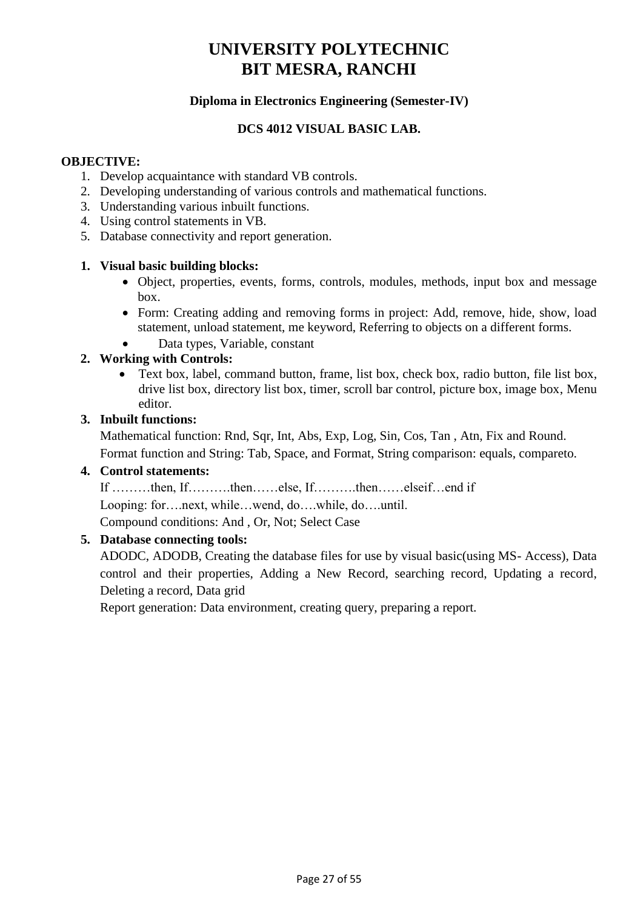# UNIVERSITY POLYTECHNIC
# BIT MESRA, RANCHI

### Diploma in Electronics Engineering (Semester-IV)

### DCS 4012 VISUAL BASIC LAB.

**OBJECTIVE:**

1. Develop acquaintance with standard VB controls.
2. Developing understanding of various controls and mathematical functions.
3. Understanding various inbuilt functions.
4. Using control statements in VB.
5. Database connectivity and report generation.

1. **Visual basic building blocks:**
   - Object, properties, events, forms, controls, modules, methods, input box and message box.
   - Form: Creating adding and removing forms in project: Add, remove, hide, show, load statement, unload statement, me keyword, Referring to objects on a different forms.
   - Data types, Variable, constant
2. **Working with Controls:**
   - Text box, label, command button, frame, list box, check box, radio button, file list box, drive list box, directory list box, timer, scroll bar control, picture box, image box, Menu editor.
3. **Inbuilt functions:**

   Mathematical function: Rnd, Sqr, Int, Abs, Exp, Log, Sin, Cos, Tan , Atn, Fix and Round.

   Format function and String: Tab, Space, and Format, String comparison: equals, compareto.
4. **Control statements:**

   If ………then, If……….then……else, If……….then……elseif…end if

   Looping: for….next, while…wend, do….while, do….until.

   Compound conditions: And , Or, Not; Select Case
5. **Database connecting tools:**

   ADODC, ADODB, Creating the database files for use by visual basic(using MS- Access), Data control and their properties, Adding a New Record, searching record, Updating a record, Deleting a record, Data grid

   Report generation: Data environment, creating query, preparing a report.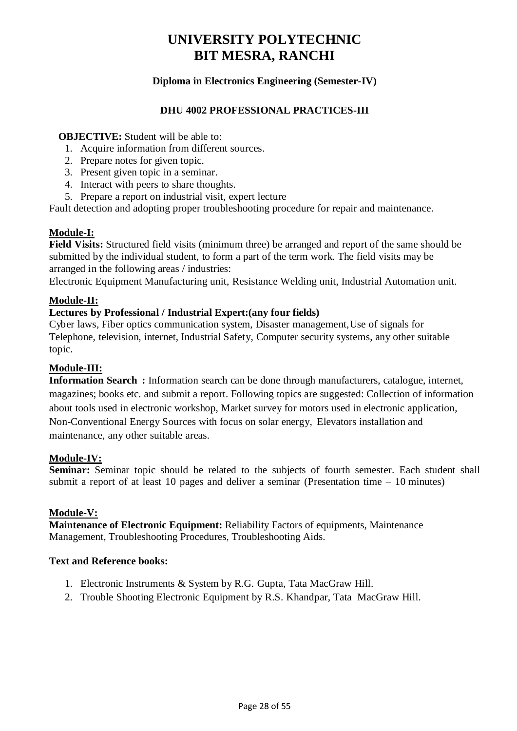# UNIVERSITY POLYTECHNIC
# BIT MESRA, RANCHI

### Diploma in Electronics Engineering (Semester-IV)

### DHU 4002 PROFESSIONAL PRACTICES-III

**OBJECTIVE:** Student will be able to:

1. Acquire information from different sources.
2. Prepare notes for given topic.
3. Present given topic in a seminar.
4. Interact with peers to share thoughts.
5. Prepare a report on industrial visit, expert lecture

Fault detection and adopting proper troubleshooting procedure for repair and maintenance.

**Module-I:**

**Field Visits:** Structured field visits (minimum three) be arranged and report of the same should be submitted by the individual student, to form a part of the term work. The field visits may be arranged in the following areas / industries:

Electronic Equipment Manufacturing unit, Resistance Welding unit, Industrial Automation unit.

**Module-II:**

**Lectures by Professional / Industrial Expert:(any four fields)**

Cyber laws, Fiber optics communication system, Disaster management,Use of signals for Telephone, television, internet, Industrial Safety, Computer security systems, any other suitable topic.

**Module-III:**

**Information Search :** Information search can be done through manufacturers, catalogue, internet, magazines; books etc. and submit a report. Following topics are suggested: Collection of information about tools used in electronic workshop, Market survey for motors used in electronic application, Non-Conventional Energy Sources with focus on solar energy, Elevators installation and maintenance, any other suitable areas.

**Module-IV:**

**Seminar:** Seminar topic should be related to the subjects of fourth semester. Each student shall submit a report of at least 10 pages and deliver a seminar (Presentation time – 10 minutes)

**Module-V:**

**Maintenance of Electronic Equipment:** Reliability Factors of equipments, Maintenance Management, Troubleshooting Procedures, Troubleshooting Aids.

**Text and Reference books:**

1. Electronic Instruments & System by R.G. Gupta, Tata MacGraw Hill.
2. Trouble Shooting Electronic Equipment by R.S. Khandpar, Tata MacGraw Hill.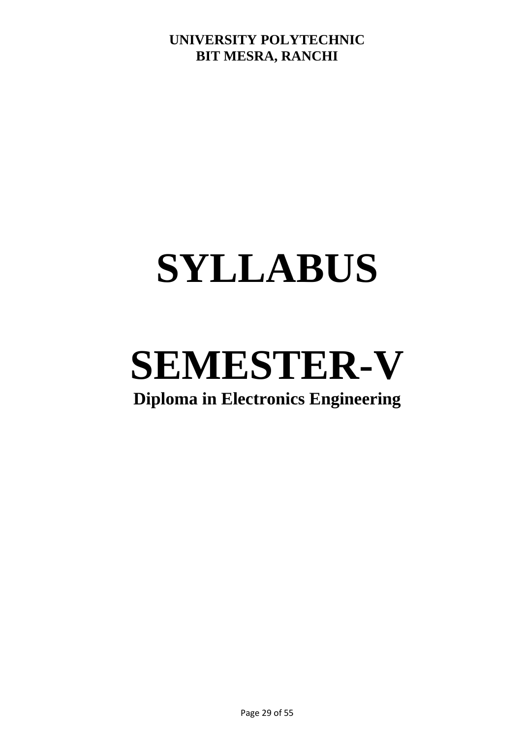**UNIVERSITY POLYTECHNIC**
**BIT MESRA, RANCHI**

# SYLLABUS

# SEMESTER-V

**Diploma in Electronics Engineering**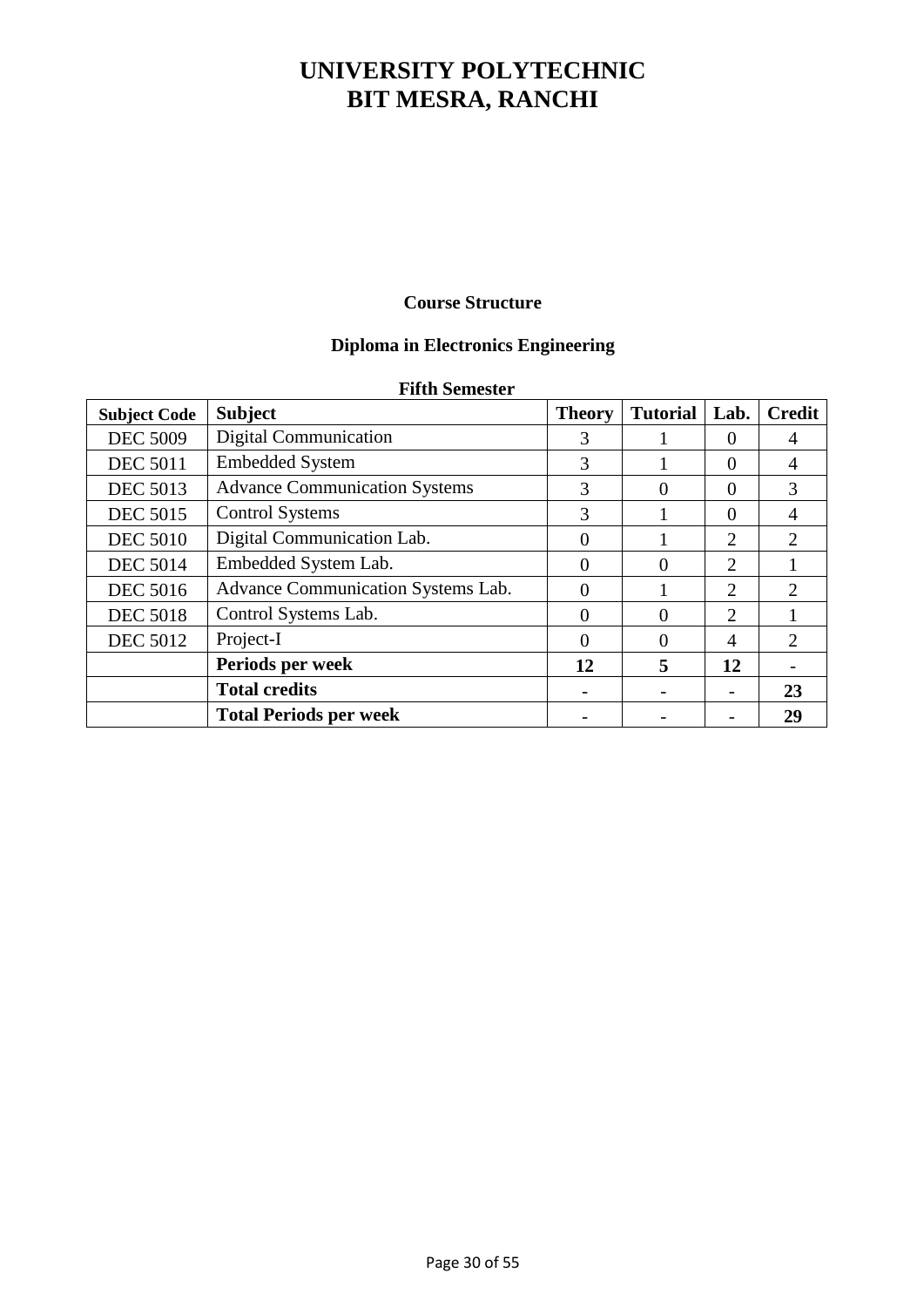# UNIVERSITY POLYTECHNIC
# BIT MESRA, RANCHI

**Course Structure**

**Diploma in Electronics Engineering**

**Fifth Semester**

| Subject Code | Subject | Theory | Tutorial | Lab. | Credit |
|---|---|---|---|---|---|
| DEC 5009 | Digital Communication | 3 | 1 | 0 | 4 |
| DEC 5011 | Embedded System | 3 | 1 | 0 | 4 |
| DEC 5013 | Advance Communication Systems | 3 | 0 | 0 | 3 |
| DEC 5015 | Control Systems | 3 | 1 | 0 | 4 |
| DEC 5010 | Digital Communication Lab. | 0 | 1 | 2 | 2 |
| DEC 5014 | Embedded System Lab. | 0 | 0 | 2 | 1 |
| DEC 5016 | Advance Communication Systems Lab. | 0 | 1 | 2 | 2 |
| DEC 5018 | Control Systems Lab. | 0 | 0 | 2 | 1 |
| DEC 5012 | Project-I | 0 | 0 | 4 | 2 |
| | **Periods per week** | **12** | **5** | **12** | - |
| | **Total credits** | - | - | - | **23** |
| | **Total Periods per week** | - | - | - | **29** |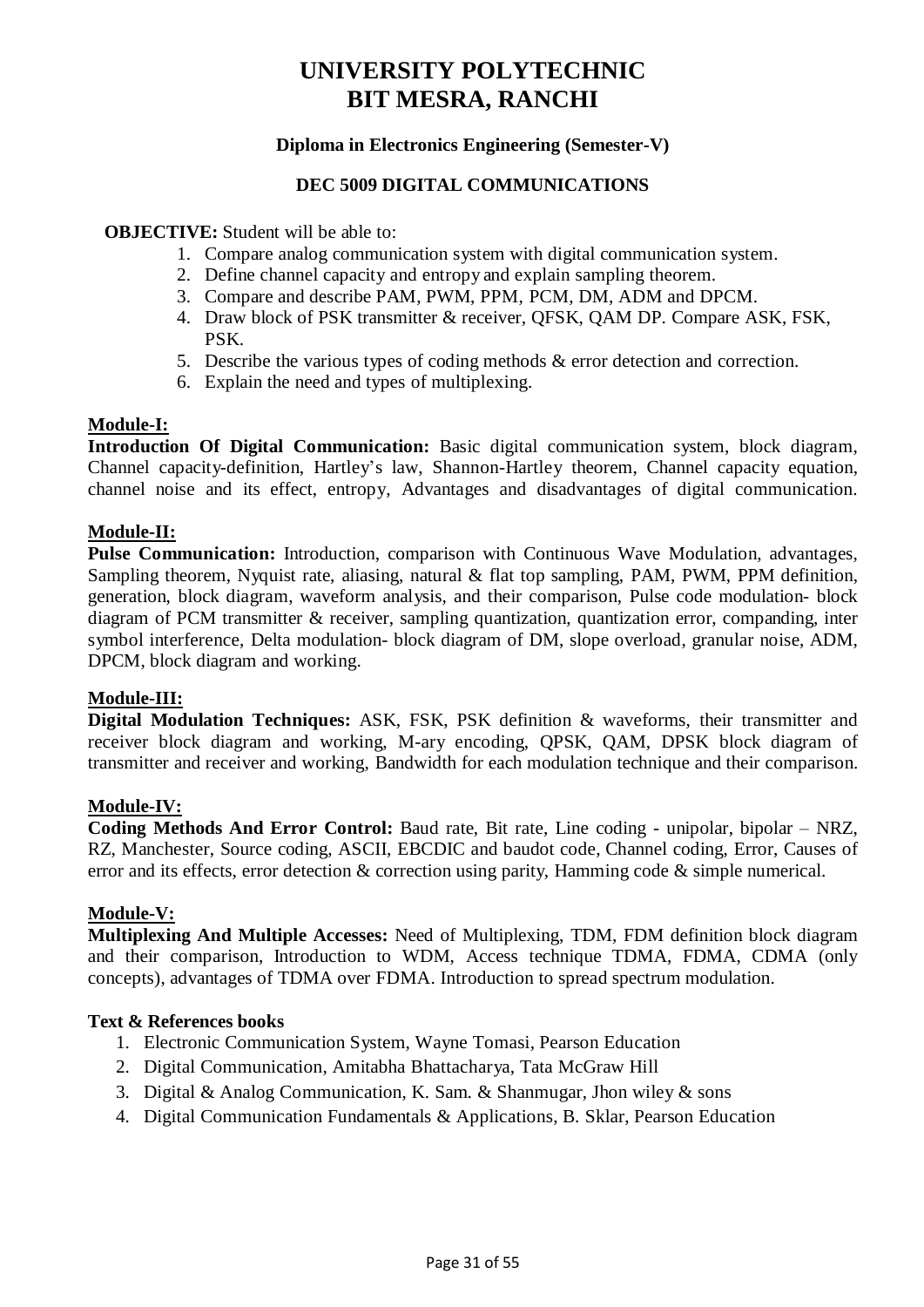# UNIVERSITY POLYTECHNIC
# BIT MESRA, RANCHI

### Diploma in Electronics Engineering (Semester-V)

### DEC 5009 DIGITAL COMMUNICATIONS

**OBJECTIVE:** Student will be able to:

1. Compare analog communication system with digital communication system.
2. Define channel capacity and entropy and explain sampling theorem.
3. Compare and describe PAM, PWM, PPM, PCM, DM, ADM and DPCM.
4. Draw block of PSK transmitter & receiver, QFSK, QAM DP. Compare ASK, FSK, PSK.
5. Describe the various types of coding methods & error detection and correction.
6. Explain the need and types of multiplexing.

**Module-I:**

**Introduction Of Digital Communication:** Basic digital communication system, block diagram, Channel capacity-definition, Hartley's law, Shannon-Hartley theorem, Channel capacity equation, channel noise and its effect, entropy, Advantages and disadvantages of digital communication.

**Module-II:**

**Pulse Communication:** Introduction, comparison with Continuous Wave Modulation, advantages, Sampling theorem, Nyquist rate, aliasing, natural & flat top sampling, PAM, PWM, PPM definition, generation, block diagram, waveform analysis, and their comparison, Pulse code modulation- block diagram of PCM transmitter & receiver, sampling quantization, quantization error, companding, inter symbol interference, Delta modulation- block diagram of DM, slope overload, granular noise, ADM, DPCM, block diagram and working.

**Module-III:**

**Digital Modulation Techniques:** ASK, FSK, PSK definition & waveforms, their transmitter and receiver block diagram and working, M-ary encoding, QPSK, QAM, DPSK block diagram of transmitter and receiver and working, Bandwidth for each modulation technique and their comparison.

**Module-IV:**

**Coding Methods And Error Control:** Baud rate, Bit rate, Line coding - unipolar, bipolar – NRZ, RZ, Manchester, Source coding, ASCII, EBCDIC and baudot code, Channel coding, Error, Causes of error and its effects, error detection & correction using parity, Hamming code & simple numerical.

**Module-V:**

**Multiplexing And Multiple Accesses:** Need of Multiplexing, TDM, FDM definition block diagram and their comparison, Introduction to WDM, Access technique TDMA, FDMA, CDMA (only concepts), advantages of TDMA over FDMA. Introduction to spread spectrum modulation.

**Text & References books**

1. Electronic Communication System, Wayne Tomasi, Pearson Education
2. Digital Communication, Amitabha Bhattacharya, Tata McGraw Hill
3. Digital & Analog Communication, K. Sam. & Shanmugar, Jhon wiley & sons
4. Digital Communication Fundamentals & Applications, B. Sklar, Pearson Education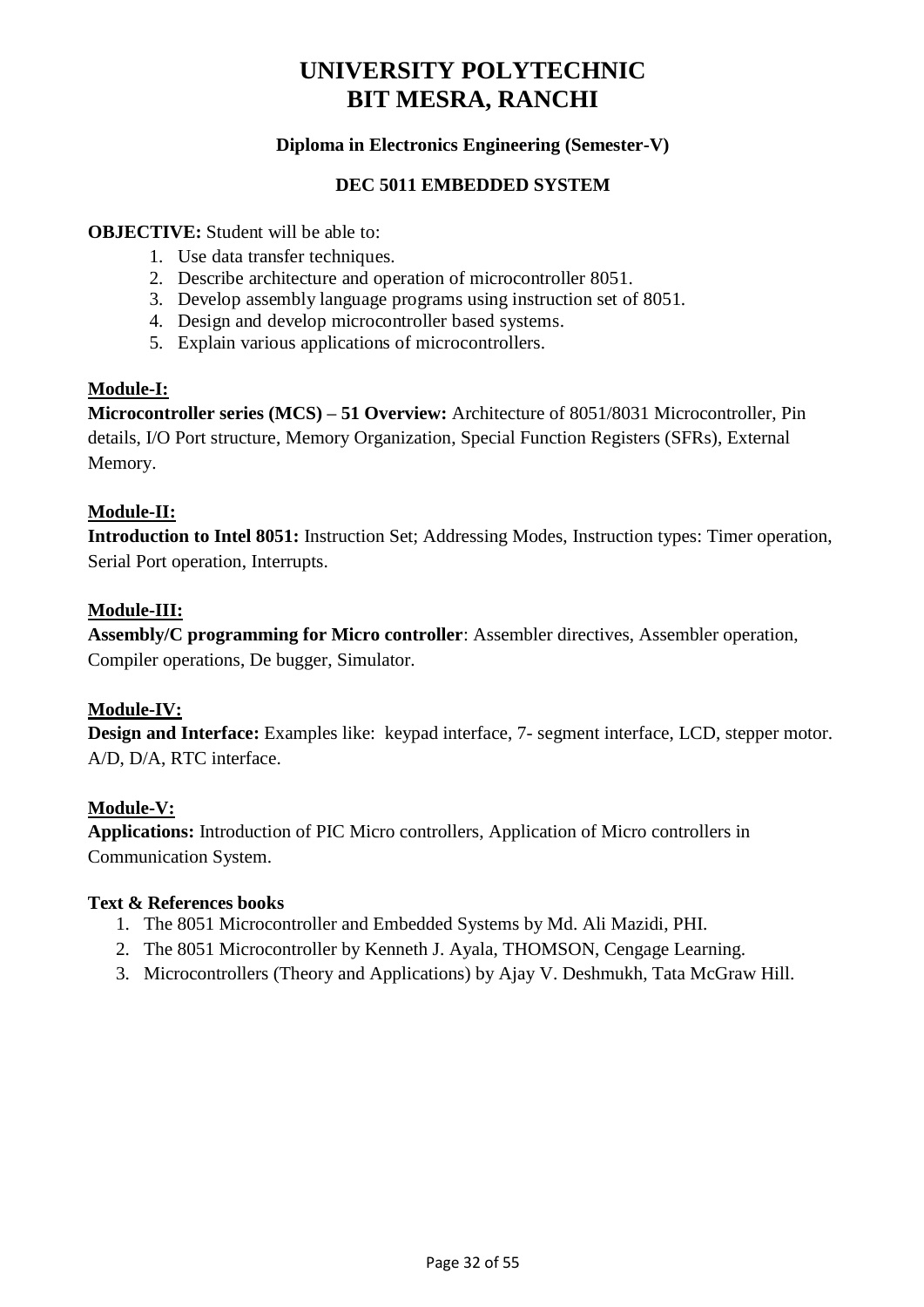# UNIVERSITY POLYTECHNIC
# BIT MESRA, RANCHI

**Diploma in Electronics Engineering (Semester-V)**

**DEC 5011 EMBEDDED SYSTEM**

**OBJECTIVE:** Student will be able to:

1. Use data transfer techniques.
2. Describe architecture and operation of microcontroller 8051.
3. Develop assembly language programs using instruction set of 8051.
4. Design and develop microcontroller based systems.
5. Explain various applications of microcontrollers.

**<u>Module-I:</u>**

**Microcontroller series (MCS) – 51 Overview:** Architecture of 8051/8031 Microcontroller, Pin details, I/O Port structure, Memory Organization, Special Function Registers (SFRs), External Memory.

**<u>Module-II:</u>**

**Introduction to Intel 8051:** Instruction Set; Addressing Modes, Instruction types: Timer operation, Serial Port operation, Interrupts.

**<u>Module-III:</u>**

**Assembly/C programming for Micro controller**: Assembler directives, Assembler operation, Compiler operations, De bugger, Simulator.

**<u>Module-IV:</u>**

**Design and Interface:** Examples like: keypad interface, 7- segment interface, LCD, stepper motor. A/D, D/A, RTC interface.

**<u>Module-V:</u>**

**Applications:** Introduction of PIC Micro controllers, Application of Micro controllers in Communication System.

**Text & References books**

1. The 8051 Microcontroller and Embedded Systems by Md. Ali Mazidi, PHI.
2. The 8051 Microcontroller by Kenneth J. Ayala, THOMSON, Cengage Learning.
3. Microcontrollers (Theory and Applications) by Ajay V. Deshmukh, Tata McGraw Hill.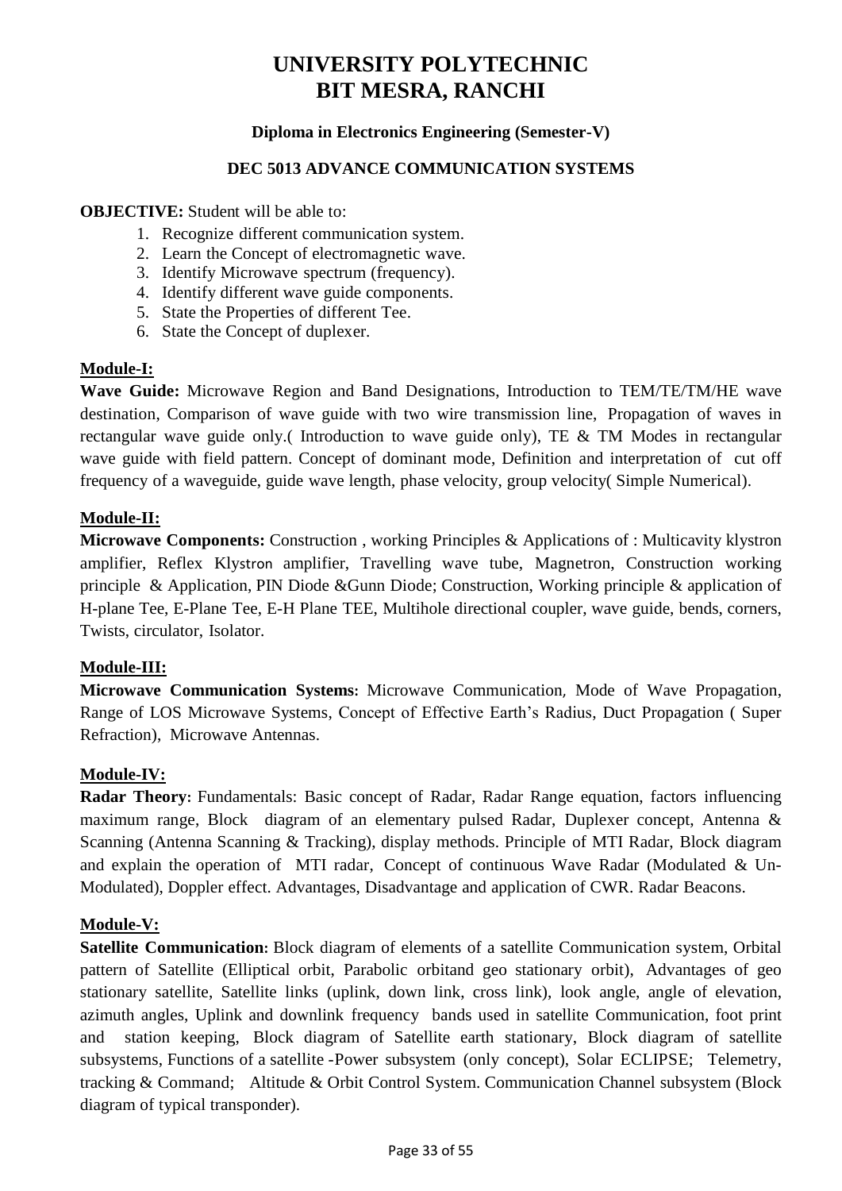# UNIVERSITY POLYTECHNIC
# BIT MESRA, RANCHI

**Diploma in Electronics Engineering (Semester-V)**

**DEC 5013 ADVANCE COMMUNICATION SYSTEMS**

**OBJECTIVE:** Student will be able to:

1. Recognize different communication system.
2. Learn the Concept of electromagnetic wave.
3. Identify Microwave spectrum (frequency).
4. Identify different wave guide components.
5. State the Properties of different Tee.
6. State the Concept of duplexer.

## Module-I:

**Wave Guide:** Microwave Region and Band Designations, Introduction to TEM/TE/TM/HE wave destination, Comparison of wave guide with two wire transmission line, Propagation of waves in rectangular wave guide only.( Introduction to wave guide only), TE & TM Modes in rectangular wave guide with field pattern. Concept of dominant mode, Definition and interpretation of cut off frequency of a waveguide, guide wave length, phase velocity, group velocity( Simple Numerical).

## Module-II:

**Microwave Components:** Construction , working Principles & Applications of : Multicavity klystron amplifier, Reflex Klystron amplifier, Travelling wave tube, Magnetron, Construction working principle & Application, PIN Diode &Gunn Diode; Construction, Working principle & application of H-plane Tee, E-Plane Tee, E-H Plane TEE, Multihole directional coupler, wave guide, bends, corners, Twists, circulator, Isolator.

## Module-III:

**Microwave Communication Systems:** Microwave Communication, Mode of Wave Propagation, Range of LOS Microwave Systems, Concept of Effective Earth's Radius, Duct Propagation ( Super Refraction), Microwave Antennas.

## Module-IV:

**Radar Theory:** Fundamentals: Basic concept of Radar, Radar Range equation, factors influencing maximum range, Block diagram of an elementary pulsed Radar, Duplexer concept, Antenna & Scanning (Antenna Scanning & Tracking), display methods. Principle of MTI Radar, Block diagram and explain the operation of MTI radar, Concept of continuous Wave Radar (Modulated & Un-Modulated), Doppler effect. Advantages, Disadvantage and application of CWR. Radar Beacons.

## Module-V:

**Satellite Communication:** Block diagram of elements of a satellite Communication system, Orbital pattern of Satellite (Elliptical orbit, Parabolic orbitand geo stationary orbit), Advantages of geo stationary satellite, Satellite links (uplink, down link, cross link), look angle, angle of elevation, azimuth angles, Uplink and downlink frequency bands used in satellite Communication, foot print and station keeping, Block diagram of Satellite earth stationary, Block diagram of satellite subsystems, Functions of a satellite -Power subsystem (only concept), Solar ECLIPSE; Telemetry, tracking & Command; Altitude & Orbit Control System. Communication Channel subsystem (Block diagram of typical transponder).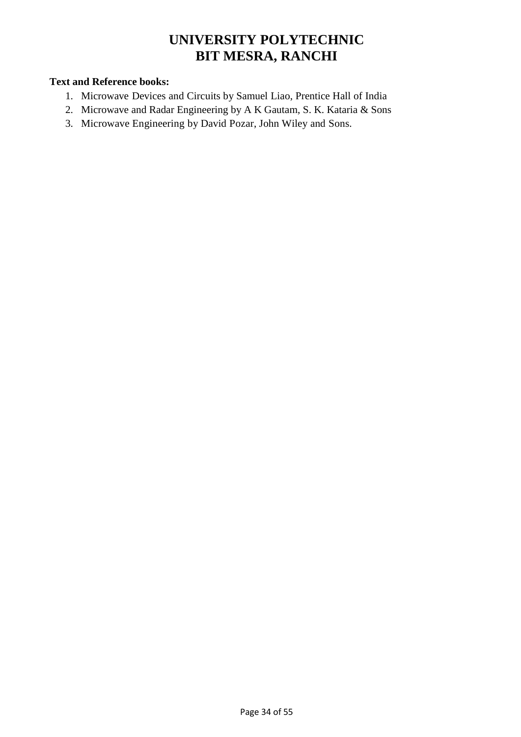**Text and Reference books:**

1. Microwave Devices and Circuits by Samuel Liao, Prentice Hall of India
2. Microwave and Radar Engineering by A K Gautam, S. K. Kataria & Sons
3. Microwave Engineering by David Pozar, John Wiley and Sons.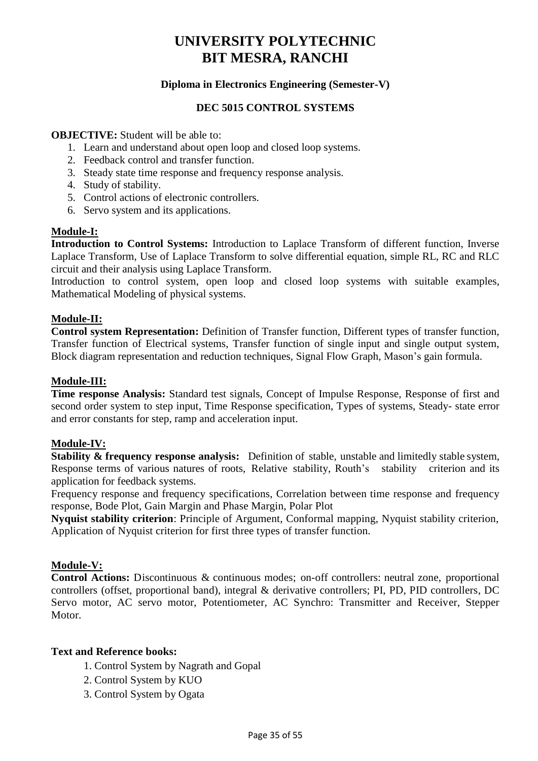# UNIVERSITY POLYTECHNIC
# BIT MESRA, RANCHI

**Diploma in Electronics Engineering (Semester-V)**

**DEC 5015 CONTROL SYSTEMS**

**OBJECTIVE:** Student will be able to:

1. Learn and understand about open loop and closed loop systems.
2. Feedback control and transfer function.
3. Steady state time response and frequency response analysis.
4. Study of stability.
5. Control actions of electronic controllers.
6. Servo system and its applications.

## Module-I:

**Introduction to Control Systems:** Introduction to Laplace Transform of different function, Inverse Laplace Transform, Use of Laplace Transform to solve differential equation, simple RL, RC and RLC circuit and their analysis using Laplace Transform.

Introduction to control system, open loop and closed loop systems with suitable examples, Mathematical Modeling of physical systems.

## Module-II:

**Control system Representation:** Definition of Transfer function, Different types of transfer function, Transfer function of Electrical systems, Transfer function of single input and single output system, Block diagram representation and reduction techniques, Signal Flow Graph, Mason's gain formula.

## Module-III:

**Time response Analysis:** Standard test signals, Concept of Impulse Response, Response of first and second order system to step input, Time Response specification, Types of systems, Steady- state error and error constants for step, ramp and acceleration input.

## Module-IV:

**Stability & frequency response analysis:** Definition of stable, unstable and limitedly stable system, Response terms of various natures of roots, Relative stability, Routh's stability criterion and its application for feedback systems.

Frequency response and frequency specifications, Correlation between time response and frequency response, Bode Plot, Gain Margin and Phase Margin, Polar Plot

**Nyquist stability criterion**: Principle of Argument, Conformal mapping, Nyquist stability criterion, Application of Nyquist criterion for first three types of transfer function.

## Module-V:

**Control Actions:** Discontinuous & continuous modes; on-off controllers: neutral zone, proportional controllers (offset, proportional band), integral & derivative controllers; PI, PD, PID controllers, DC Servo motor, AC servo motor, Potentiometer, AC Synchro: Transmitter and Receiver, Stepper Motor.

**Text and Reference books:**

1. Control System by Nagrath and Gopal
2. Control System by KUO
3. Control System by Ogata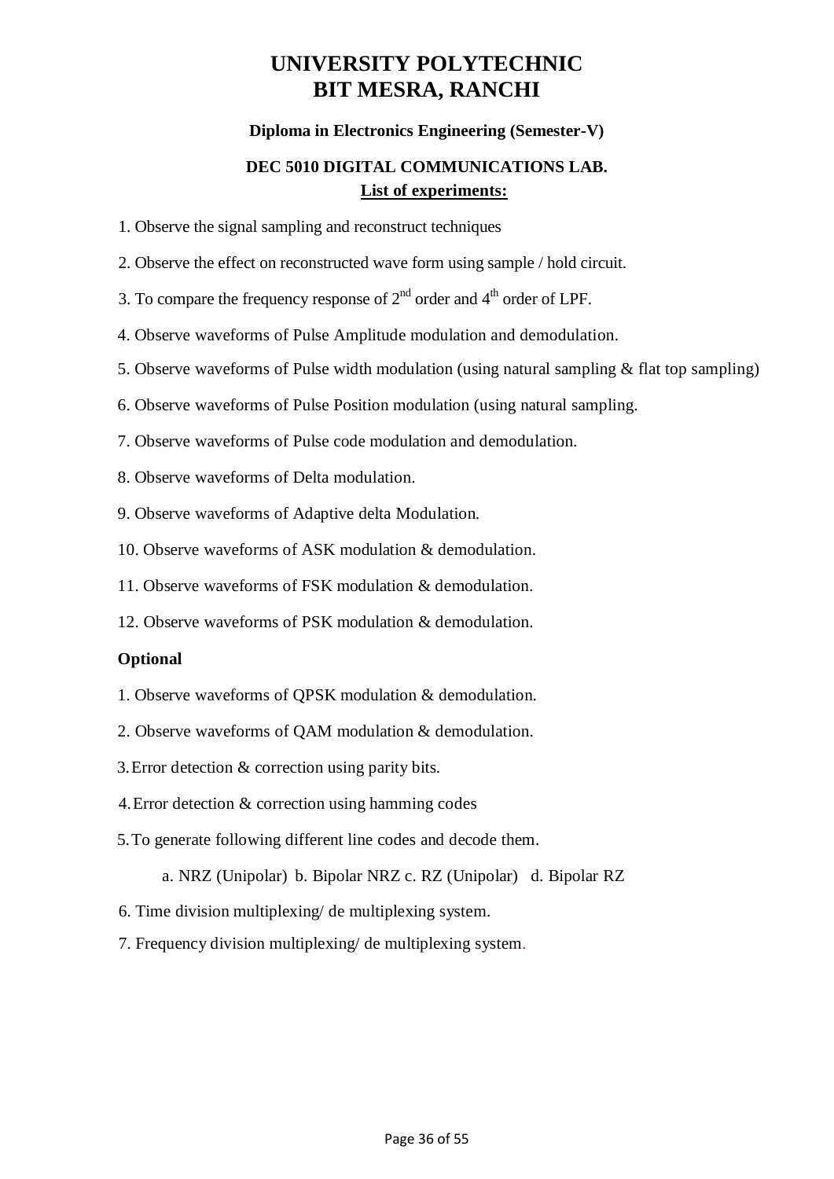# UNIVERSITY POLYTECHNIC
# BIT MESRA, RANCHI

**Diploma in Electronics Engineering (Semester-V)**

**DEC 5010 DIGITAL COMMUNICATIONS LAB.**

**List of experiments:**

1. Observe the signal sampling and reconstruct techniques
2. Observe the effect on reconstructed wave form using sample / hold circuit.
3. To compare the frequency response of $2^{nd}$ order and $4^{th}$ order of LPF.
4. Observe waveforms of Pulse Amplitude modulation and demodulation.
5. Observe waveforms of Pulse width modulation (using natural sampling & flat top sampling)
6. Observe waveforms of Pulse Position modulation (using natural sampling.
7. Observe waveforms of Pulse code modulation and demodulation.
8. Observe waveforms of Delta modulation.
9. Observe waveforms of Adaptive delta Modulation.
10. Observe waveforms of ASK modulation & demodulation.
11. Observe waveforms of FSK modulation & demodulation.
12. Observe waveforms of PSK modulation & demodulation.

**Optional**

1. Observe waveforms of QPSK modulation & demodulation.
2. Observe waveforms of QAM modulation & demodulation.
3. Error detection & correction using parity bits.
4. Error detection & correction using hamming codes
5. To generate following different line codes and decode them.

   a. NRZ (Unipolar) b. Bipolar NRZ c. RZ (Unipolar) d. Bipolar RZ

6. Time division multiplexing/ de multiplexing system.
7. Frequency division multiplexing/ de multiplexing system.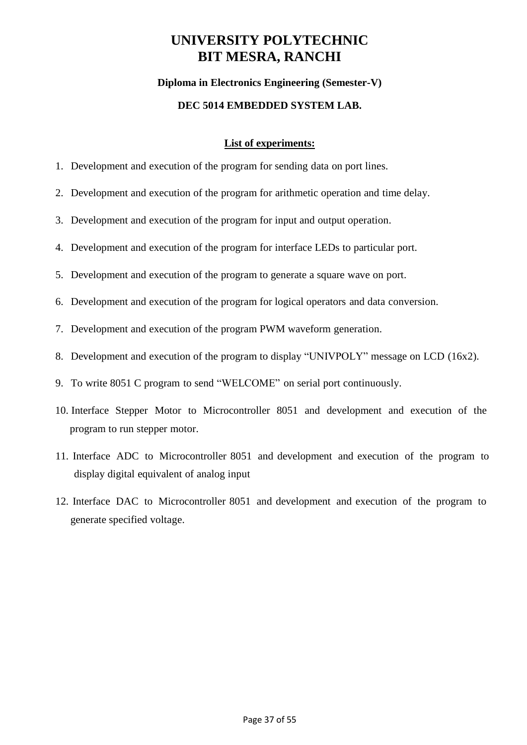# UNIVERSITY POLYTECHNIC
# BIT MESRA, RANCHI

**Diploma in Electronics Engineering (Semester-V)**

**DEC 5014 EMBEDDED SYSTEM LAB.**

**List of experiments:**

1. Development and execution of the program for sending data on port lines.
2. Development and execution of the program for arithmetic operation and time delay.
3. Development and execution of the program for input and output operation.
4. Development and execution of the program for interface LEDs to particular port.
5. Development and execution of the program to generate a square wave on port.
6. Development and execution of the program for logical operators and data conversion.
7. Development and execution of the program PWM waveform generation.
8. Development and execution of the program to display "UNIVPOLY" message on LCD (16x2).
9. To write 8051 C program to send "WELCOME" on serial port continuously.
10. Interface Stepper Motor to Microcontroller 8051 and development and execution of the program to run stepper motor.
11. Interface ADC to Microcontroller 8051 and development and execution of the program to display digital equivalent of analog input
12. Interface DAC to Microcontroller 8051 and development and execution of the program to generate specified voltage.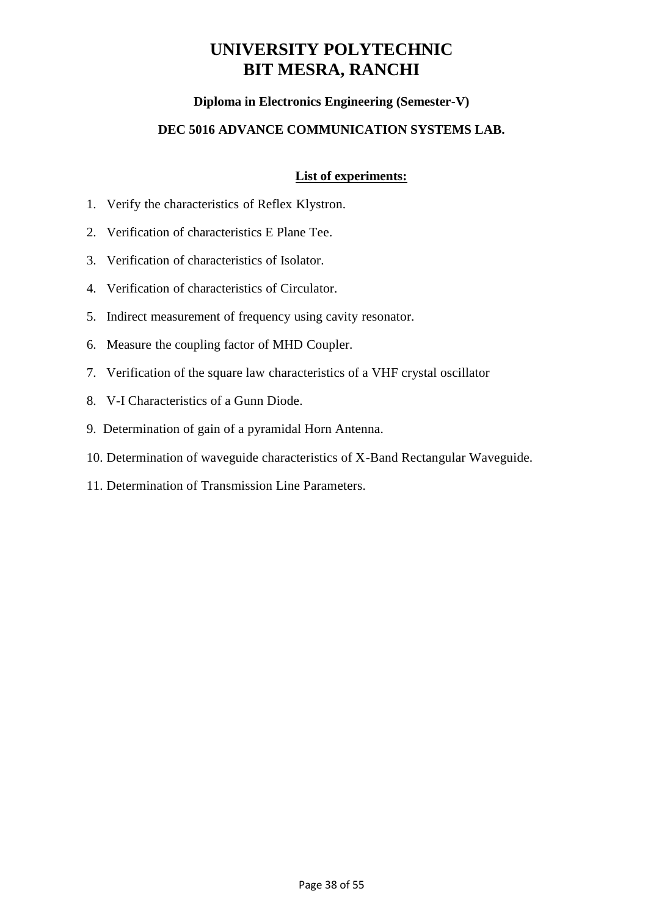# UNIVERSITY POLYTECHNIC
# BIT MESRA, RANCHI

### Diploma in Electronics Engineering (Semester-V)

### DEC 5016 ADVANCE COMMUNICATION SYSTEMS LAB.

**List of experiments:**

1. Verify the characteristics of Reflex Klystron.
2. Verification of characteristics E Plane Tee.
3. Verification of characteristics of Isolator.
4. Verification of characteristics of Circulator.
5. Indirect measurement of frequency using cavity resonator.
6. Measure the coupling factor of MHD Coupler.
7. Verification of the square law characteristics of a VHF crystal oscillator
8. V-I Characteristics of a Gunn Diode.
9. Determination of gain of a pyramidal Horn Antenna.
10. Determination of waveguide characteristics of X-Band Rectangular Waveguide.
11. Determination of Transmission Line Parameters.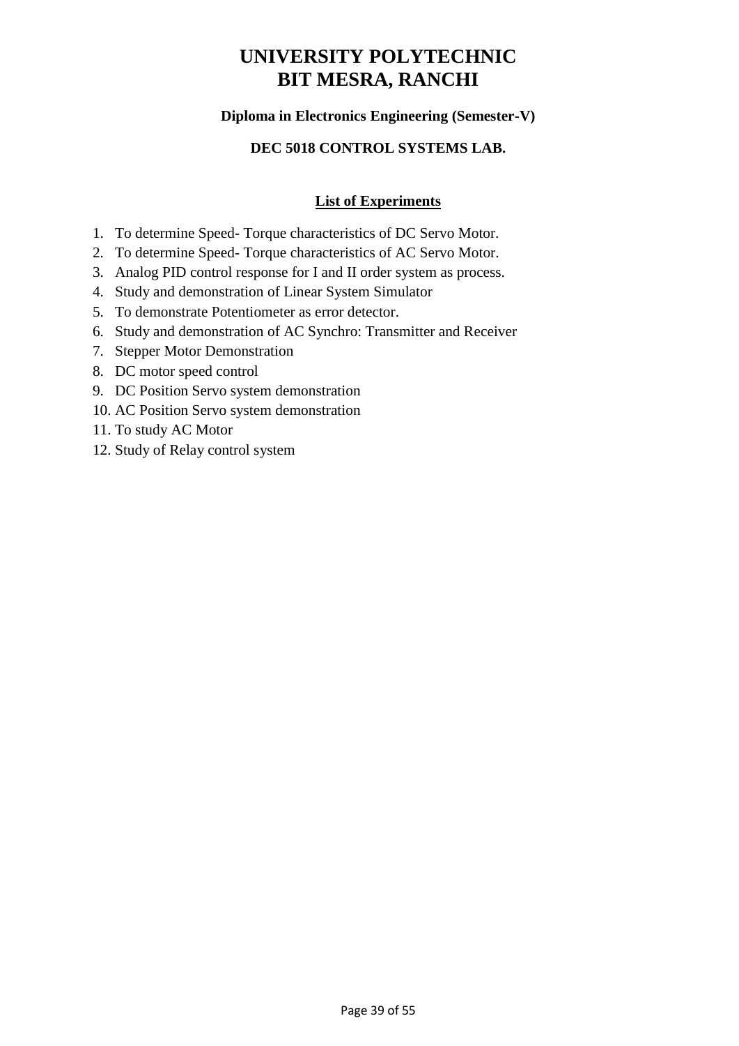# UNIVERSITY POLYTECHNIC
# BIT MESRA, RANCHI

**Diploma in Electronics Engineering (Semester-V)**

**DEC 5018 CONTROL SYSTEMS LAB.**

**List of Experiments**

1. To determine Speed- Torque characteristics of DC Servo Motor.
2. To determine Speed- Torque characteristics of AC Servo Motor.
3. Analog PID control response for I and II order system as process.
4. Study and demonstration of Linear System Simulator
5. To demonstrate Potentiometer as error detector.
6. Study and demonstration of AC Synchro: Transmitter and Receiver
7. Stepper Motor Demonstration
8. DC motor speed control
9. DC Position Servo system demonstration
10. AC Position Servo system demonstration
11. To study AC Motor
12. Study of Relay control system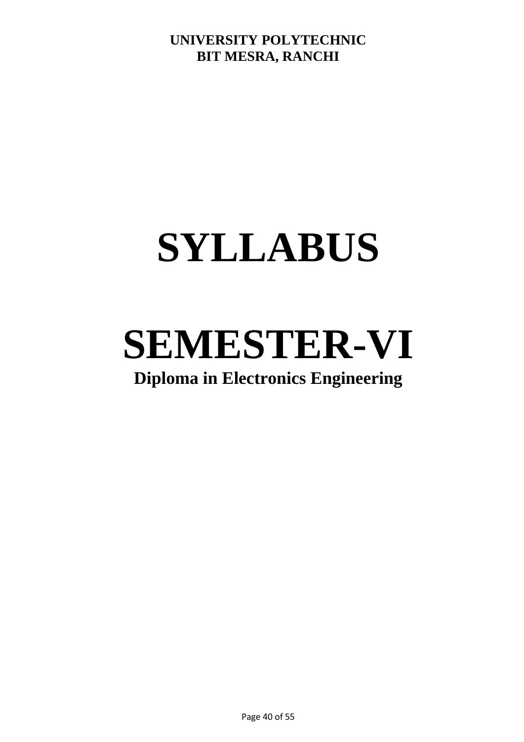**UNIVERSITY POLYTECHNIC**
**BIT MESRA, RANCHI**

# SYLLABUS

# SEMESTER-VI

## Diploma in Electronics Engineering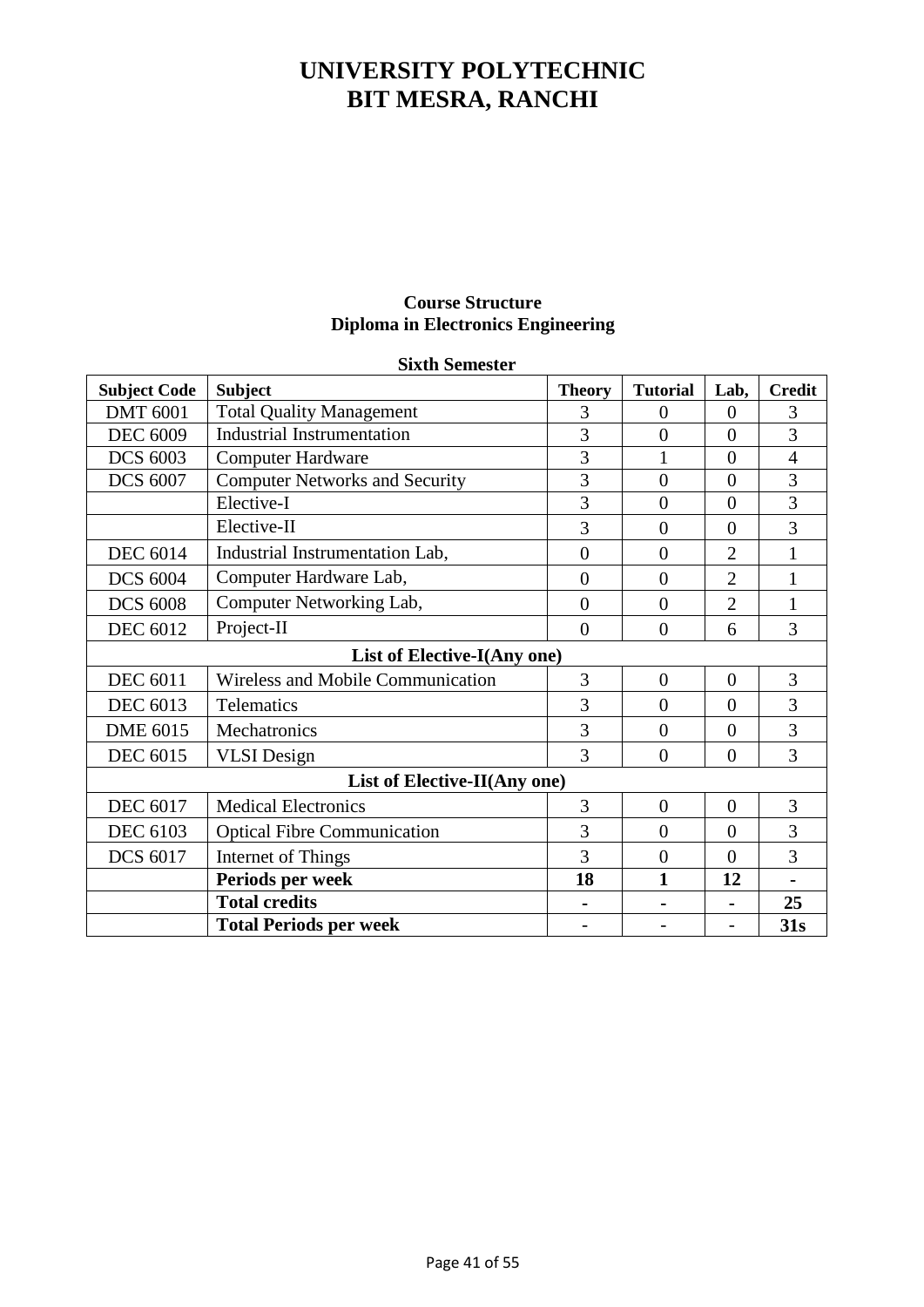# UNIVERSITY POLYTECHNIC
# BIT MESRA, RANCHI

**Course Structure**
**Diploma in Electronics Engineering**

**Sixth Semester**

| Subject Code | Subject | Theory | Tutorial | Lab, | Credit |
|---|---|---|---|---|---|
| DMT 6001 | Total Quality Management | 3 | 0 | 0 | 3 |
| DEC 6009 | Industrial Instrumentation | 3 | 0 | 0 | 3 |
| DCS 6003 | Computer Hardware | 3 | 1 | 0 | 4 |
| DCS 6007 | Computer Networks and Security | 3 | 0 | 0 | 3 |
| | Elective-I | 3 | 0 | 0 | 3 |
| | Elective-II | 3 | 0 | 0 | 3 |
| DEC 6014 | Industrial Instrumentation Lab, | 0 | 0 | 2 | 1 |
| DCS 6004 | Computer Hardware Lab, | 0 | 0 | 2 | 1 |
| DCS 6008 | Computer Networking Lab, | 0 | 0 | 2 | 1 |
| DEC 6012 | Project-II | 0 | 0 | 6 | 3 |
| **List of Elective-I(Any one)** | | | | | |
| DEC 6011 | Wireless and Mobile Communication | 3 | 0 | 0 | 3 |
| DEC 6013 | Telematics | 3 | 0 | 0 | 3 |
| DME 6015 | Mechatronics | 3 | 0 | 0 | 3 |
| DEC 6015 | VLSI Design | 3 | 0 | 0 | 3 |
| **List of Elective-II(Any one)** | | | | | |
| DEC 6017 | Medical Electronics | 3 | 0 | 0 | 3 |
| DEC 6103 | Optical Fibre Communication | 3 | 0 | 0 | 3 |
| DCS 6017 | Internet of Things | 3 | 0 | 0 | 3 |
| | **Periods per week** | **18** | **1** | **12** | **-** |
| | **Total credits** | **-** | **-** | **-** | **25** |
| | **Total Periods per week** | - | - | - | **31s** |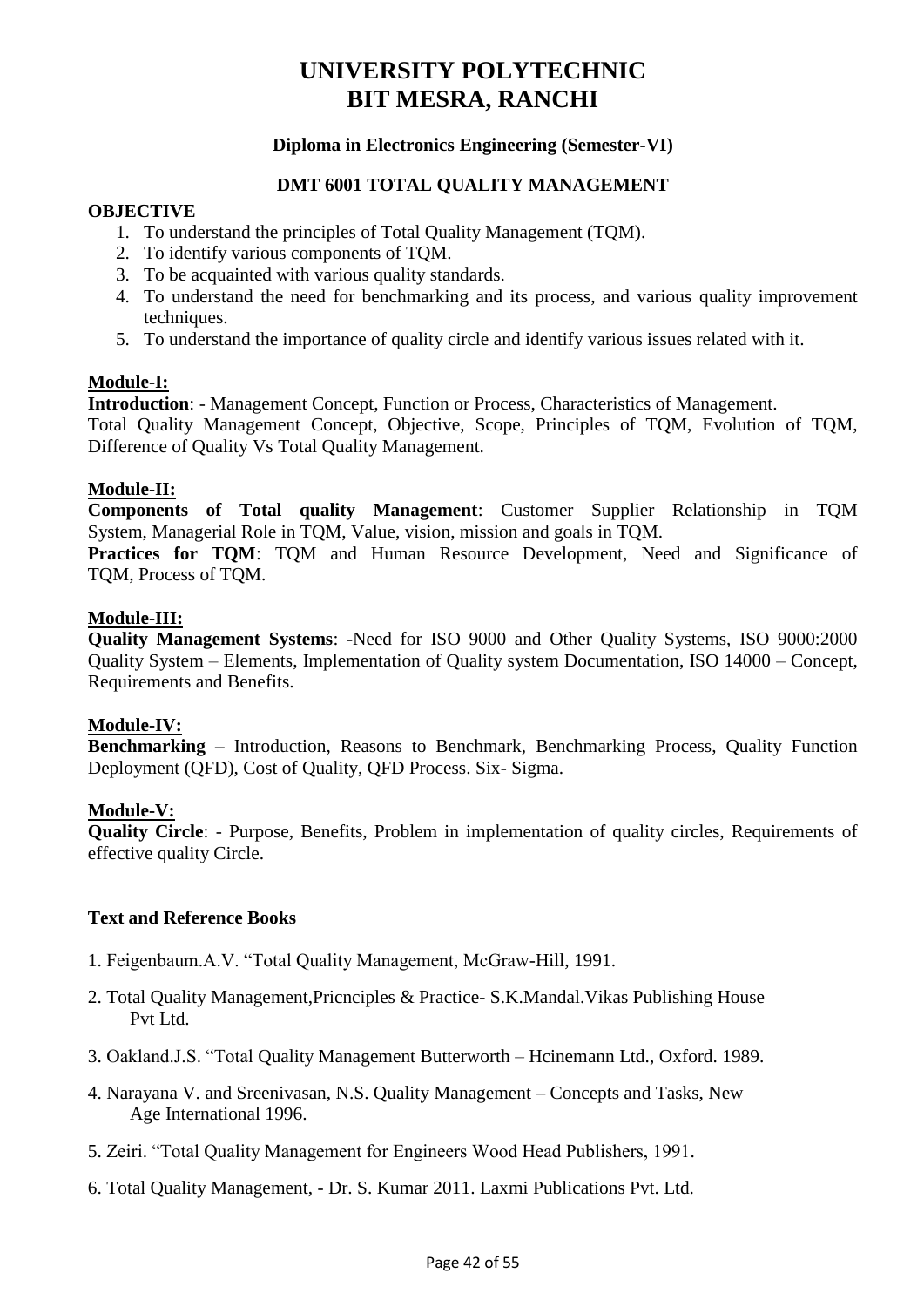# UNIVERSITY POLYTECHNIC
# BIT MESRA, RANCHI

### Diploma in Electronics Engineering (Semester-VI)

### DMT 6001 TOTAL QUALITY MANAGEMENT

**OBJECTIVE**

1. To understand the principles of Total Quality Management (TQM).
2. To identify various components of TQM.
3. To be acquainted with various quality standards.
4. To understand the need for benchmarking and its process, and various quality improvement techniques.
5. To understand the importance of quality circle and identify various issues related with it.

**Module-I:**

**Introduction**: - Management Concept, Function or Process, Characteristics of Management.
Total Quality Management Concept, Objective, Scope, Principles of TQM, Evolution of TQM, Difference of Quality Vs Total Quality Management.

**Module-II:**

**Components of Total quality Management**: Customer Supplier Relationship in TQM System, Managerial Role in TQM, Value, vision, mission and goals in TQM.
**Practices for TQM**: TQM and Human Resource Development, Need and Significance of TQM, Process of TQM.

**Module-III:**

**Quality Management Systems**: -Need for ISO 9000 and Other Quality Systems, ISO 9000:2000 Quality System – Elements, Implementation of Quality system Documentation, ISO 14000 – Concept, Requirements and Benefits.

**Module-IV:**

**Benchmarking** – Introduction, Reasons to Benchmark, Benchmarking Process, Quality Function Deployment (QFD), Cost of Quality, QFD Process. Six- Sigma.

**Module-V:**

**Quality Circle**: - Purpose, Benefits, Problem in implementation of quality circles, Requirements of effective quality Circle.

**Text and Reference Books**

1. Feigenbaum.A.V. “Total Quality Management, McGraw-Hill, 1991.
2. Total Quality Management,Pricnciples & Practice- S.K.Mandal.Vikas Publishing House Pvt Ltd.
3. Oakland.J.S. “Total Quality Management Butterworth – Hcinemann Ltd., Oxford. 1989.
4. Narayana V. and Sreenivasan, N.S. Quality Management – Concepts and Tasks, New Age International 1996.
5. Zeiri. “Total Quality Management for Engineers Wood Head Publishers, 1991.
6. Total Quality Management, - Dr. S. Kumar 2011. Laxmi Publications Pvt. Ltd.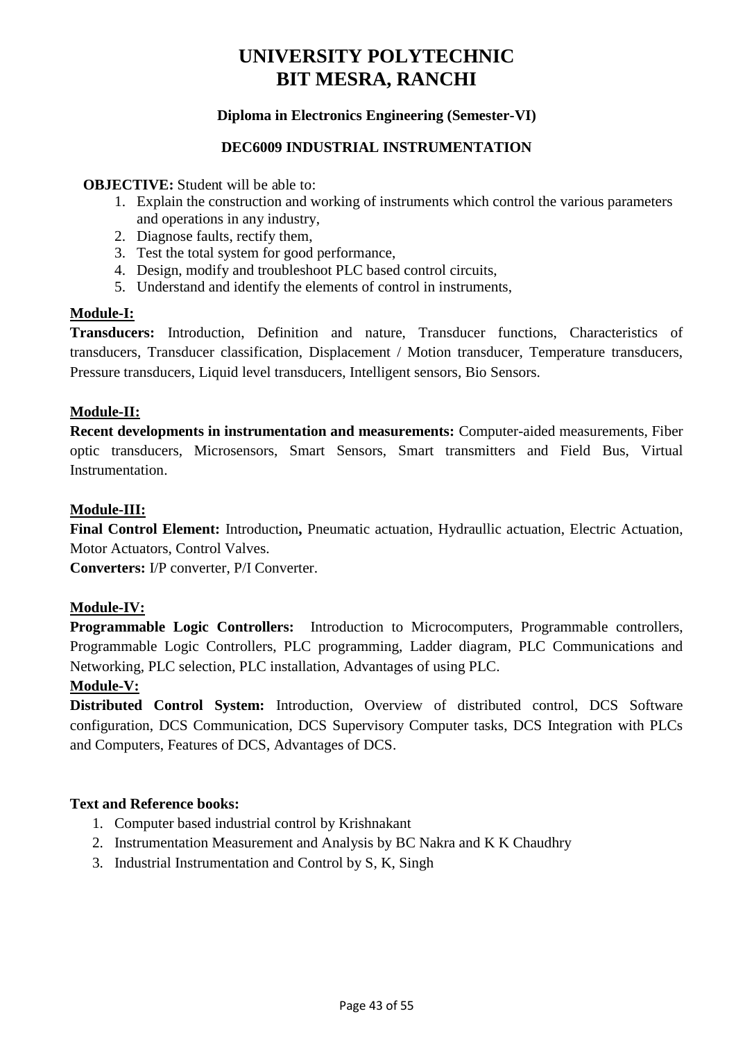# UNIVERSITY POLYTECHNIC
# BIT MESRA, RANCHI

### Diploma in Electronics Engineering (Semester-VI)

### DEC6009 INDUSTRIAL INSTRUMENTATION

**OBJECTIVE:** Student will be able to:

1. Explain the construction and working of instruments which control the various parameters and operations in any industry,
2. Diagnose faults, rectify them,
3. Test the total system for good performance,
4. Design, modify and troubleshoot PLC based control circuits,
5. Understand and identify the elements of control in instruments,

**Module-I:**

**Transducers:** Introduction, Definition and nature, Transducer functions, Characteristics of transducers, Transducer classification, Displacement / Motion transducer, Temperature transducers, Pressure transducers, Liquid level transducers, Intelligent sensors, Bio Sensors.

**Module-II:**

**Recent developments in instrumentation and measurements:** Computer-aided measurements, Fiber optic transducers, Microsensors, Smart Sensors, Smart transmitters and Field Bus, Virtual Instrumentation.

**Module-III:**

**Final Control Element:** Introduction**,** Pneumatic actuation, Hydraullic actuation, Electric Actuation, Motor Actuators, Control Valves.

**Converters:** I/P converter, P/I Converter.

**Module-IV:**

**Programmable Logic Controllers:** Introduction to Microcomputers, Programmable controllers, Programmable Logic Controllers, PLC programming, Ladder diagram, PLC Communications and Networking, PLC selection, PLC installation, Advantages of using PLC.

**Module-V:**

**Distributed Control System:** Introduction, Overview of distributed control, DCS Software configuration, DCS Communication, DCS Supervisory Computer tasks, DCS Integration with PLCs and Computers, Features of DCS, Advantages of DCS.

**Text and Reference books:**

1. Computer based industrial control by Krishnakant
2. Instrumentation Measurement and Analysis by BC Nakra and K K Chaudhry
3. Industrial Instrumentation and Control by S, K, Singh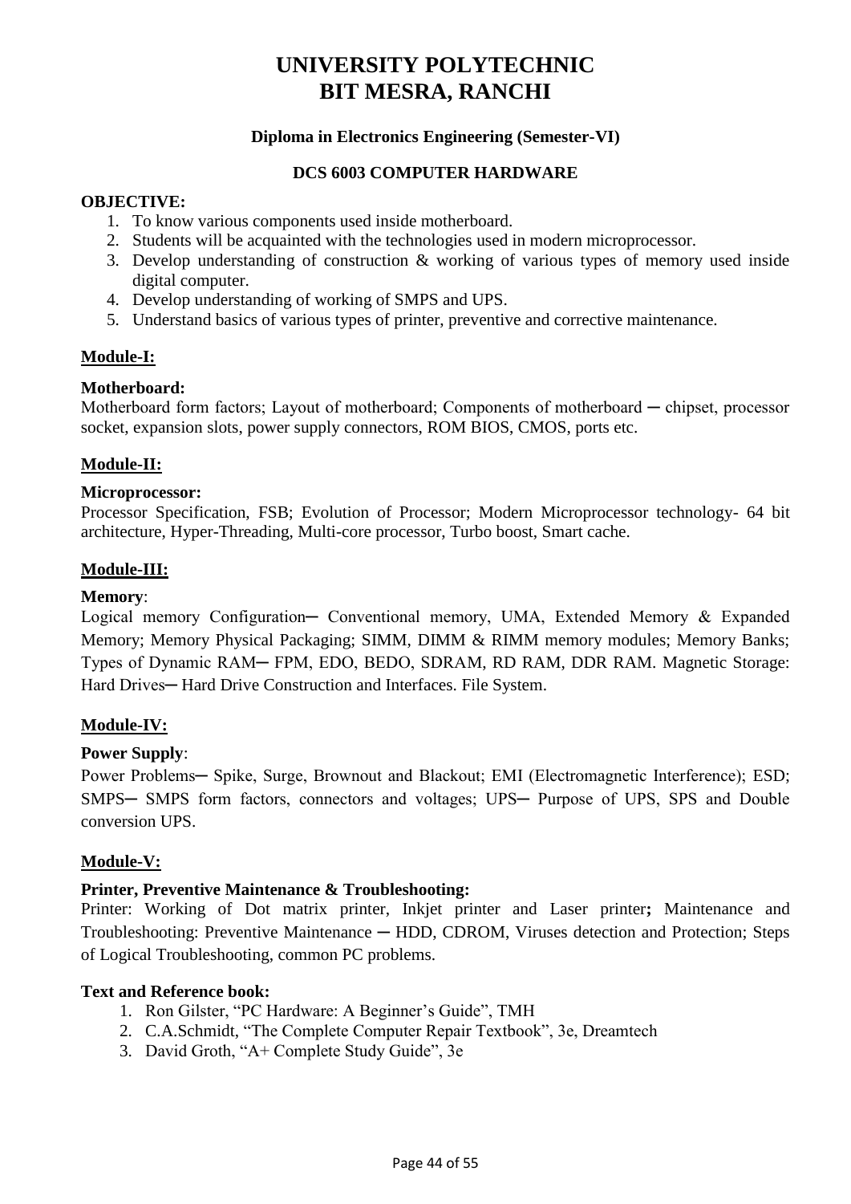# UNIVERSITY POLYTECHNIC
# BIT MESRA, RANCHI

### Diploma in Electronics Engineering (Semester-VI)

### DCS 6003 COMPUTER HARDWARE

**OBJECTIVE:**

1. To know various components used inside motherboard.
2. Students will be acquainted with the technologies used in modern microprocessor.
3. Develop understanding of construction & working of various types of memory used inside digital computer.
4. Develop understanding of working of SMPS and UPS.
5. Understand basics of various types of printer, preventive and corrective maintenance.

**Module-I:**

**Motherboard:**
Motherboard form factors; Layout of motherboard; Components of motherboard ─ chipset, processor socket, expansion slots, power supply connectors, ROM BIOS, CMOS, ports etc.

**Module-II:**

**Microprocessor:**
Processor Specification, FSB; Evolution of Processor; Modern Microprocessor technology- 64 bit architecture, Hyper-Threading, Multi-core processor, Turbo boost, Smart cache.

**Module-III:**

**Memory**:
Logical memory Configuration─ Conventional memory, UMA, Extended Memory & Expanded Memory; Memory Physical Packaging; SIMM, DIMM & RIMM memory modules; Memory Banks; Types of Dynamic RAM─ FPM, EDO, BEDO, SDRAM, RD RAM, DDR RAM. Magnetic Storage: Hard Drives─ Hard Drive Construction and Interfaces. File System.

**Module-IV:**

**Power Supply**:
Power Problems─ Spike, Surge, Brownout and Blackout; EMI (Electromagnetic Interference); ESD; SMPS─ SMPS form factors, connectors and voltages; UPS─ Purpose of UPS, SPS and Double conversion UPS.

**Module-V:**

**Printer, Preventive Maintenance & Troubleshooting:**
Printer: Working of Dot matrix printer, Inkjet printer and Laser printer**;** Maintenance and Troubleshooting: Preventive Maintenance ─ HDD, CDROM, Viruses detection and Protection; Steps of Logical Troubleshooting, common PC problems.

**Text and Reference book:**

1. Ron Gilster, "PC Hardware: A Beginner's Guide", TMH
2. C.A.Schmidt, "The Complete Computer Repair Textbook", 3e, Dreamtech
3. David Groth, "A+ Complete Study Guide", 3e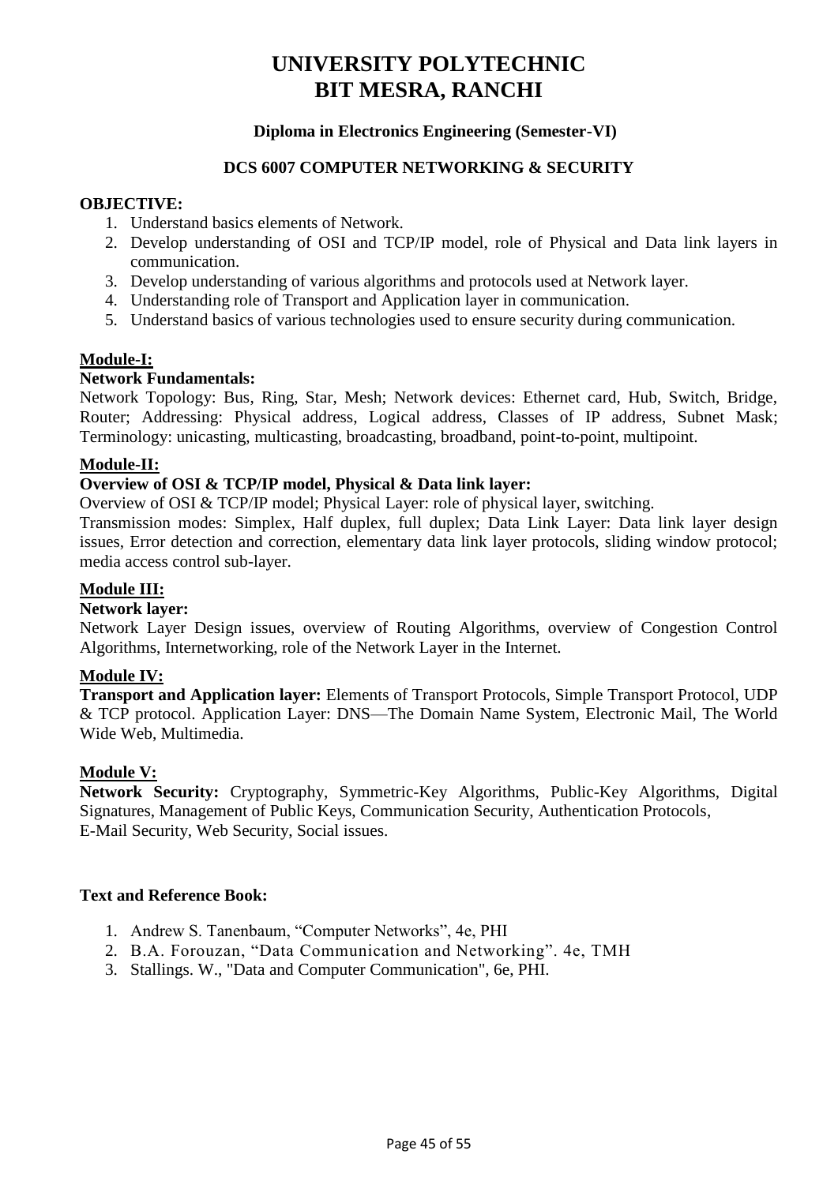# UNIVERSITY POLYTECHNIC
# BIT MESRA, RANCHI

### Diploma in Electronics Engineering (Semester-VI)

### DCS 6007 COMPUTER NETWORKING & SECURITY

**OBJECTIVE:**

1. Understand basics elements of Network.
2. Develop understanding of OSI and TCP/IP model, role of Physical and Data link layers in communication.
3. Develop understanding of various algorithms and protocols used at Network layer.
4. Understanding role of Transport and Application layer in communication.
5. Understand basics of various technologies used to ensure security during communication.

**Module-I:**

**Network Fundamentals:**

Network Topology: Bus, Ring, Star, Mesh; Network devices: Ethernet card, Hub, Switch, Bridge, Router; Addressing: Physical address, Logical address, Classes of IP address, Subnet Mask; Terminology: unicasting, multicasting, broadcasting, broadband, point-to-point, multipoint.

**Module-II:**

**Overview of OSI & TCP/IP model, Physical & Data link layer:**

Overview of OSI & TCP/IP model; Physical Layer: role of physical layer, switching.

Transmission modes: Simplex, Half duplex, full duplex; Data Link Layer: Data link layer design issues, Error detection and correction, elementary data link layer protocols, sliding window protocol; media access control sub-layer.

**Module III:**

**Network layer:**

Network Layer Design issues, overview of Routing Algorithms, overview of Congestion Control Algorithms, Internetworking, role of the Network Layer in the Internet.

**Module IV:**

**Transport and Application layer:** Elements of Transport Protocols, Simple Transport Protocol, UDP & TCP protocol. Application Layer: DNS—The Domain Name System, Electronic Mail, The World Wide Web, Multimedia.

**Module V:**

**Network Security:** Cryptography, Symmetric-Key Algorithms, Public-Key Algorithms, Digital Signatures, Management of Public Keys, Communication Security, Authentication Protocols, E-Mail Security, Web Security, Social issues.

**Text and Reference Book:**

1. Andrew S. Tanenbaum, "Computer Networks", 4e, PHI
2. B.A. Forouzan, "Data Communication and Networking". 4e, TMH
3. Stallings. W., "Data and Computer Communication", 6e, PHI.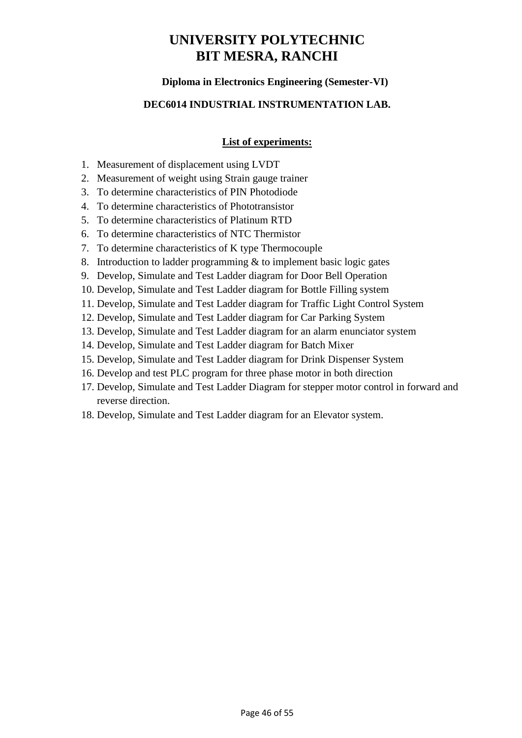# UNIVERSITY POLYTECHNIC
# BIT MESRA, RANCHI

**Diploma in Electronics Engineering (Semester-VI)**

**DEC6014 INDUSTRIAL INSTRUMENTATION LAB.**

**List of experiments:**

1. Measurement of displacement using LVDT
2. Measurement of weight using Strain gauge trainer
3. To determine characteristics of PIN Photodiode
4. To determine characteristics of Phototransistor
5. To determine characteristics of Platinum RTD
6. To determine characteristics of NTC Thermistor
7. To determine characteristics of K type Thermocouple
8. Introduction to ladder programming & to implement basic logic gates
9. Develop, Simulate and Test Ladder diagram for Door Bell Operation
10. Develop, Simulate and Test Ladder diagram for Bottle Filling system
11. Develop, Simulate and Test Ladder diagram for Traffic Light Control System
12. Develop, Simulate and Test Ladder diagram for Car Parking System
13. Develop, Simulate and Test Ladder diagram for an alarm enunciator system
14. Develop, Simulate and Test Ladder diagram for Batch Mixer
15. Develop, Simulate and Test Ladder diagram for Drink Dispenser System
16. Develop and test PLC program for three phase motor in both direction
17. Develop, Simulate and Test Ladder Diagram for stepper motor control in forward and reverse direction.
18. Develop, Simulate and Test Ladder diagram for an Elevator system.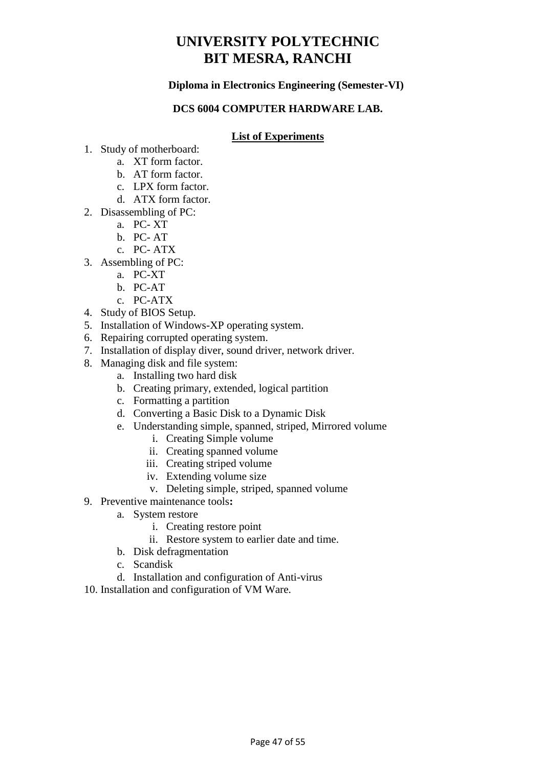# UNIVERSITY POLYTECHNIC
# BIT MESRA, RANCHI

**Diploma in Electronics Engineering (Semester-VI)**

**DCS 6004 COMPUTER HARDWARE LAB.**

**List of Experiments**

1. Study of motherboard:
    a. XT form factor.
    b. AT form factor.
    c. LPX form factor.
    d. ATX form factor.
2. Disassembling of PC:
    a. PC- XT
    b. PC- AT
    c. PC- ATX
3. Assembling of PC:
    a. PC-XT
    b. PC-AT
    c. PC-ATX
4. Study of BIOS Setup.
5. Installation of Windows-XP operating system.
6. Repairing corrupted operating system.
7. Installation of display diver, sound driver, network driver.
8. Managing disk and file system:
    a. Installing two hard disk
    b. Creating primary, extended, logical partition
    c. Formatting a partition
    d. Converting a Basic Disk to a Dynamic Disk
    e. Understanding simple, spanned, striped, Mirrored volume
        i. Creating Simple volume
        ii. Creating spanned volume
        iii. Creating striped volume
        iv. Extending volume size
        v. Deleting simple, striped, spanned volume
9. Preventive maintenance tools**:**
    a. System restore
        i. Creating restore point
        ii. Restore system to earlier date and time.
    b. Disk defragmentation
    c. Scandisk
    d. Installation and configuration of Anti-virus
10. Installation and configuration of VM Ware.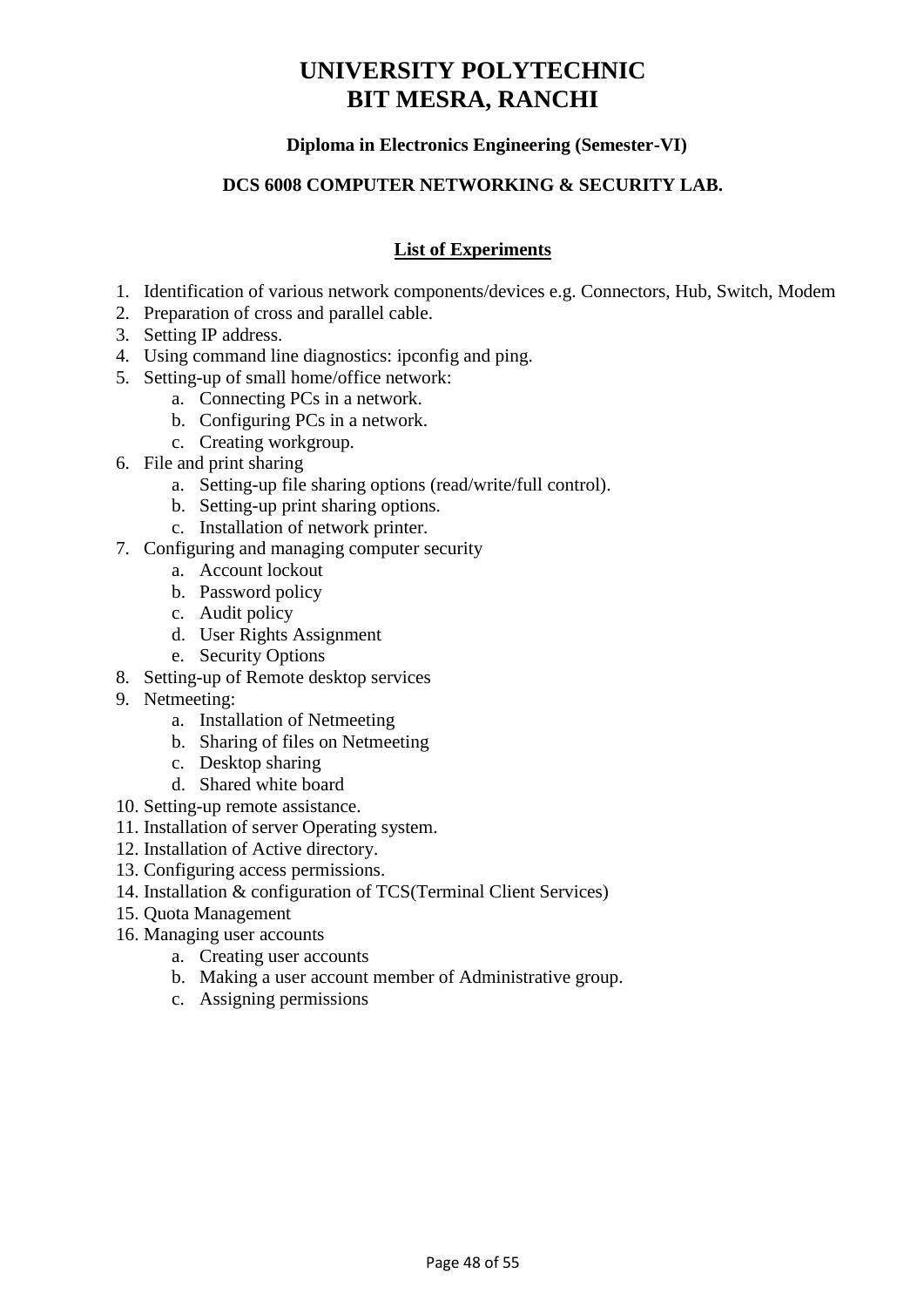# UNIVERSITY POLYTECHNIC
# BIT MESRA, RANCHI

**Diploma in Electronics Engineering (Semester-VI)**

**DCS 6008 COMPUTER NETWORKING & SECURITY LAB.**

## List of Experiments

1. Identification of various network components/devices e.g. Connectors, Hub, Switch, Modem
2. Preparation of cross and parallel cable.
3. Setting IP address.
4. Using command line diagnostics: ipconfig and ping.
5. Setting-up of small home/office network:
   a. Connecting PCs in a network.
   b. Configuring PCs in a network.
   c. Creating workgroup.
6. File and print sharing
   a. Setting-up file sharing options (read/write/full control).
   b. Setting-up print sharing options.
   c. Installation of network printer.
7. Configuring and managing computer security
   a. Account lockout
   b. Password policy
   c. Audit policy
   d. User Rights Assignment
   e. Security Options
8. Setting-up of Remote desktop services
9. Netmeeting:
   a. Installation of Netmeeting
   b. Sharing of files on Netmeeting
   c. Desktop sharing
   d. Shared white board
10. Setting-up remote assistance.
11. Installation of server Operating system.
12. Installation of Active directory.
13. Configuring access permissions.
14. Installation & configuration of TCS(Terminal Client Services)
15. Quota Management
16. Managing user accounts
    a. Creating user accounts
    b. Making a user account member of Administrative group.
    c. Assigning permissions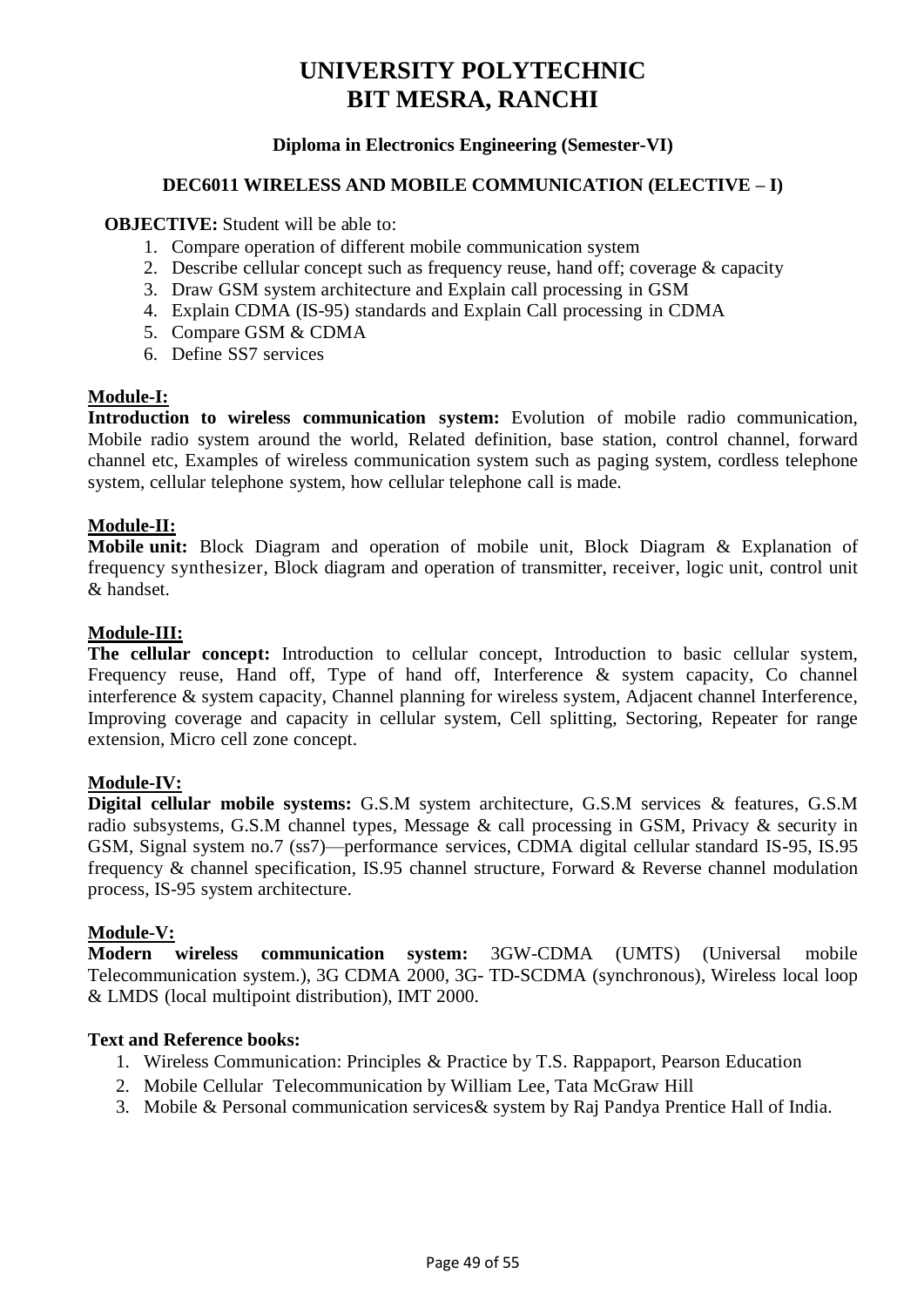# UNIVERSITY POLYTECHNIC
# BIT MESRA, RANCHI

### Diploma in Electronics Engineering (Semester-VI)

### DEC6011 WIRELESS AND MOBILE COMMUNICATION (ELECTIVE – I)

**OBJECTIVE:** Student will be able to:

1. Compare operation of different mobile communication system
2. Describe cellular concept such as frequency reuse, hand off; coverage & capacity
3. Draw GSM system architecture and Explain call processing in GSM
4. Explain CDMA (IS-95) standards and Explain Call processing in CDMA
5. Compare GSM & CDMA
6. Define SS7 services

**Module-I:**

**Introduction to wireless communication system:** Evolution of mobile radio communication, Mobile radio system around the world, Related definition, base station, control channel, forward channel etc, Examples of wireless communication system such as paging system, cordless telephone system, cellular telephone system, how cellular telephone call is made.

**Module-II:**

**Mobile unit:** Block Diagram and operation of mobile unit, Block Diagram & Explanation of frequency synthesizer, Block diagram and operation of transmitter, receiver, logic unit, control unit & handset.

**Module-III:**

**The cellular concept:** Introduction to cellular concept, Introduction to basic cellular system, Frequency reuse, Hand off, Type of hand off, Interference & system capacity, Co channel interference & system capacity, Channel planning for wireless system, Adjacent channel Interference, Improving coverage and capacity in cellular system, Cell splitting, Sectoring, Repeater for range extension, Micro cell zone concept.

**Module-IV:**

**Digital cellular mobile systems:** G.S.M system architecture, G.S.M services & features, G.S.M radio subsystems, G.S.M channel types, Message & call processing in GSM, Privacy & security in GSM, Signal system no.7 (ss7)—performance services, CDMA digital cellular standard IS-95, IS.95 frequency & channel specification, IS.95 channel structure, Forward & Reverse channel modulation process, IS-95 system architecture.

**Module-V:**

**Modern wireless communication system:** 3GW-CDMA (UMTS) (Universal mobile Telecommunication system.), 3G CDMA 2000, 3G- TD-SCDMA (synchronous), Wireless local loop & LMDS (local multipoint distribution), IMT 2000.

**Text and Reference books:**

1. Wireless Communication: Principles & Practice by T.S. Rappaport, Pearson Education
2. Mobile Cellular Telecommunication by William Lee, Tata McGraw Hill
3. Mobile & Personal communication services& system by Raj Pandya Prentice Hall of India.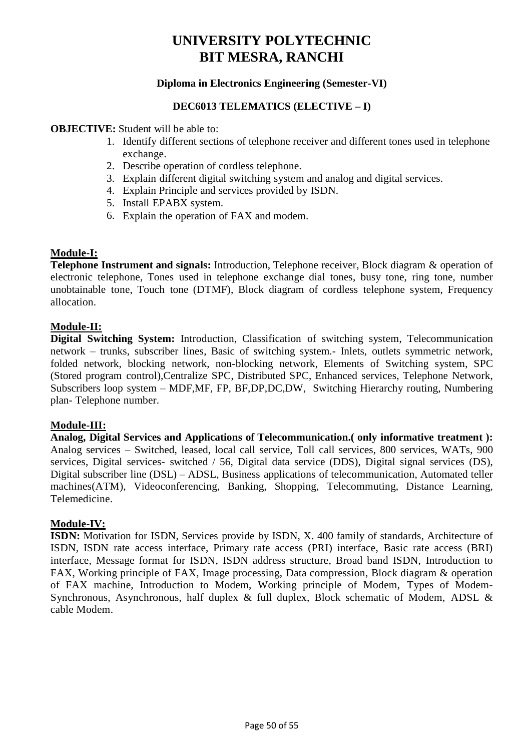# UNIVERSITY POLYTECHNIC
# BIT MESRA, RANCHI

### Diploma in Electronics Engineering (Semester-VI)

### DEC6013 TELEMATICS (ELECTIVE – I)

**OBJECTIVE:** Student will be able to:

1. Identify different sections of telephone receiver and different tones used in telephone exchange.
2. Describe operation of cordless telephone.
3. Explain different digital switching system and analog and digital services.
4. Explain Principle and services provided by ISDN.
5. Install EPABX system.
6. Explain the operation of FAX and modem.

**Module-I:**

**Telephone Instrument and signals:** Introduction, Telephone receiver, Block diagram & operation of electronic telephone, Tones used in telephone exchange dial tones, busy tone, ring tone, number unobtainable tone, Touch tone (DTMF), Block diagram of cordless telephone system, Frequency allocation.

**Module-II:**

**Digital Switching System:** Introduction, Classification of switching system, Telecommunication network – trunks, subscriber lines, Basic of switching system.- Inlets, outlets symmetric network, folded network, blocking network, non-blocking network, Elements of Switching system, SPC (Stored program control),Centralize SPC, Distributed SPC, Enhanced services, Telephone Network, Subscribers loop system – MDF,MF, FP, BF,DP,DC,DW, Switching Hierarchy routing, Numbering plan- Telephone number.

**Module-III:**

**Analog, Digital Services and Applications of Telecommunication.( only informative treatment ):** Analog services – Switched, leased, local call service, Toll call services, 800 services, WATs, 900 services, Digital services- switched / 56, Digital data service (DDS), Digital signal services (DS), Digital subscriber line (DSL) – ADSL, Business applications of telecommunication, Automated teller machines(ATM), Videoconferencing, Banking, Shopping, Telecommuting, Distance Learning, Telemedicine.

**Module-IV:**

**ISDN:** Motivation for ISDN, Services provide by ISDN, X. 400 family of standards, Architecture of ISDN, ISDN rate access interface, Primary rate access (PRI) interface, Basic rate access (BRI) interface, Message format for ISDN, ISDN address structure, Broad band ISDN, Introduction to FAX, Working principle of FAX, Image processing, Data compression, Block diagram & operation of FAX machine, Introduction to Modem, Working principle of Modem, Types of Modem- Synchronous, Asynchronous, half duplex & full duplex, Block schematic of Modem, ADSL & cable Modem.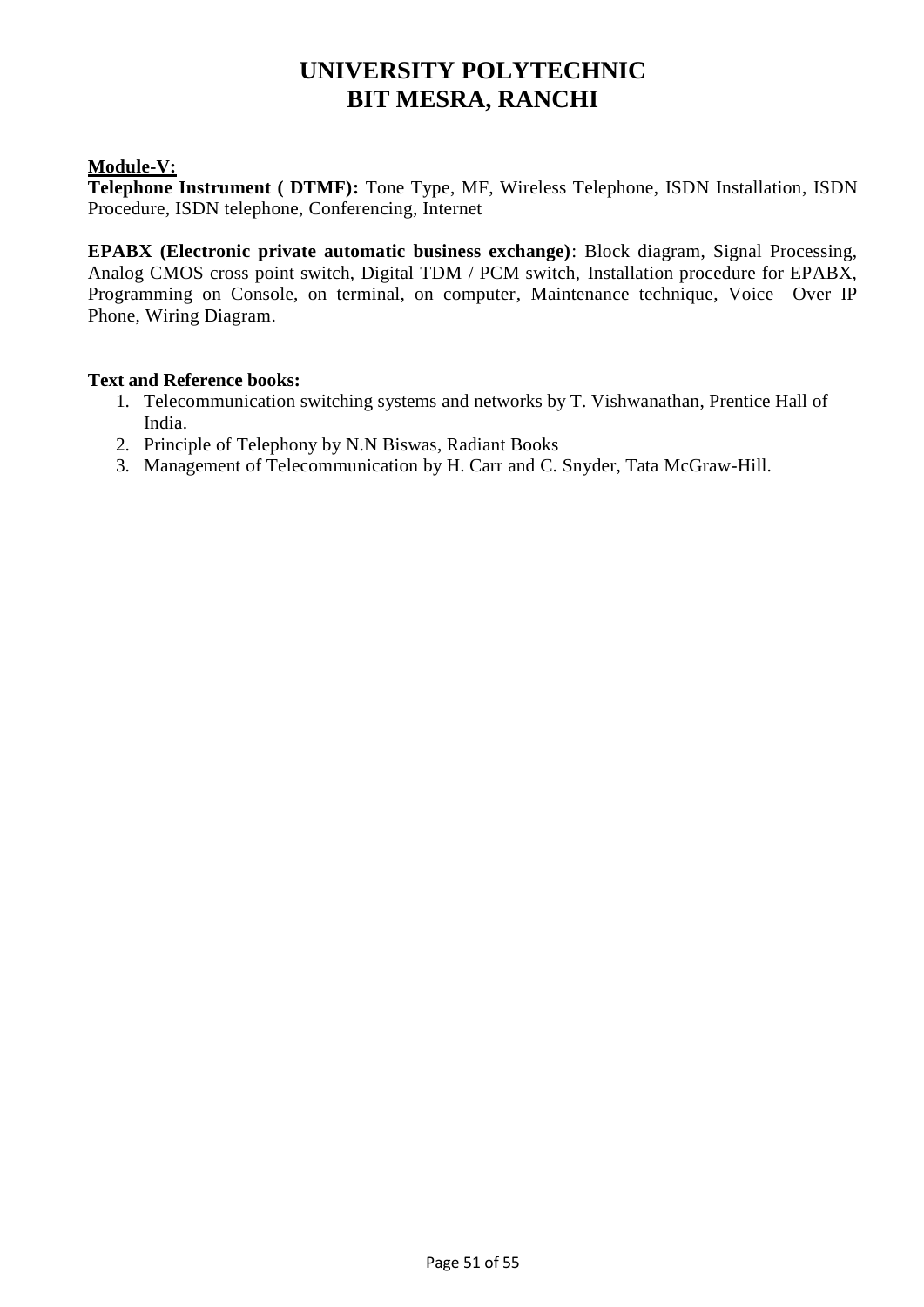# UNIVERSITY POLYTECHNIC
# BIT MESRA, RANCHI

**Module-V:**

**Telephone Instrument ( DTMF):** Tone Type, MF, Wireless Telephone, ISDN Installation, ISDN Procedure, ISDN telephone, Conferencing, Internet

**EPABX (Electronic private automatic business exchange)**: Block diagram, Signal Processing, Analog CMOS cross point switch, Digital TDM / PCM switch, Installation procedure for EPABX, Programming on Console, on terminal, on computer, Maintenance technique, Voice Over IP Phone, Wiring Diagram.

**Text and Reference books:**

1. Telecommunication switching systems and networks by T. Vishwanathan, Prentice Hall of India.
2. Principle of Telephony by N.N Biswas, Radiant Books
3. Management of Telecommunication by H. Carr and C. Snyder, Tata McGraw-Hill.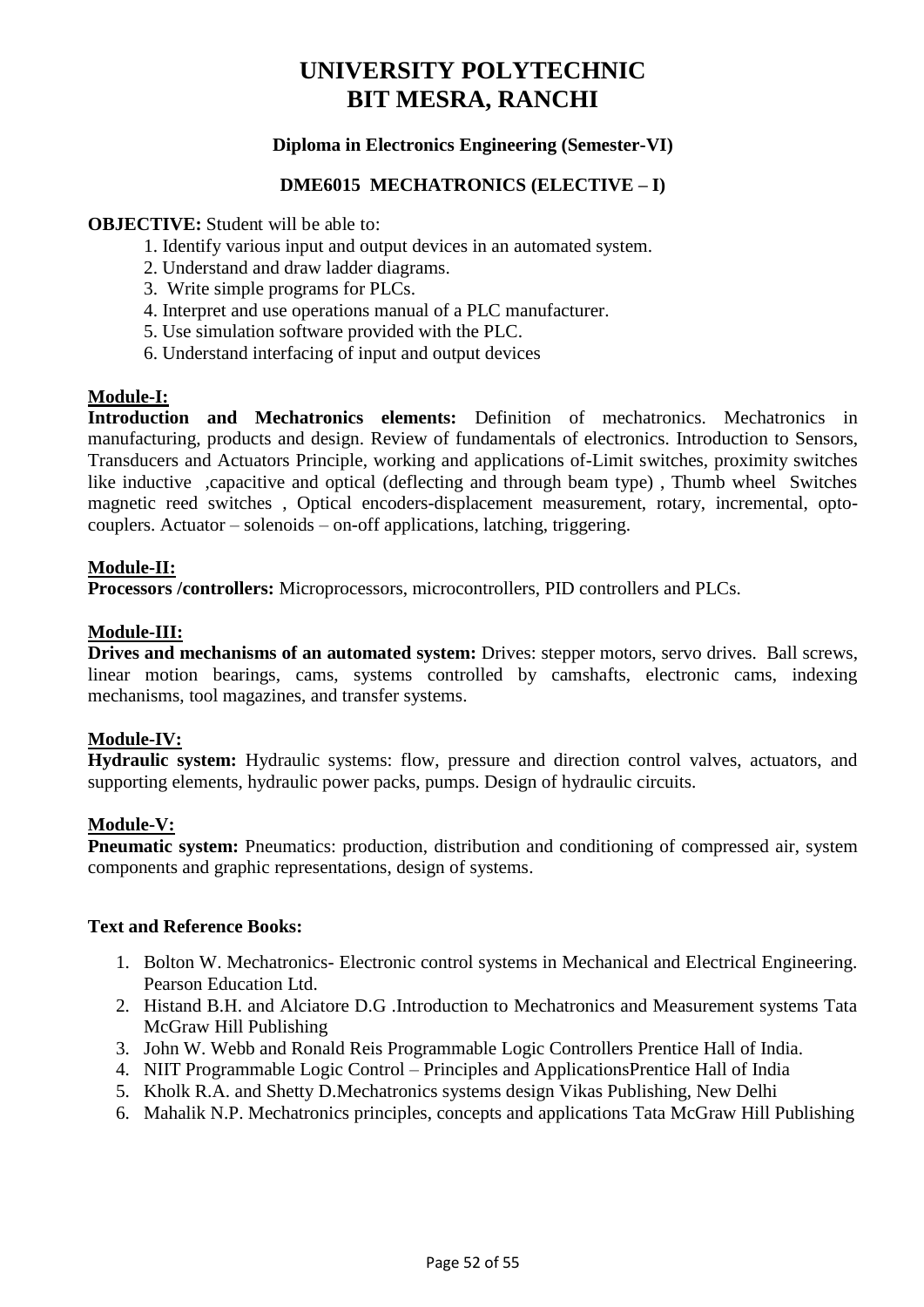# UNIVERSITY POLYTECHNIC
# BIT MESRA, RANCHI

### Diploma in Electronics Engineering (Semester-VI)

### DME6015 MECHATRONICS (ELECTIVE – I)

**OBJECTIVE:** Student will be able to:

1. Identify various input and output devices in an automated system.
2. Understand and draw ladder diagrams.
3. Write simple programs for PLCs.
4. Interpret and use operations manual of a PLC manufacturer.
5. Use simulation software provided with the PLC.
6. Understand interfacing of input and output devices

**Module-I:**

**Introduction and Mechatronics elements:** Definition of mechatronics. Mechatronics in manufacturing, products and design. Review of fundamentals of electronics. Introduction to Sensors, Transducers and Actuators Principle, working and applications of-Limit switches, proximity switches like inductive ,capacitive and optical (deflecting and through beam type) , Thumb wheel Switches magnetic reed switches , Optical encoders-displacement measurement, rotary, incremental, opto-couplers. Actuator – solenoids – on-off applications, latching, triggering.

**Module-II:**

**Processors /controllers:** Microprocessors, microcontrollers, PID controllers and PLCs.

**Module-III:**

**Drives and mechanisms of an automated system:** Drives: stepper motors, servo drives. Ball screws, linear motion bearings, cams, systems controlled by camshafts, electronic cams, indexing mechanisms, tool magazines, and transfer systems.

**Module-IV:**

**Hydraulic system:** Hydraulic systems: flow, pressure and direction control valves, actuators, and supporting elements, hydraulic power packs, pumps. Design of hydraulic circuits.

**Module-V:**

**Pneumatic system:** Pneumatics: production, distribution and conditioning of compressed air, system components and graphic representations, design of systems.

**Text and Reference Books:**

1. Bolton W. Mechatronics- Electronic control systems in Mechanical and Electrical Engineering. Pearson Education Ltd.
2. Histand B.H. and Alciatore D.G .Introduction to Mechatronics and Measurement systems Tata McGraw Hill Publishing
3. John W. Webb and Ronald Reis Programmable Logic Controllers Prentice Hall of India.
4. NIIT Programmable Logic Control – Principles and ApplicationsPrentice Hall of India
5. Kholk R.A. and Shetty D.Mechatronics systems design Vikas Publishing, New Delhi
6. Mahalik N.P. Mechatronics principles, concepts and applications Tata McGraw Hill Publishing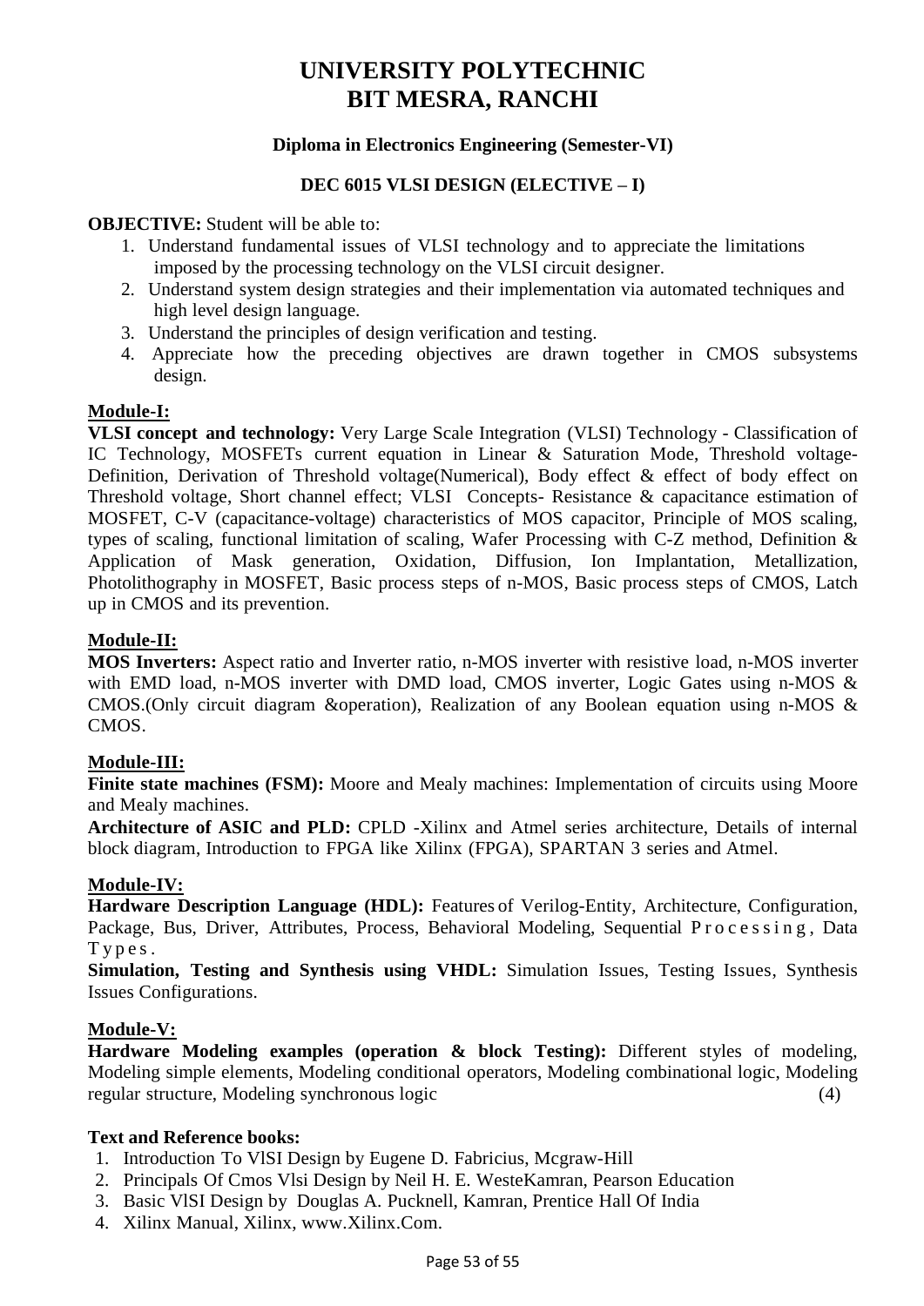# UNIVERSITY POLYTECHNIC
# BIT MESRA, RANCHI

**Diploma in Electronics Engineering (Semester-VI)**

**DEC 6015 VLSI DESIGN (ELECTIVE – I)**

**OBJECTIVE:** Student will be able to:

1. Understand fundamental issues of VLSI technology and to appreciate the limitations imposed by the processing technology on the VLSI circuit designer.
2. Understand system design strategies and their implementation via automated techniques and high level design language.
3. Understand the principles of design verification and testing.
4. Appreciate how the preceding objectives are drawn together in CMOS subsystems design.

**Module-I:**

**VLSI concept and technology:** Very Large Scale Integration (VLSI) Technology - Classification of IC Technology, MOSFETs current equation in Linear & Saturation Mode, Threshold voltage-Definition, Derivation of Threshold voltage(Numerical), Body effect & effect of body effect on Threshold voltage, Short channel effect; VLSI Concepts- Resistance & capacitance estimation of MOSFET, C-V (capacitance-voltage) characteristics of MOS capacitor, Principle of MOS scaling, types of scaling, functional limitation of scaling, Wafer Processing with C-Z method, Definition & Application of Mask generation, Oxidation, Diffusion, Ion Implantation, Metallization, Photolithography in MOSFET, Basic process steps of n-MOS, Basic process steps of CMOS, Latch up in CMOS and its prevention.

**Module-II:**

**MOS Inverters:** Aspect ratio and Inverter ratio, n-MOS inverter with resistive load, n-MOS inverter with EMD load, n-MOS inverter with DMD load, CMOS inverter, Logic Gates using n-MOS & CMOS.(Only circuit diagram &operation), Realization of any Boolean equation using n-MOS & CMOS.

**Module-III:**

**Finite state machines (FSM):** Moore and Mealy machines: Implementation of circuits using Moore and Mealy machines.

**Architecture of ASIC and PLD:** CPLD -Xilinx and Atmel series architecture, Details of internal block diagram, Introduction to FPGA like Xilinx (FPGA), SPARTAN 3 series and Atmel.

**Module-IV:**

**Hardware Description Language (HDL):** Features of Verilog-Entity, Architecture, Configuration, Package, Bus, Driver, Attributes, Process, Behavioral Modeling, Sequential Processing, Data Types.

**Simulation, Testing and Synthesis using VHDL:** Simulation Issues, Testing Issues, Synthesis Issues Configurations.

**Module-V:**

**Hardware Modeling examples (operation & block Testing):** Different styles of modeling, Modeling simple elements, Modeling conditional operators, Modeling combinational logic, Modeling regular structure, Modeling synchronous logic (4)

**Text and Reference books:**

1. Introduction To VlSI Design by Eugene D. Fabricius, Mcgraw-Hill
2. Principals Of Cmos Vlsi Design by Neil H. E. WesteKamran, Pearson Education
3. Basic VlSI Design by Douglas A. Pucknell, Kamran, Prentice Hall Of India
4. Xilinx Manual, Xilinx, www.Xilinx.Com.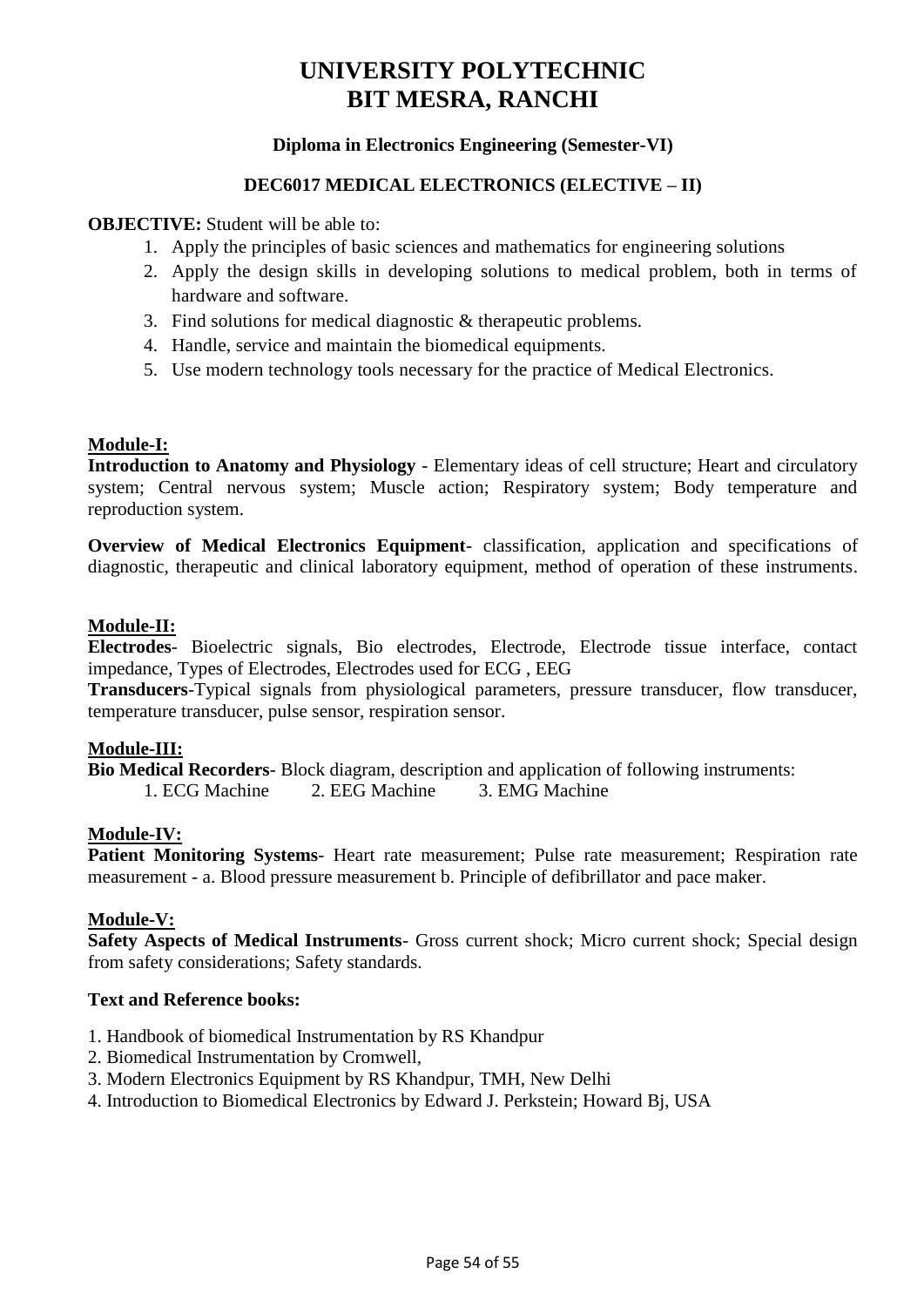# UNIVERSITY POLYTECHNIC
# BIT MESRA, RANCHI

### Diploma in Electronics Engineering (Semester-VI)

### DEC6017 MEDICAL ELECTRONICS (ELECTIVE – II)

**OBJECTIVE:** Student will be able to:

1. Apply the principles of basic sciences and mathematics for engineering solutions
2. Apply the design skills in developing solutions to medical problem, both in terms of hardware and software.
3. Find solutions for medical diagnostic & therapeutic problems.
4. Handle, service and maintain the biomedical equipments.
5. Use modern technology tools necessary for the practice of Medical Electronics.

**Module-I:**

**Introduction to Anatomy and Physiology** - Elementary ideas of cell structure; Heart and circulatory system; Central nervous system; Muscle action; Respiratory system; Body temperature and reproduction system.

**Overview of Medical Electronics Equipment**- classification, application and specifications of diagnostic, therapeutic and clinical laboratory equipment, method of operation of these instruments.

**Module-II:**

**Electrodes**- Bioelectric signals, Bio electrodes, Electrode, Electrode tissue interface, contact impedance, Types of Electrodes, Electrodes used for ECG , EEG

**Transducers**-Typical signals from physiological parameters, pressure transducer, flow transducer, temperature transducer, pulse sensor, respiration sensor.

**Module-III:**

**Bio Medical Recorders**- Block diagram, description and application of following instruments:

1. ECG Machine 2. EEG Machine 3. EMG Machine

**Module-IV:**

**Patient Monitoring Systems**- Heart rate measurement; Pulse rate measurement; Respiration rate measurement - a. Blood pressure measurement b. Principle of defibrillator and pace maker.

**Module-V:**

**Safety Aspects of Medical Instruments**- Gross current shock; Micro current shock; Special design from safety considerations; Safety standards.

**Text and Reference books:**

1. Handbook of biomedical Instrumentation by RS Khandpur
2. Biomedical Instrumentation by Cromwell,
3. Modern Electronics Equipment by RS Khandpur, TMH, New Delhi
4. Introduction to Biomedical Electronics by Edward J. Perkstein; Howard Bj, USA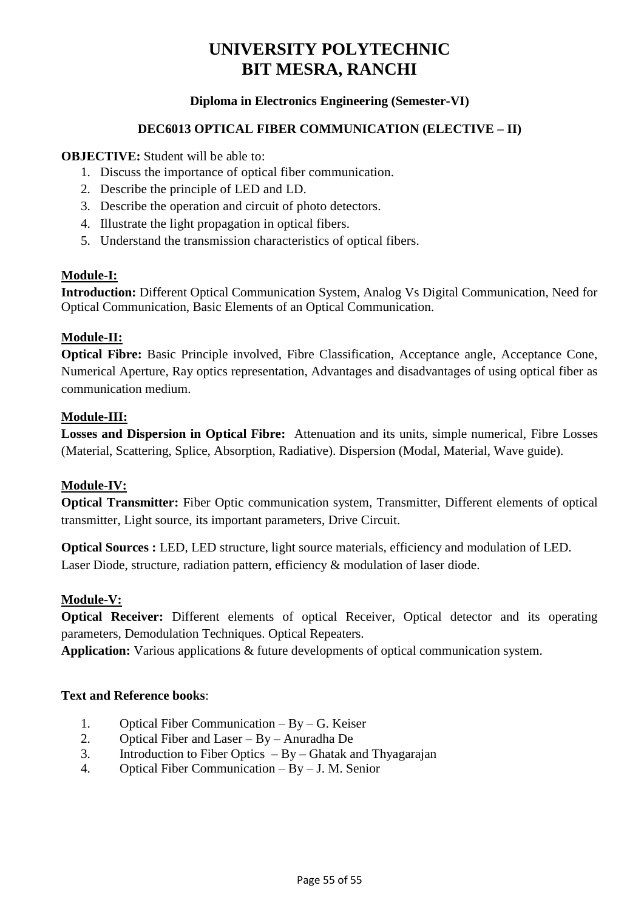# UNIVERSITY POLYTECHNIC
# BIT MESRA, RANCHI

### Diploma in Electronics Engineering (Semester-VI)

### DEC6013 OPTICAL FIBER COMMUNICATION (ELECTIVE – II)

**OBJECTIVE:** Student will be able to:

1. Discuss the importance of optical fiber communication.
2. Describe the principle of LED and LD.
3. Describe the operation and circuit of photo detectors.
4. Illustrate the light propagation in optical fibers.
5. Understand the transmission characteristics of optical fibers.

**Module-I:**

**Introduction:** Different Optical Communication System, Analog Vs Digital Communication, Need for Optical Communication, Basic Elements of an Optical Communication.

**Module-II:**

**Optical Fibre:** Basic Principle involved, Fibre Classification, Acceptance angle, Acceptance Cone, Numerical Aperture, Ray optics representation, Advantages and disadvantages of using optical fiber as communication medium.

**Module-III:**

**Losses and Dispersion in Optical Fibre:** Attenuation and its units, simple numerical, Fibre Losses (Material, Scattering, Splice, Absorption, Radiative). Dispersion (Modal, Material, Wave guide).

**Module-IV:**

**Optical Transmitter:** Fiber Optic communication system, Transmitter, Different elements of optical transmitter, Light source, its important parameters, Drive Circuit.

**Optical Sources :** LED, LED structure, light source materials, efficiency and modulation of LED. Laser Diode, structure, radiation pattern, efficiency & modulation of laser diode.

**Module-V:**

**Optical Receiver:** Different elements of optical Receiver, Optical detector and its operating parameters, Demodulation Techniques. Optical Repeaters.

**Application:** Various applications & future developments of optical communication system.

**Text and Reference books**:

1. Optical Fiber Communication – By – G. Keiser
2. Optical Fiber and Laser – By – Anuradha De
3. Introduction to Fiber Optics – By – Ghatak and Thyagarajan
4. Optical Fiber Communication – By – J. M. Senior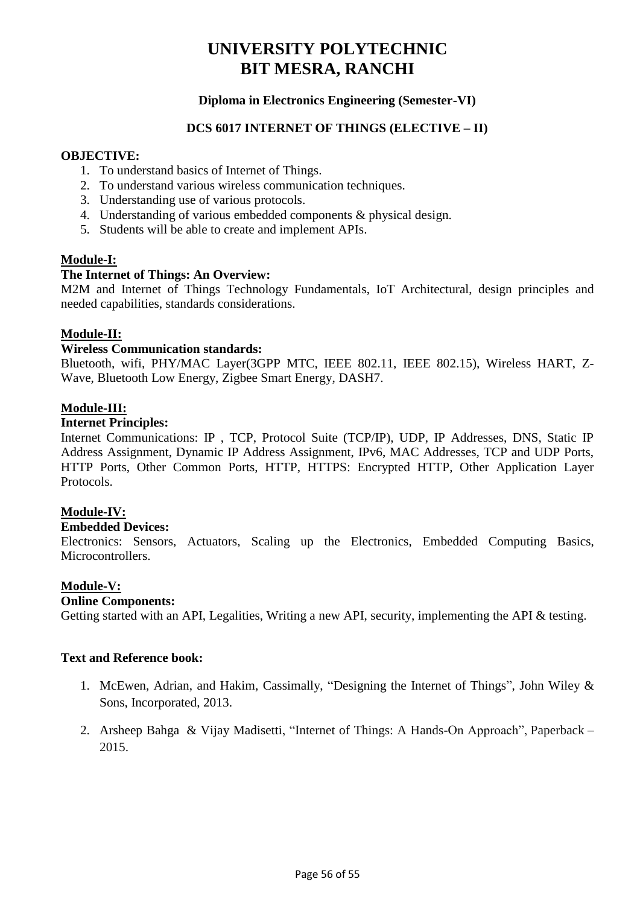# UNIVERSITY POLYTECHNIC
# BIT MESRA, RANCHI

**Diploma in Electronics Engineering (Semester-VI)**

**DCS 6017 INTERNET OF THINGS (ELECTIVE – II)**

**OBJECTIVE:**

1. To understand basics of Internet of Things.
2. To understand various wireless communication techniques.
3. Understanding use of various protocols.
4. Understanding of various embedded components & physical design.
5. Students will be able to create and implement APIs.

**Module-I:**

**The Internet of Things: An Overview:**

M2M and Internet of Things Technology Fundamentals, IoT Architectural, design principles and needed capabilities, standards considerations.

**Module-II:**

**Wireless Communication standards:**

Bluetooth, wifi, PHY/MAC Layer(3GPP MTC, IEEE 802.11, IEEE 802.15), Wireless HART, Z-Wave, Bluetooth Low Energy, Zigbee Smart Energy, DASH7.

**Module-III:**

**Internet Principles:**

Internet Communications: IP , TCP, Protocol Suite (TCP/IP), UDP, IP Addresses, DNS, Static IP Address Assignment, Dynamic IP Address Assignment, IPv6, MAC Addresses, TCP and UDP Ports, HTTP Ports, Other Common Ports, HTTP, HTTPS: Encrypted HTTP, Other Application Layer Protocols.

**Module-IV:**

**Embedded Devices:**

Electronics: Sensors, Actuators, Scaling up the Electronics, Embedded Computing Basics, Microcontrollers.

**Module-V:**

**Online Components:**

Getting started with an API, Legalities, Writing a new API, security, implementing the API & testing.

**Text and Reference book:**

1. McEwen, Adrian, and Hakim, Cassimally, "Designing the Internet of Things", John Wiley & Sons, Incorporated, 2013.
2. Arsheep Bahga & Vijay Madisetti, "Internet of Things: A Hands-On Approach", Paperback – 2015.